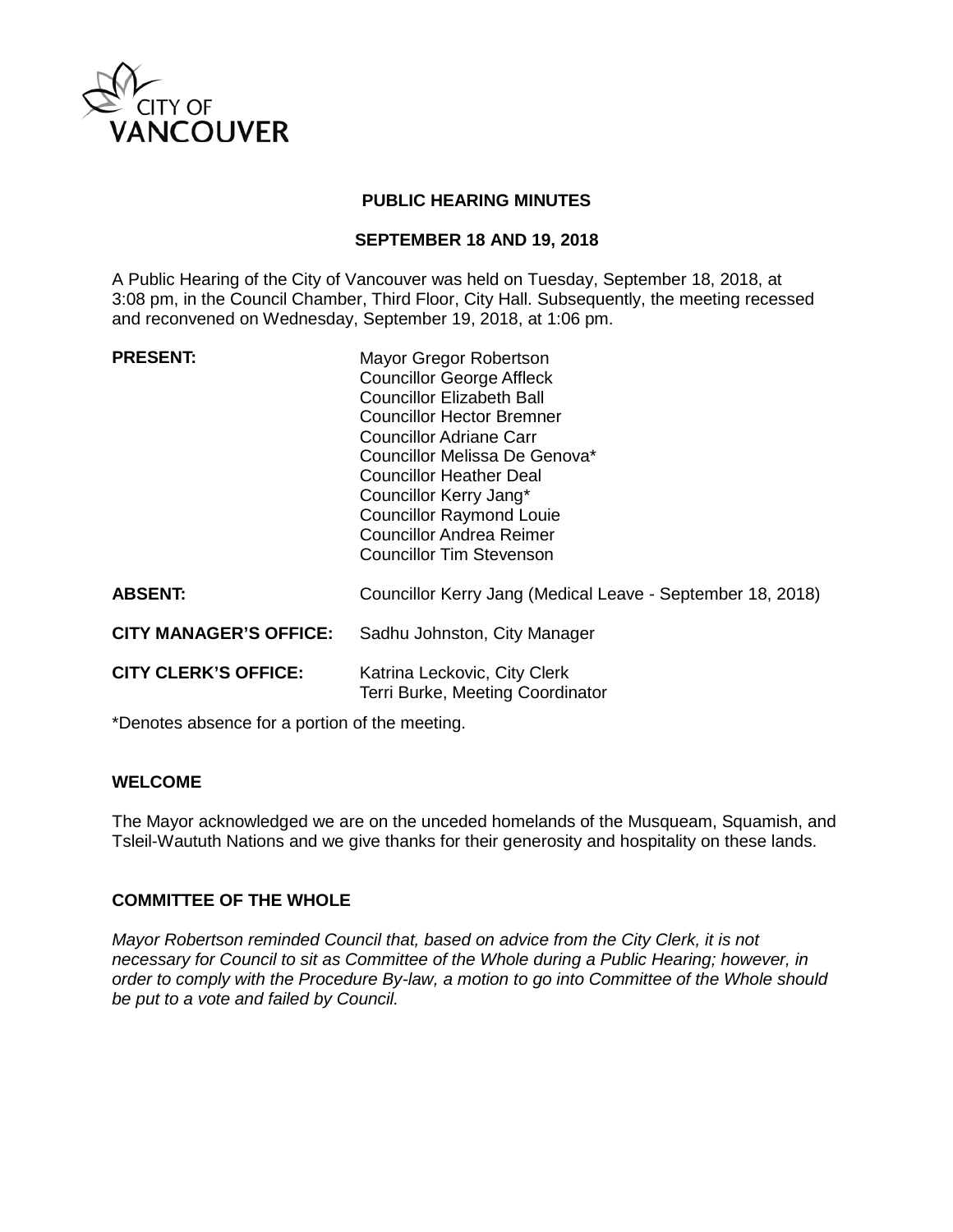CITY OF VANCOUVER

**PUBLIC HEARING MINUTES**

**SEPTEMBER 18 AND 19, 2018**

A Public Hearing of the City of Vancouver was held on Tuesday, September 18, 2018, at 3:08 pm, in the Council Chamber, Third Floor, City Hall. Subsequently, the meeting recessed and reconvened on Wednesday, September 19, 2018, at 1:06 pm.

| | |
|---|---|
| **PRESENT:** | Mayor Gregor Robertson<br>Councillor George Affleck<br>Councillor Elizabeth Ball<br>Councillor Hector Bremner<br>Councillor Adriane Carr<br>Councillor Melissa De Genova*<br>Councillor Heather Deal<br>Councillor Kerry Jang*<br>Councillor Raymond Louie<br>Councillor Andrea Reimer<br>Councillor Tim Stevenson |
| **ABSENT:** | Councillor Kerry Jang (Medical Leave - September 18, 2018) |
| **CITY MANAGER'S OFFICE:** | Sadhu Johnston, City Manager |
| **CITY CLERK'S OFFICE:** | Katrina Leckovic, City Clerk<br>Terri Burke, Meeting Coordinator |

*Denotes absence for a portion of the meeting.

## WELCOME

The Mayor acknowledged we are on the unceded homelands of the Musqueam, Squamish, and Tsleil-Waututh Nations and we give thanks for their generosity and hospitality on these lands.

## COMMITTEE OF THE WHOLE

*Mayor Robertson reminded Council that, based on advice from the City Clerk, it is not necessary for Council to sit as Committee of the Whole during a Public Hearing; however, in order to comply with the Procedure By-law, a motion to go into Committee of the Whole should be put to a vote and failed by Council.*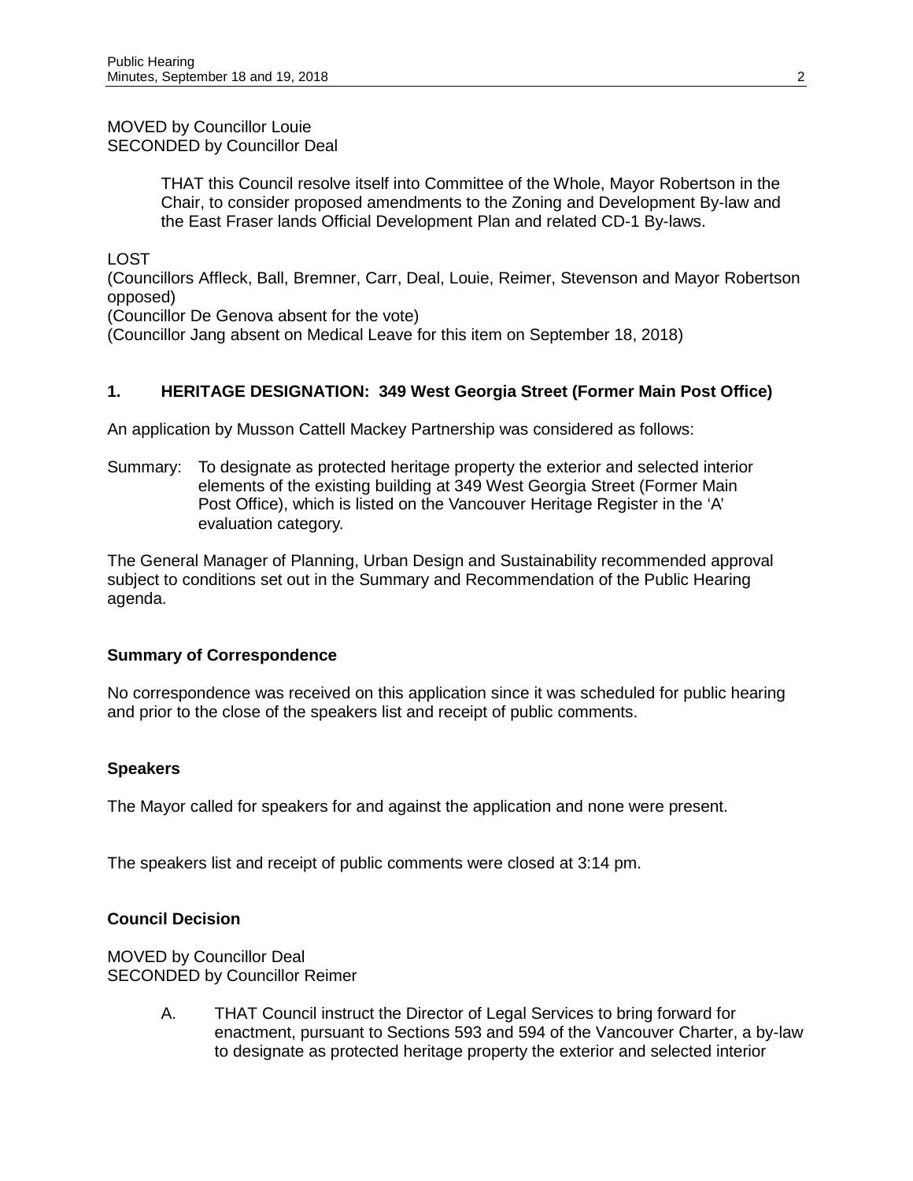MOVED by Councillor Louie
SECONDED by Councillor Deal

> THAT this Council resolve itself into Committee of the Whole, Mayor Robertson in the Chair, to consider proposed amendments to the Zoning and Development By-law and the East Fraser lands Official Development Plan and related CD-1 By-laws.

LOST
(Councillors Affleck, Ball, Bremner, Carr, Deal, Louie, Reimer, Stevenson and Mayor Robertson opposed)
(Councillor De Genova absent for the vote)
(Councillor Jang absent on Medical Leave for this item on September 18, 2018)

## 1. HERITAGE DESIGNATION: 349 West Georgia Street (Former Main Post Office)

An application by Musson Cattell Mackey Partnership was considered as follows:

Summary: To designate as protected heritage property the exterior and selected interior elements of the existing building at 349 West Georgia Street (Former Main Post Office), which is listed on the Vancouver Heritage Register in the 'A' evaluation category.

The General Manager of Planning, Urban Design and Sustainability recommended approval subject to conditions set out in the Summary and Recommendation of the Public Hearing agenda.

### Summary of Correspondence

No correspondence was received on this application since it was scheduled for public hearing and prior to the close of the speakers list and receipt of public comments.

### Speakers

The Mayor called for speakers for and against the application and none were present.

The speakers list and receipt of public comments were closed at 3:14 pm.

### Council Decision

MOVED by Councillor Deal
SECONDED by Councillor Reimer

> A. THAT Council instruct the Director of Legal Services to bring forward for enactment, pursuant to Sections 593 and 594 of the Vancouver Charter, a by-law to designate as protected heritage property the exterior and selected interior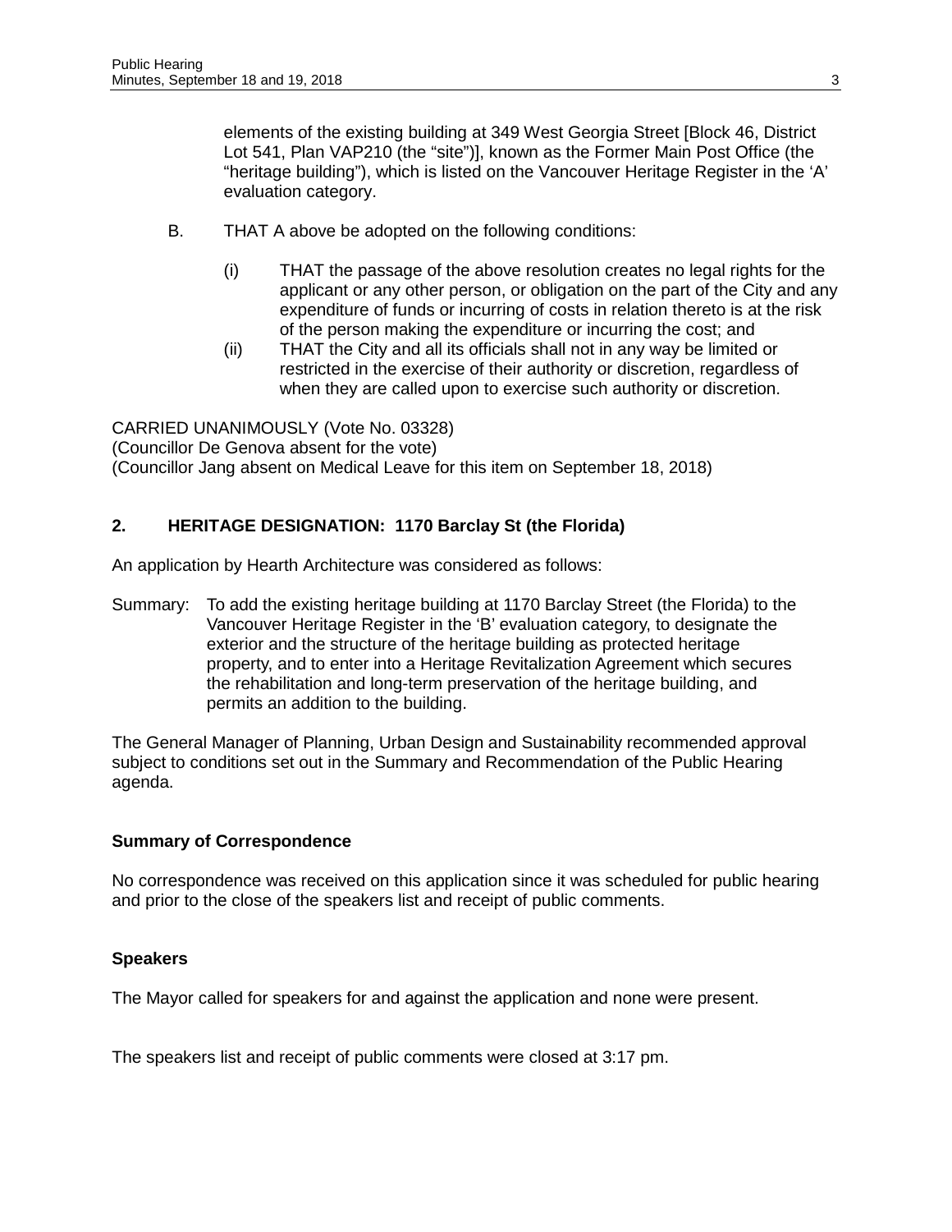elements of the existing building at 349 West Georgia Street [Block 46, District Lot 541, Plan VAP210 (the "site")], known as the Former Main Post Office (the "heritage building"), which is listed on the Vancouver Heritage Register in the 'A' evaluation category.

B. THAT A above be adopted on the following conditions:

   (i) THAT the passage of the above resolution creates no legal rights for the applicant or any other person, or obligation on the part of the City and any expenditure of funds or incurring of costs in relation thereto is at the risk of the person making the expenditure or incurring the cost; and

   (ii) THAT the City and all its officials shall not in any way be limited or restricted in the exercise of their authority or discretion, regardless of when they are called upon to exercise such authority or discretion.

CARRIED UNANIMOUSLY (Vote No. 03328)
(Councillor De Genova absent for the vote)
(Councillor Jang absent on Medical Leave for this item on September 18, 2018)

## 2. HERITAGE DESIGNATION: 1170 Barclay St (the Florida)

An application by Hearth Architecture was considered as follows:

Summary: To add the existing heritage building at 1170 Barclay Street (the Florida) to the Vancouver Heritage Register in the 'B' evaluation category, to designate the exterior and the structure of the heritage building as protected heritage property, and to enter into a Heritage Revitalization Agreement which secures the rehabilitation and long-term preservation of the heritage building, and permits an addition to the building.

The General Manager of Planning, Urban Design and Sustainability recommended approval subject to conditions set out in the Summary and Recommendation of the Public Hearing agenda.

### Summary of Correspondence

No correspondence was received on this application since it was scheduled for public hearing and prior to the close of the speakers list and receipt of public comments.

### Speakers

The Mayor called for speakers for and against the application and none were present.

The speakers list and receipt of public comments were closed at 3:17 pm.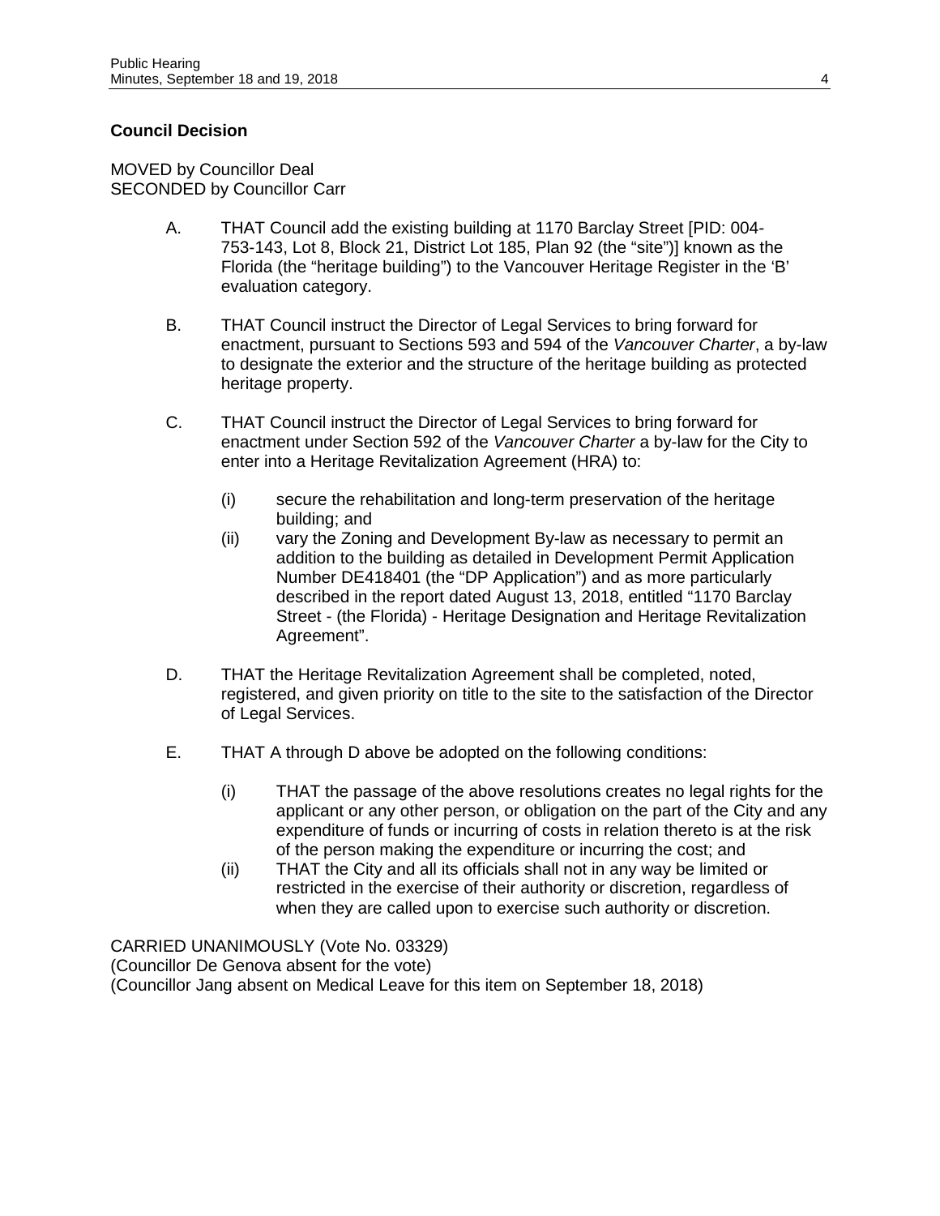**Council Decision**

MOVED by Councillor Deal
SECONDED by Councillor Carr

A. THAT Council add the existing building at 1170 Barclay Street [PID: 004-753-143, Lot 8, Block 21, District Lot 185, Plan 92 (the "site")] known as the Florida (the "heritage building") to the Vancouver Heritage Register in the 'B' evaluation category.

B. THAT Council instruct the Director of Legal Services to bring forward for enactment, pursuant to Sections 593 and 594 of the *Vancouver Charter*, a by-law to designate the exterior and the structure of the heritage building as protected heritage property.

C. THAT Council instruct the Director of Legal Services to bring forward for enactment under Section 592 of the *Vancouver Charter* a by-law for the City to enter into a Heritage Revitalization Agreement (HRA) to:

   (i) secure the rehabilitation and long-term preservation of the heritage building; and
   (ii) vary the Zoning and Development By-law as necessary to permit an addition to the building as detailed in Development Permit Application Number DE418401 (the "DP Application") and as more particularly described in the report dated August 13, 2018, entitled "1170 Barclay Street - (the Florida) - Heritage Designation and Heritage Revitalization Agreement".

D. THAT the Heritage Revitalization Agreement shall be completed, noted, registered, and given priority on title to the site to the satisfaction of the Director of Legal Services.

E. THAT A through D above be adopted on the following conditions:

   (i) THAT the passage of the above resolutions creates no legal rights for the applicant or any other person, or obligation on the part of the City and any expenditure of funds or incurring of costs in relation thereto is at the risk of the person making the expenditure or incurring the cost; and
   (ii) THAT the City and all its officials shall not in any way be limited or restricted in the exercise of their authority or discretion, regardless of when they are called upon to exercise such authority or discretion.

CARRIED UNANIMOUSLY (Vote No. 03329)
(Councillor De Genova absent for the vote)
(Councillor Jang absent on Medical Leave for this item on September 18, 2018)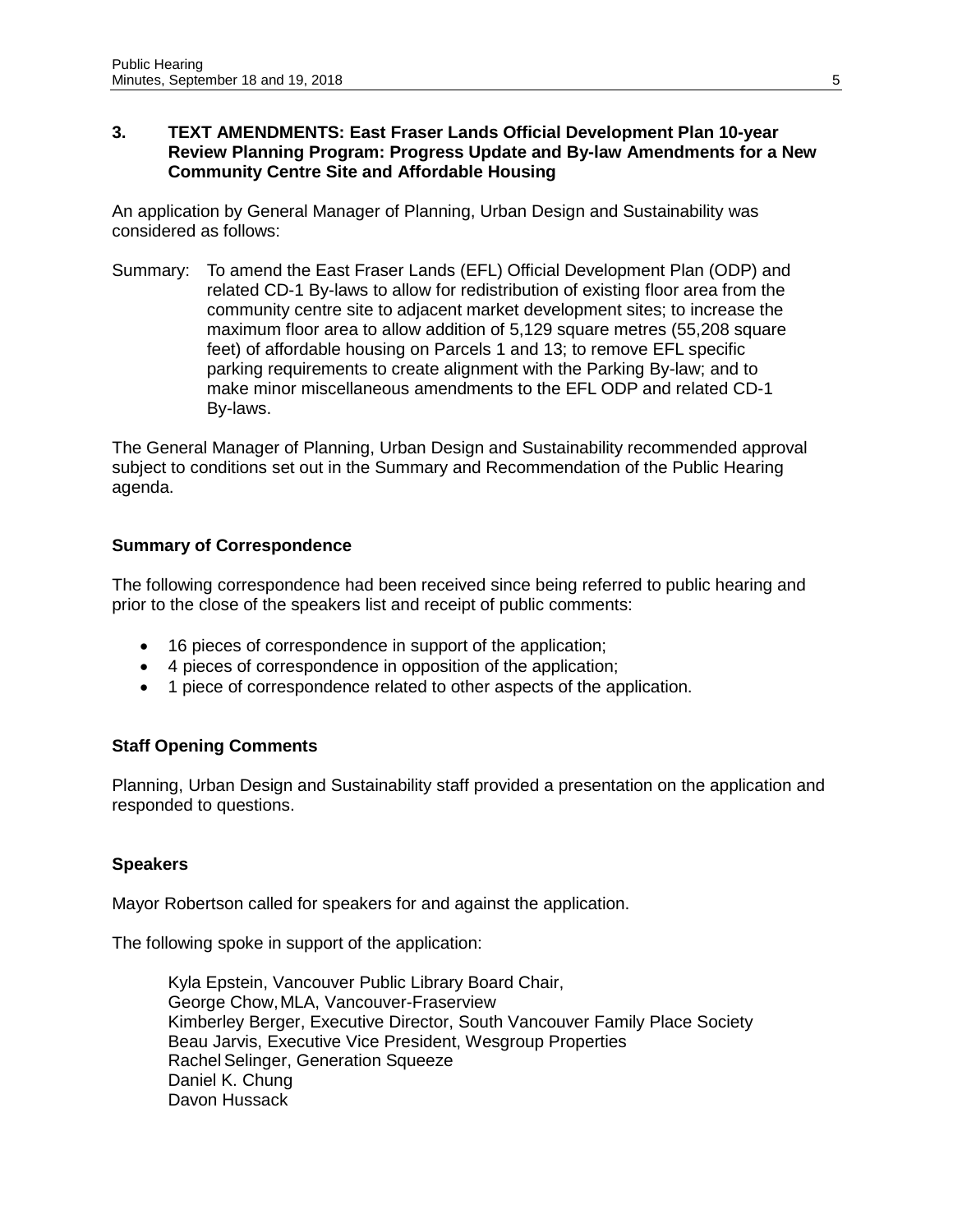### 3. TEXT AMENDMENTS: East Fraser Lands Official Development Plan 10-year Review Planning Program: Progress Update and By-law Amendments for a New Community Centre Site and Affordable Housing

An application by General Manager of Planning, Urban Design and Sustainability was considered as follows:

Summary: To amend the East Fraser Lands (EFL) Official Development Plan (ODP) and related CD-1 By-laws to allow for redistribution of existing floor area from the community centre site to adjacent market development sites; to increase the maximum floor area to allow addition of 5,129 square metres (55,208 square feet) of affordable housing on Parcels 1 and 13; to remove EFL specific parking requirements to create alignment with the Parking By-law; and to make minor miscellaneous amendments to the EFL ODP and related CD-1 By-laws.

The General Manager of Planning, Urban Design and Sustainability recommended approval subject to conditions set out in the Summary and Recommendation of the Public Hearing agenda.

**Summary of Correspondence**

The following correspondence had been received since being referred to public hearing and prior to the close of the speakers list and receipt of public comments:

- 16 pieces of correspondence in support of the application;
- 4 pieces of correspondence in opposition of the application;
- 1 piece of correspondence related to other aspects of the application.

**Staff Opening Comments**

Planning, Urban Design and Sustainability staff provided a presentation on the application and responded to questions.

**Speakers**

Mayor Robertson called for speakers for and against the application.

The following spoke in support of the application:

Kyla Epstein, Vancouver Public Library Board Chair,
George Chow, MLA, Vancouver-Fraserview
Kimberley Berger, Executive Director, South Vancouver Family Place Society
Beau Jarvis, Executive Vice President, Wesgroup Properties
Rachel Selinger, Generation Squeeze
Daniel K. Chung
Davon Hussack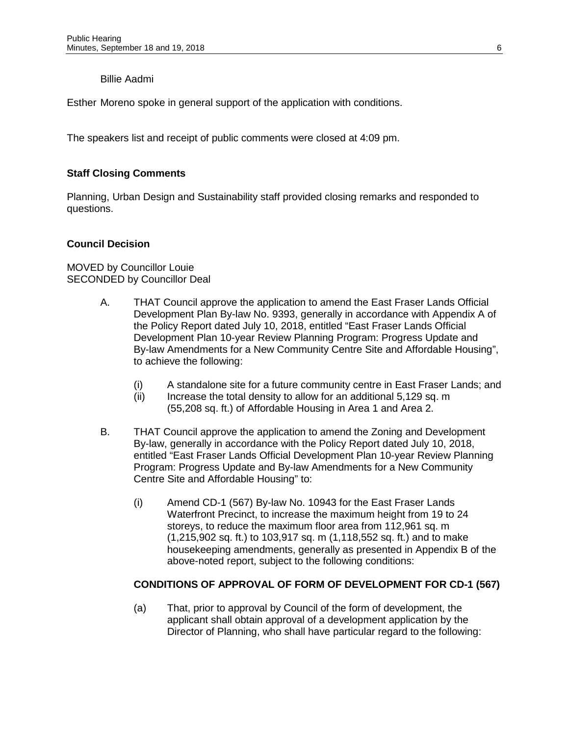Billie Aadmi

Esther Moreno spoke in general support of the application with conditions.

The speakers list and receipt of public comments were closed at 4:09 pm.

**Staff Closing Comments**

Planning, Urban Design and Sustainability staff provided closing remarks and responded to questions.

**Council Decision**

MOVED by Councillor Louie
SECONDED by Councillor Deal

A. THAT Council approve the application to amend the East Fraser Lands Official Development Plan By-law No. 9393, generally in accordance with Appendix A of the Policy Report dated July 10, 2018, entitled "East Fraser Lands Official Development Plan 10-year Review Planning Program: Progress Update and By-law Amendments for a New Community Centre Site and Affordable Housing", to achieve the following:

   (i) A standalone site for a future community centre in East Fraser Lands; and
   (ii) Increase the total density to allow for an additional 5,129 sq. m (55,208 sq. ft.) of Affordable Housing in Area 1 and Area 2.

B. THAT Council approve the application to amend the Zoning and Development By-law, generally in accordance with the Policy Report dated July 10, 2018, entitled "East Fraser Lands Official Development Plan 10-year Review Planning Program: Progress Update and By-law Amendments for a New Community Centre Site and Affordable Housing" to:

   (i) Amend CD-1 (567) By-law No. 10943 for the East Fraser Lands Waterfront Precinct, to increase the maximum height from 19 to 24 storeys, to reduce the maximum floor area from 112,961 sq. m (1,215,902 sq. ft.) to 103,917 sq. m (1,118,552 sq. ft.) and to make housekeeping amendments, generally as presented in Appendix B of the above-noted report, subject to the following conditions:

   **CONDITIONS OF APPROVAL OF FORM OF DEVELOPMENT FOR CD-1 (567)**

   (a) That, prior to approval by Council of the form of development, the applicant shall obtain approval of a development application by the Director of Planning, who shall have particular regard to the following: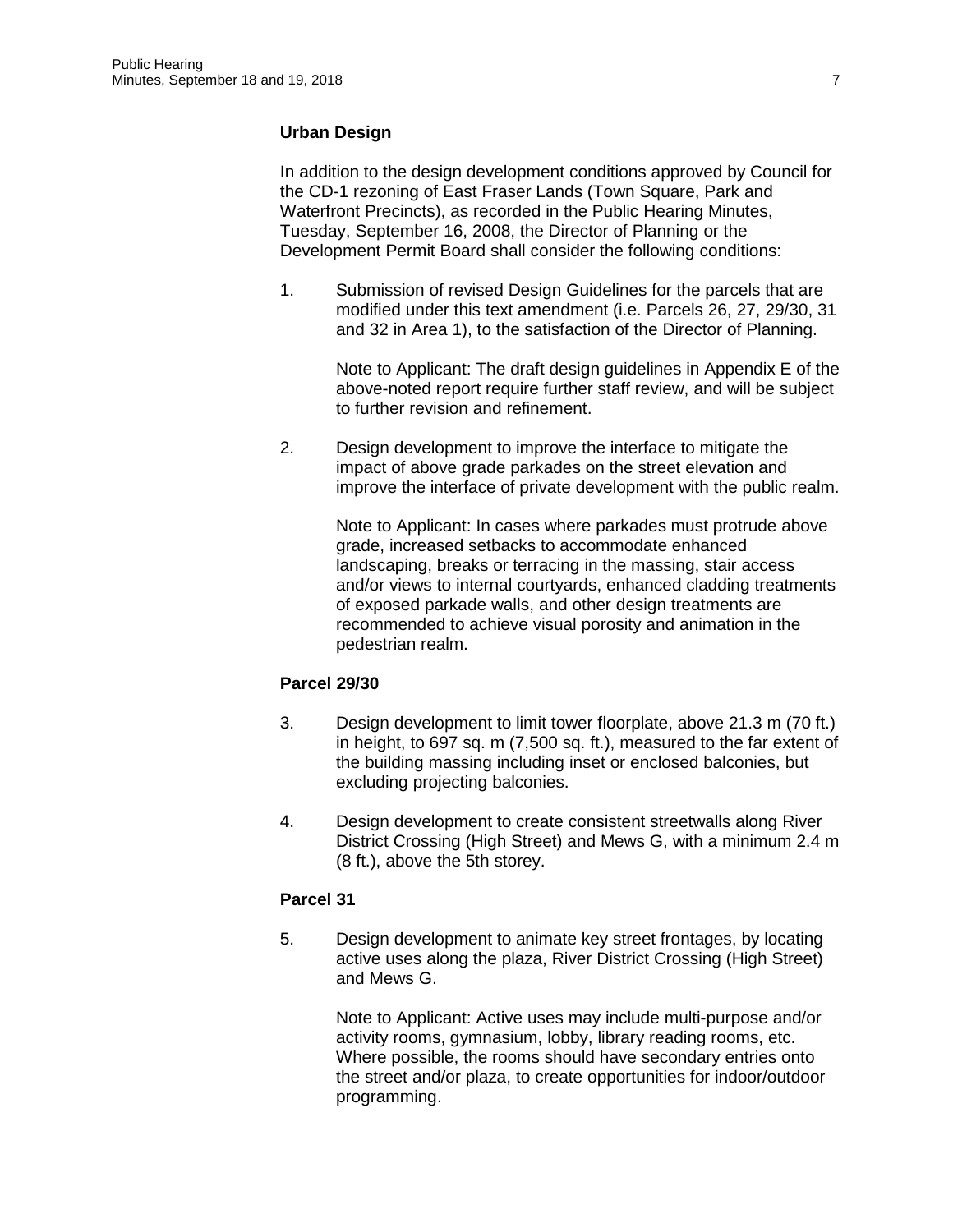**Urban Design**

In addition to the design development conditions approved by Council for the CD-1 rezoning of East Fraser Lands (Town Square, Park and Waterfront Precincts), as recorded in the Public Hearing Minutes, Tuesday, September 16, 2008, the Director of Planning or the Development Permit Board shall consider the following conditions:

1. Submission of revised Design Guidelines for the parcels that are modified under this text amendment (i.e. Parcels 26, 27, 29/30, 31 and 32 in Area 1), to the satisfaction of the Director of Planning.

   Note to Applicant: The draft design guidelines in Appendix E of the above-noted report require further staff review, and will be subject to further revision and refinement.

2. Design development to improve the interface to mitigate the impact of above grade parkades on the street elevation and improve the interface of private development with the public realm.

   Note to Applicant: In cases where parkades must protrude above grade, increased setbacks to accommodate enhanced landscaping, breaks or terracing in the massing, stair access and/or views to internal courtyards, enhanced cladding treatments of exposed parkade walls, and other design treatments are recommended to achieve visual porosity and animation in the pedestrian realm.

**Parcel 29/30**

3. Design development to limit tower floorplate, above 21.3 m (70 ft.) in height, to 697 sq. m (7,500 sq. ft.), measured to the far extent of the building massing including inset or enclosed balconies, but excluding projecting balconies.

4. Design development to create consistent streetwalls along River District Crossing (High Street) and Mews G, with a minimum 2.4 m (8 ft.), above the 5th storey.

**Parcel 31**

5. Design development to animate key street frontages, by locating active uses along the plaza, River District Crossing (High Street) and Mews G.

   Note to Applicant: Active uses may include multi-purpose and/or activity rooms, gymnasium, lobby, library reading rooms, etc. Where possible, the rooms should have secondary entries onto the street and/or plaza, to create opportunities for indoor/outdoor programming.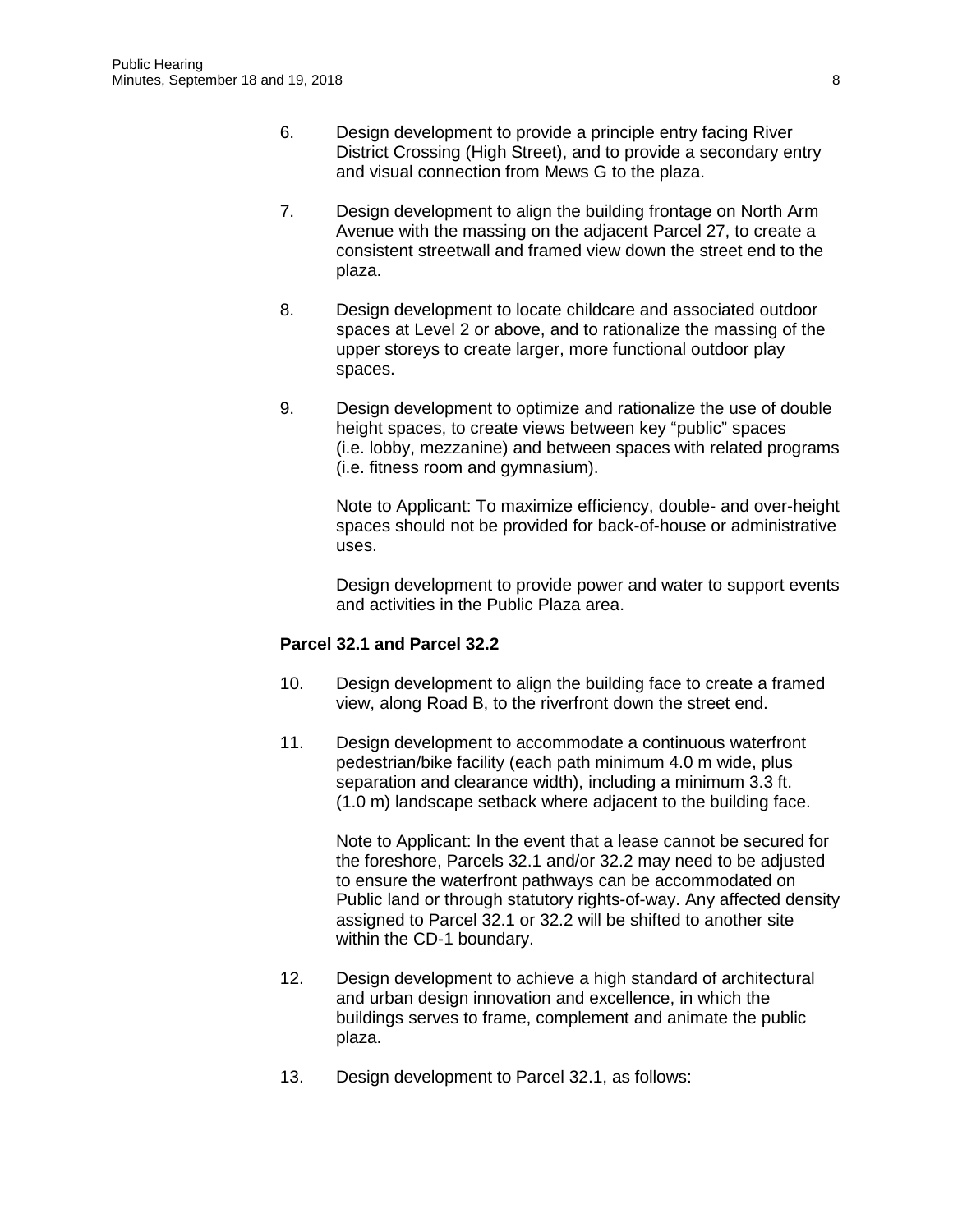6. Design development to provide a principle entry facing River District Crossing (High Street), and to provide a secondary entry and visual connection from Mews G to the plaza.

7. Design development to align the building frontage on North Arm Avenue with the massing on the adjacent Parcel 27, to create a consistent streetwall and framed view down the street end to the plaza.

8. Design development to locate childcare and associated outdoor spaces at Level 2 or above, and to rationalize the massing of the upper storeys to create larger, more functional outdoor play spaces.

9. Design development to optimize and rationalize the use of double height spaces, to create views between key "public" spaces (i.e. lobby, mezzanine) and between spaces with related programs (i.e. fitness room and gymnasium).

   Note to Applicant: To maximize efficiency, double- and over-height spaces should not be provided for back-of-house or administrative uses.

   Design development to provide power and water to support events and activities in the Public Plaza area.

**Parcel 32.1 and Parcel 32.2**

10. Design development to align the building face to create a framed view, along Road B, to the riverfront down the street end.

11. Design development to accommodate a continuous waterfront pedestrian/bike facility (each path minimum 4.0 m wide, plus separation and clearance width), including a minimum 3.3 ft. (1.0 m) landscape setback where adjacent to the building face.

    Note to Applicant: In the event that a lease cannot be secured for the foreshore, Parcels 32.1 and/or 32.2 may need to be adjusted to ensure the waterfront pathways can be accommodated on Public land or through statutory rights-of-way. Any affected density assigned to Parcel 32.1 or 32.2 will be shifted to another site within the CD-1 boundary.

12. Design development to achieve a high standard of architectural and urban design innovation and excellence, in which the buildings serves to frame, complement and animate the public plaza.

13. Design development to Parcel 32.1, as follows: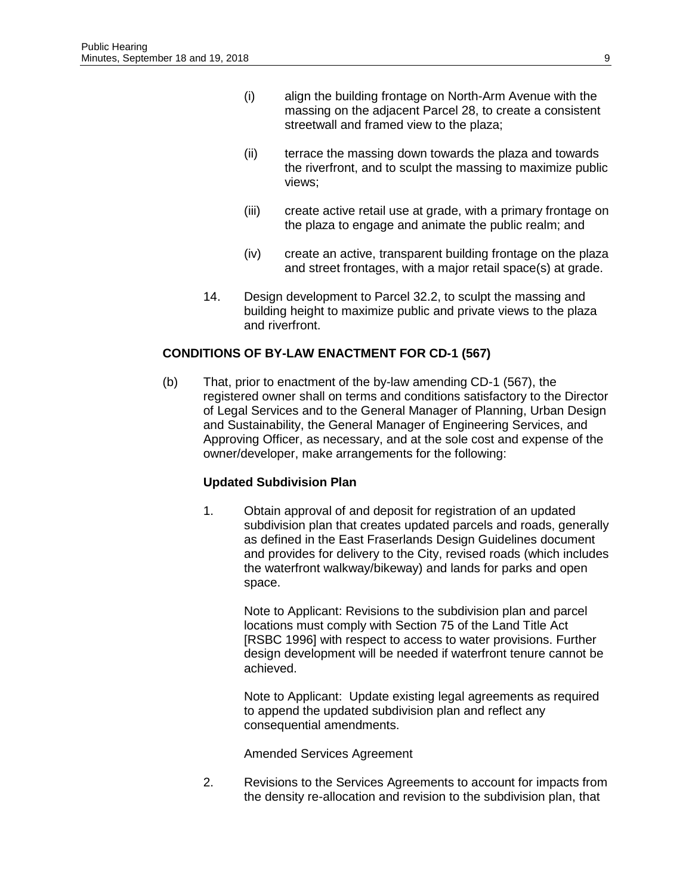(i) align the building frontage on North-Arm Avenue with the massing on the adjacent Parcel 28, to create a consistent streetwall and framed view to the plaza;

(ii) terrace the massing down towards the plaza and towards the riverfront, and to sculpt the massing to maximize public views;

(iii) create active retail use at grade, with a primary frontage on the plaza to engage and animate the public realm; and

(iv) create an active, transparent building frontage on the plaza and street frontages, with a major retail space(s) at grade.

14. Design development to Parcel 32.2, to sculpt the massing and building height to maximize public and private views to the plaza and riverfront.

**CONDITIONS OF BY-LAW ENACTMENT FOR CD-1 (567)**

(b) That, prior to enactment of the by-law amending CD-1 (567), the registered owner shall on terms and conditions satisfactory to the Director of Legal Services and to the General Manager of Planning, Urban Design and Sustainability, the General Manager of Engineering Services, and Approving Officer, as necessary, and at the sole cost and expense of the owner/developer, make arrangements for the following:

**Updated Subdivision Plan**

1. Obtain approval of and deposit for registration of an updated subdivision plan that creates updated parcels and roads, generally as defined in the East Fraserlands Design Guidelines document and provides for delivery to the City, revised roads (which includes the waterfront walkway/bikeway) and lands for parks and open space.

   Note to Applicant: Revisions to the subdivision plan and parcel locations must comply with Section 75 of the Land Title Act [RSBC 1996] with respect to access to water provisions. Further design development will be needed if waterfront tenure cannot be achieved.

   Note to Applicant: Update existing legal agreements as required to append the updated subdivision plan and reflect any consequential amendments.

   Amended Services Agreement

2. Revisions to the Services Agreements to account for impacts from the density re-allocation and revision to the subdivision plan, that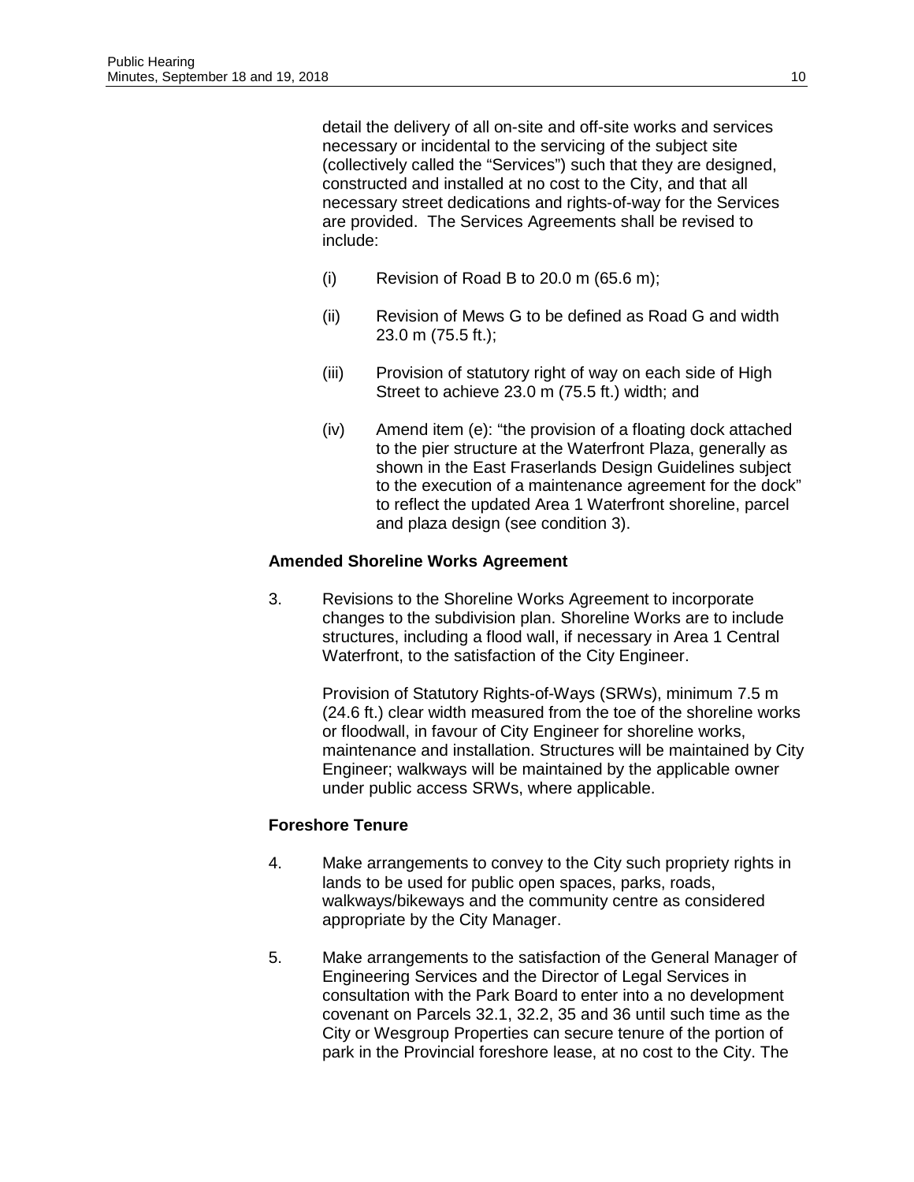detail the delivery of all on-site and off-site works and services necessary or incidental to the servicing of the subject site (collectively called the "Services") such that they are designed, constructed and installed at no cost to the City, and that all necessary street dedications and rights-of-way for the Services are provided. The Services Agreements shall be revised to include:

(i) Revision of Road B to 20.0 m (65.6 m);

(ii) Revision of Mews G to be defined as Road G and width 23.0 m (75.5 ft.);

(iii) Provision of statutory right of way on each side of High Street to achieve 23.0 m (75.5 ft.) width; and

(iv) Amend item (e): "the provision of a floating dock attached to the pier structure at the Waterfront Plaza, generally as shown in the East Fraserlands Design Guidelines subject to the execution of a maintenance agreement for the dock" to reflect the updated Area 1 Waterfront shoreline, parcel and plaza design (see condition 3).

**Amended Shoreline Works Agreement**

3. Revisions to the Shoreline Works Agreement to incorporate changes to the subdivision plan. Shoreline Works are to include structures, including a flood wall, if necessary in Area 1 Central Waterfront, to the satisfaction of the City Engineer.

   Provision of Statutory Rights-of-Ways (SRWs), minimum 7.5 m (24.6 ft.) clear width measured from the toe of the shoreline works or floodwall, in favour of City Engineer for shoreline works, maintenance and installation. Structures will be maintained by City Engineer; walkways will be maintained by the applicable owner under public access SRWs, where applicable.

**Foreshore Tenure**

4. Make arrangements to convey to the City such propriety rights in lands to be used for public open spaces, parks, roads, walkways/bikeways and the community centre as considered appropriate by the City Manager.

5. Make arrangements to the satisfaction of the General Manager of Engineering Services and the Director of Legal Services in consultation with the Park Board to enter into a no development covenant on Parcels 32.1, 32.2, 35 and 36 until such time as the City or Wesgroup Properties can secure tenure of the portion of park in the Provincial foreshore lease, at no cost to the City. The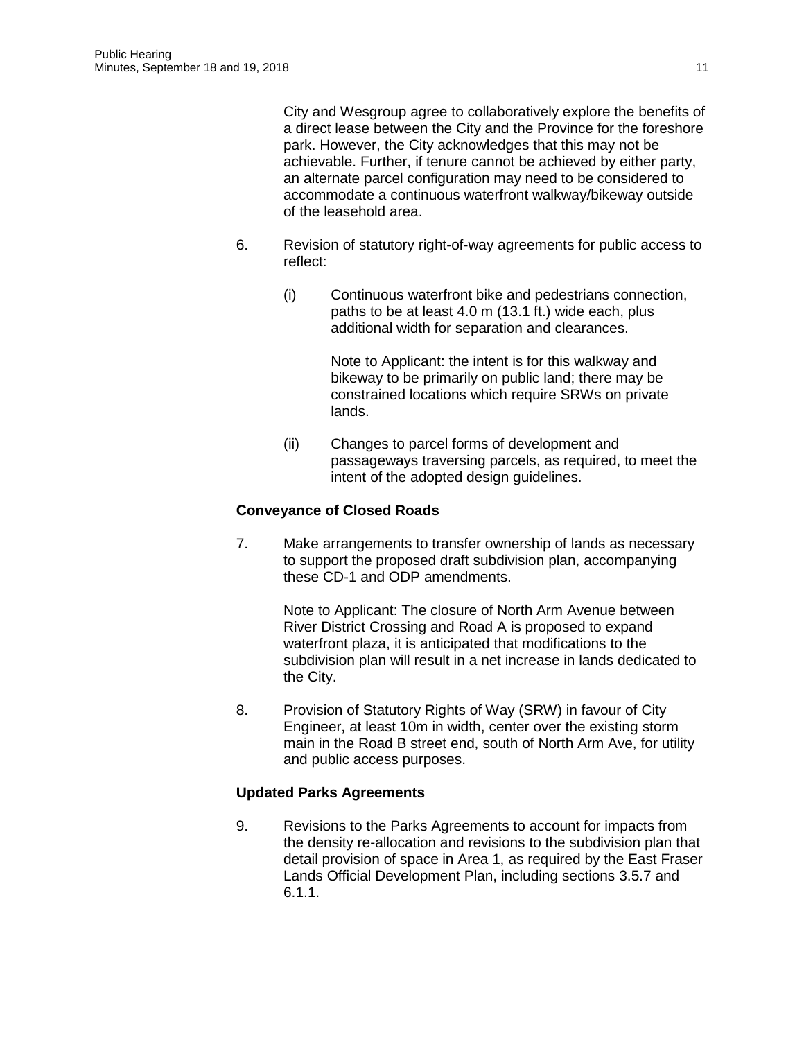City and Wesgroup agree to collaboratively explore the benefits of a direct lease between the City and the Province for the foreshore park. However, the City acknowledges that this may not be achievable. Further, if tenure cannot be achieved by either party, an alternate parcel configuration may need to be considered to accommodate a continuous waterfront walkway/bikeway outside of the leasehold area.

6. Revision of statutory right-of-way agreements for public access to reflect:

   (i) Continuous waterfront bike and pedestrians connection, paths to be at least 4.0 m (13.1 ft.) wide each, plus additional width for separation and clearances.

   Note to Applicant: the intent is for this walkway and bikeway to be primarily on public land; there may be constrained locations which require SRWs on private lands.

   (ii) Changes to parcel forms of development and passageways traversing parcels, as required, to meet the intent of the adopted design guidelines.

**Conveyance of Closed Roads**

7. Make arrangements to transfer ownership of lands as necessary to support the proposed draft subdivision plan, accompanying these CD-1 and ODP amendments.

   Note to Applicant: The closure of North Arm Avenue between River District Crossing and Road A is proposed to expand waterfront plaza, it is anticipated that modifications to the subdivision plan will result in a net increase in lands dedicated to the City.

8. Provision of Statutory Rights of Way (SRW) in favour of City Engineer, at least 10m in width, center over the existing storm main in the Road B street end, south of North Arm Ave, for utility and public access purposes.

**Updated Parks Agreements**

9. Revisions to the Parks Agreements to account for impacts from the density re-allocation and revisions to the subdivision plan that detail provision of space in Area 1, as required by the East Fraser Lands Official Development Plan, including sections 3.5.7 and 6.1.1.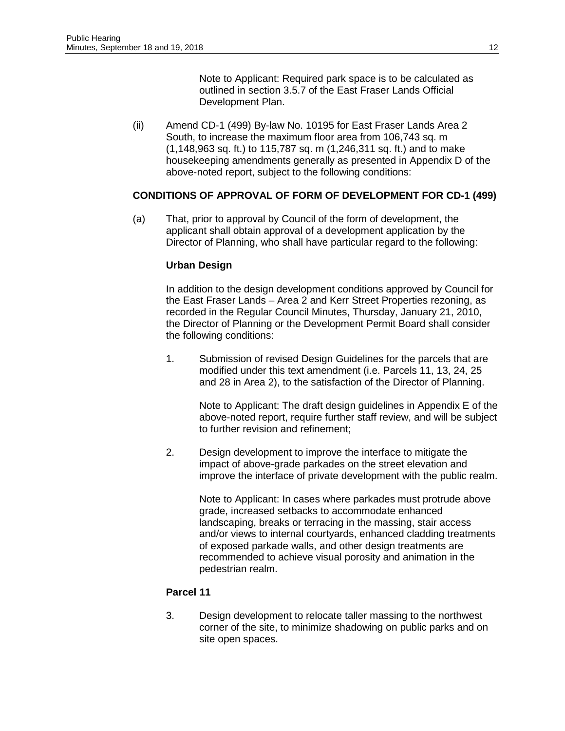Note to Applicant: Required park space is to be calculated as outlined in section 3.5.7 of the East Fraser Lands Official Development Plan.

(ii) Amend CD-1 (499) By-law No. 10195 for East Fraser Lands Area 2 South, to increase the maximum floor area from 106,743 sq. m (1,148,963 sq. ft.) to 115,787 sq. m (1,246,311 sq. ft.) and to make housekeeping amendments generally as presented in Appendix D of the above-noted report, subject to the following conditions:

**CONDITIONS OF APPROVAL OF FORM OF DEVELOPMENT FOR CD-1 (499)**

(a) That, prior to approval by Council of the form of development, the applicant shall obtain approval of a development application by the Director of Planning, who shall have particular regard to the following:

**Urban Design**

In addition to the design development conditions approved by Council for the East Fraser Lands – Area 2 and Kerr Street Properties rezoning, as recorded in the Regular Council Minutes, Thursday, January 21, 2010, the Director of Planning or the Development Permit Board shall consider the following conditions:

1. Submission of revised Design Guidelines for the parcels that are modified under this text amendment (i.e. Parcels 11, 13, 24, 25 and 28 in Area 2), to the satisfaction of the Director of Planning.

   Note to Applicant: The draft design guidelines in Appendix E of the above-noted report, require further staff review, and will be subject to further revision and refinement;

2. Design development to improve the interface to mitigate the impact of above-grade parkades on the street elevation and improve the interface of private development with the public realm.

   Note to Applicant: In cases where parkades must protrude above grade, increased setbacks to accommodate enhanced landscaping, breaks or terracing in the massing, stair access and/or views to internal courtyards, enhanced cladding treatments of exposed parkade walls, and other design treatments are recommended to achieve visual porosity and animation in the pedestrian realm.

**Parcel 11**

3. Design development to relocate taller massing to the northwest corner of the site, to minimize shadowing on public parks and on site open spaces.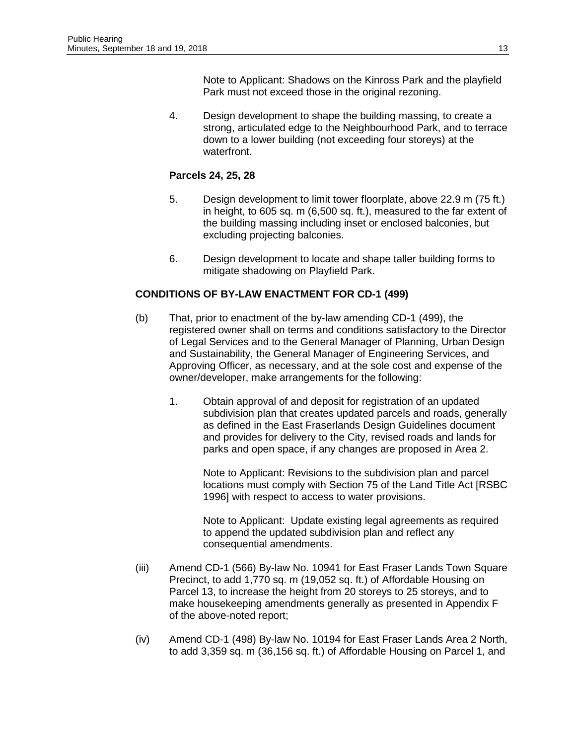Note to Applicant: Shadows on the Kinross Park and the playfield Park must not exceed those in the original rezoning.

4. Design development to shape the building massing, to create a strong, articulated edge to the Neighbourhood Park, and to terrace down to a lower building (not exceeding four storeys) at the waterfront.

**Parcels 24, 25, 28**

5. Design development to limit tower floorplate, above 22.9 m (75 ft.) in height, to 605 sq. m (6,500 sq. ft.), measured to the far extent of the building massing including inset or enclosed balconies, but excluding projecting balconies.

6. Design development to locate and shape taller building forms to mitigate shadowing on Playfield Park.

**CONDITIONS OF BY-LAW ENACTMENT FOR CD-1 (499)**

(b) That, prior to enactment of the by-law amending CD-1 (499), the registered owner shall on terms and conditions satisfactory to the Director of Legal Services and to the General Manager of Planning, Urban Design and Sustainability, the General Manager of Engineering Services, and Approving Officer, as necessary, and at the sole cost and expense of the owner/developer, make arrangements for the following:

1. Obtain approval of and deposit for registration of an updated subdivision plan that creates updated parcels and roads, generally as defined in the East Fraserlands Design Guidelines document and provides for delivery to the City, revised roads and lands for parks and open space, if any changes are proposed in Area 2.

   Note to Applicant: Revisions to the subdivision plan and parcel locations must comply with Section 75 of the Land Title Act [RSBC 1996] with respect to access to water provisions.

   Note to Applicant: Update existing legal agreements as required to append the updated subdivision plan and reflect any consequential amendments.

(iii) Amend CD-1 (566) By-law No. 10941 for East Fraser Lands Town Square Precinct, to add 1,770 sq. m (19,052 sq. ft.) of Affordable Housing on Parcel 13, to increase the height from 20 storeys to 25 storeys, and to make housekeeping amendments generally as presented in Appendix F of the above-noted report;

(iv) Amend CD-1 (498) By-law No. 10194 for East Fraser Lands Area 2 North, to add 3,359 sq. m (36,156 sq. ft.) of Affordable Housing on Parcel 1, and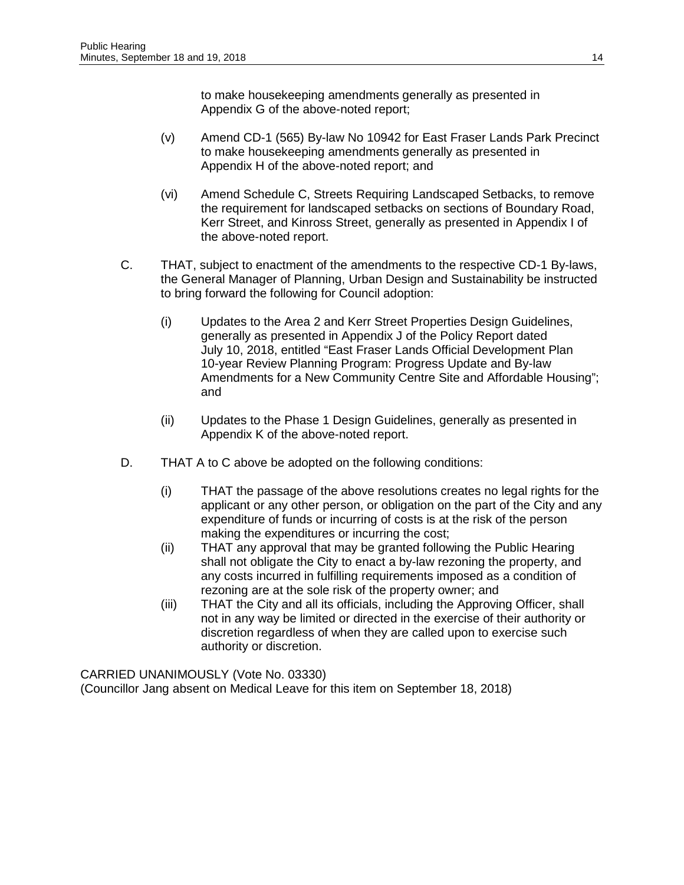to make housekeeping amendments generally as presented in Appendix G of the above-noted report;

(v) Amend CD-1 (565) By-law No 10942 for East Fraser Lands Park Precinct to make housekeeping amendments generally as presented in Appendix H of the above-noted report; and

(vi) Amend Schedule C, Streets Requiring Landscaped Setbacks, to remove the requirement for landscaped setbacks on sections of Boundary Road, Kerr Street, and Kinross Street, generally as presented in Appendix I of the above-noted report.

C. THAT, subject to enactment of the amendments to the respective CD-1 By-laws, the General Manager of Planning, Urban Design and Sustainability be instructed to bring forward the following for Council adoption:

(i) Updates to the Area 2 and Kerr Street Properties Design Guidelines, generally as presented in Appendix J of the Policy Report dated July 10, 2018, entitled "East Fraser Lands Official Development Plan 10-year Review Planning Program: Progress Update and By-law Amendments for a New Community Centre Site and Affordable Housing"; and

(ii) Updates to the Phase 1 Design Guidelines, generally as presented in Appendix K of the above-noted report.

D. THAT A to C above be adopted on the following conditions:

(i) THAT the passage of the above resolutions creates no legal rights for the applicant or any other person, or obligation on the part of the City and any expenditure of funds or incurring of costs is at the risk of the person making the expenditures or incurring the cost;

(ii) THAT any approval that may be granted following the Public Hearing shall not obligate the City to enact a by-law rezoning the property, and any costs incurred in fulfilling requirements imposed as a condition of rezoning are at the sole risk of the property owner; and

(iii) THAT the City and all its officials, including the Approving Officer, shall not in any way be limited or directed in the exercise of their authority or discretion regardless of when they are called upon to exercise such authority or discretion.

CARRIED UNANIMOUSLY (Vote No. 03330)
(Councillor Jang absent on Medical Leave for this item on September 18, 2018)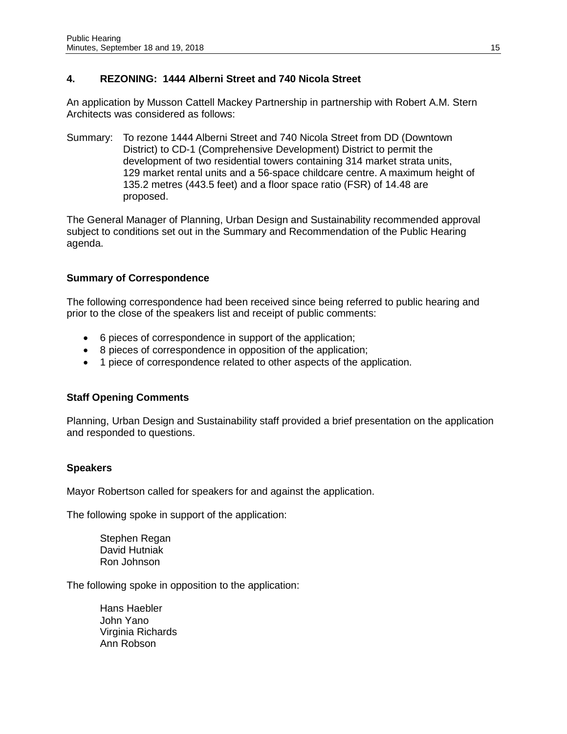## 4. REZONING: 1444 Alberni Street and 740 Nicola Street

An application by Musson Cattell Mackey Partnership in partnership with Robert A.M. Stern Architects was considered as follows:

Summary: To rezone 1444 Alberni Street and 740 Nicola Street from DD (Downtown District) to CD-1 (Comprehensive Development) District to permit the development of two residential towers containing 314 market strata units, 129 market rental units and a 56-space childcare centre. A maximum height of 135.2 metres (443.5 feet) and a floor space ratio (FSR) of 14.48 are proposed.

The General Manager of Planning, Urban Design and Sustainability recommended approval subject to conditions set out in the Summary and Recommendation of the Public Hearing agenda.

### Summary of Correspondence

The following correspondence had been received since being referred to public hearing and prior to the close of the speakers list and receipt of public comments:

- 6 pieces of correspondence in support of the application;
- 8 pieces of correspondence in opposition of the application;
- 1 piece of correspondence related to other aspects of the application.

### Staff Opening Comments

Planning, Urban Design and Sustainability staff provided a brief presentation on the application and responded to questions.

### Speakers

Mayor Robertson called for speakers for and against the application.

The following spoke in support of the application:

Stephen Regan
David Hutniak
Ron Johnson

The following spoke in opposition to the application:

Hans Haebler
John Yano
Virginia Richards
Ann Robson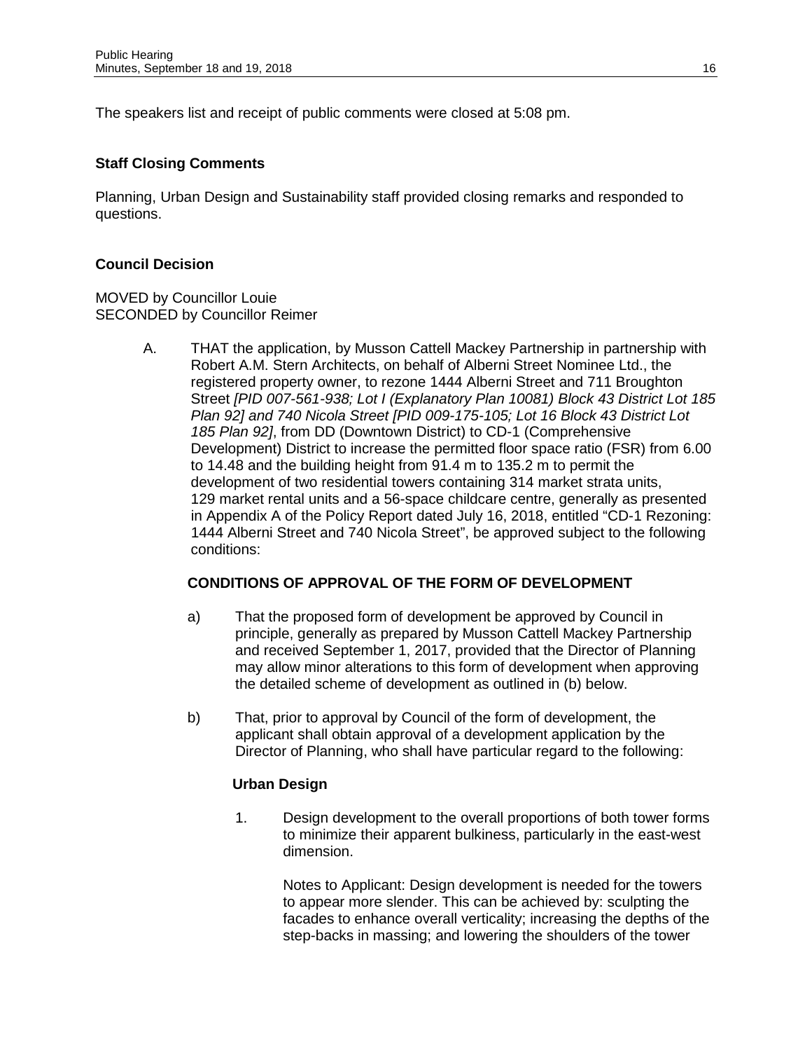The speakers list and receipt of public comments were closed at 5:08 pm.

**Staff Closing Comments**

Planning, Urban Design and Sustainability staff provided closing remarks and responded to questions.

**Council Decision**

MOVED by Councillor Louie
SECONDED by Councillor Reimer

A. THAT the application, by Musson Cattell Mackey Partnership in partnership with Robert A.M. Stern Architects, on behalf of Alberni Street Nominee Ltd., the registered property owner, to rezone 1444 Alberni Street and 711 Broughton Street *[PID 007-561-938; Lot I (Explanatory Plan 10081) Block 43 District Lot 185 Plan 92] and 740 Nicola Street [PID 009-175-105; Lot 16 Block 43 District Lot 185 Plan 92]*, from DD (Downtown District) to CD-1 (Comprehensive Development) District to increase the permitted floor space ratio (FSR) from 6.00 to 14.48 and the building height from 91.4 m to 135.2 m to permit the development of two residential towers containing 314 market strata units, 129 market rental units and a 56-space childcare centre, generally as presented in Appendix A of the Policy Report dated July 16, 2018, entitled "CD-1 Rezoning: 1444 Alberni Street and 740 Nicola Street", be approved subject to the following conditions:

**CONDITIONS OF APPROVAL OF THE FORM OF DEVELOPMENT**

a) That the proposed form of development be approved by Council in principle, generally as prepared by Musson Cattell Mackey Partnership and received September 1, 2017, provided that the Director of Planning may allow minor alterations to this form of development when approving the detailed scheme of development as outlined in (b) below.

b) That, prior to approval by Council of the form of development, the applicant shall obtain approval of a development application by the Director of Planning, who shall have particular regard to the following:

**Urban Design**

1. Design development to the overall proportions of both tower forms to minimize their apparent bulkiness, particularly in the east-west dimension.

   Notes to Applicant: Design development is needed for the towers to appear more slender. This can be achieved by: sculpting the facades to enhance overall verticality; increasing the depths of the step-backs in massing; and lowering the shoulders of the tower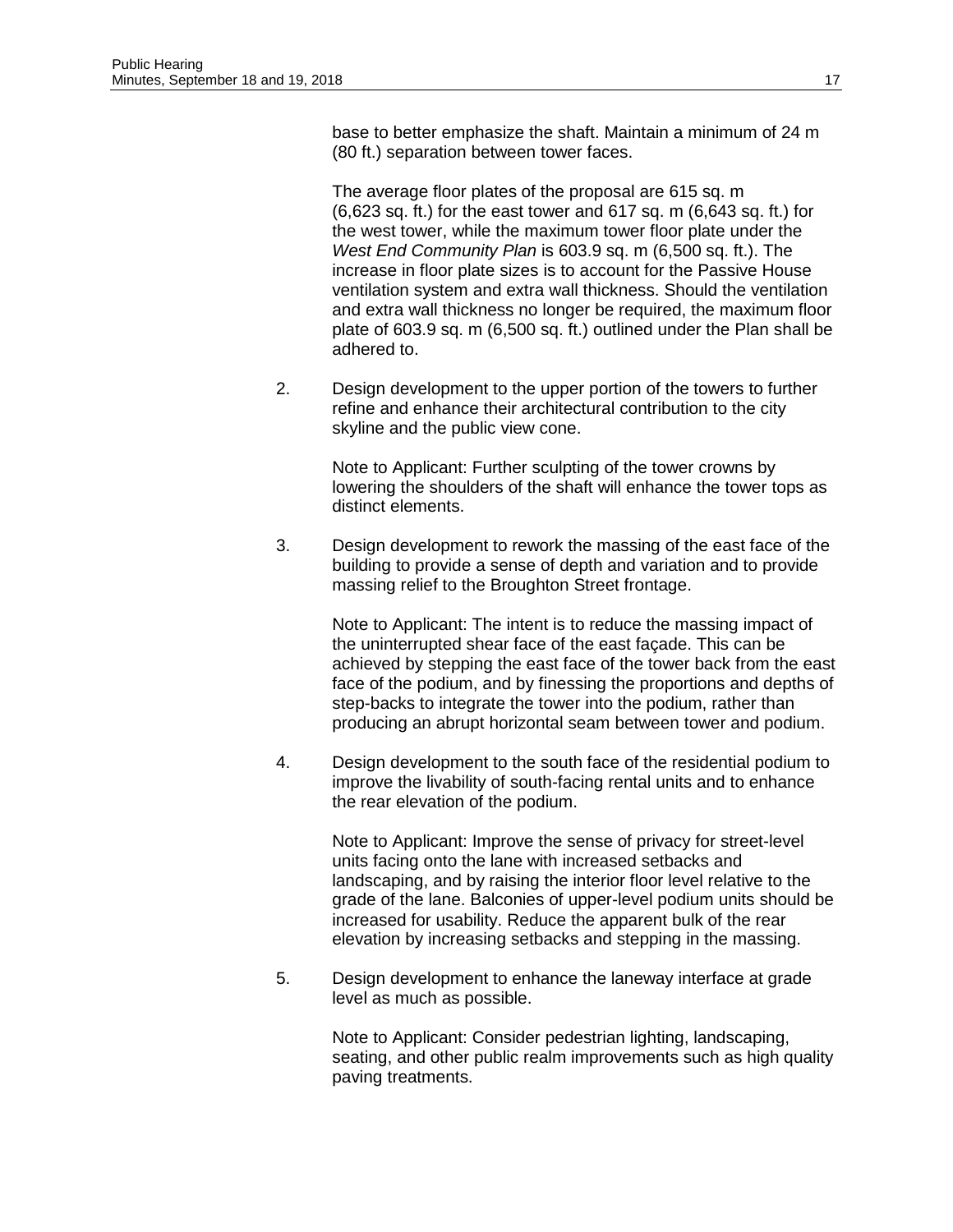base to better emphasize the shaft. Maintain a minimum of 24 m (80 ft.) separation between tower faces.

The average floor plates of the proposal are 615 sq. m (6,623 sq. ft.) for the east tower and 617 sq. m (6,643 sq. ft.) for the west tower, while the maximum tower floor plate under the *West End Community Plan* is 603.9 sq. m (6,500 sq. ft.). The increase in floor plate sizes is to account for the Passive House ventilation system and extra wall thickness. Should the ventilation and extra wall thickness no longer be required, the maximum floor plate of 603.9 sq. m (6,500 sq. ft.) outlined under the Plan shall be adhered to.

2. Design development to the upper portion of the towers to further refine and enhance their architectural contribution to the city skyline and the public view cone.

   Note to Applicant: Further sculpting of the tower crowns by lowering the shoulders of the shaft will enhance the tower tops as distinct elements.

3. Design development to rework the massing of the east face of the building to provide a sense of depth and variation and to provide massing relief to the Broughton Street frontage.

   Note to Applicant: The intent is to reduce the massing impact of the uninterrupted shear face of the east façade. This can be achieved by stepping the east face of the tower back from the east face of the podium, and by finessing the proportions and depths of step-backs to integrate the tower into the podium, rather than producing an abrupt horizontal seam between tower and podium.

4. Design development to the south face of the residential podium to improve the livability of south-facing rental units and to enhance the rear elevation of the podium.

   Note to Applicant: Improve the sense of privacy for street-level units facing onto the lane with increased setbacks and landscaping, and by raising the interior floor level relative to the grade of the lane. Balconies of upper-level podium units should be increased for usability. Reduce the apparent bulk of the rear elevation by increasing setbacks and stepping in the massing.

5. Design development to enhance the laneway interface at grade level as much as possible.

   Note to Applicant: Consider pedestrian lighting, landscaping, seating, and other public realm improvements such as high quality paving treatments.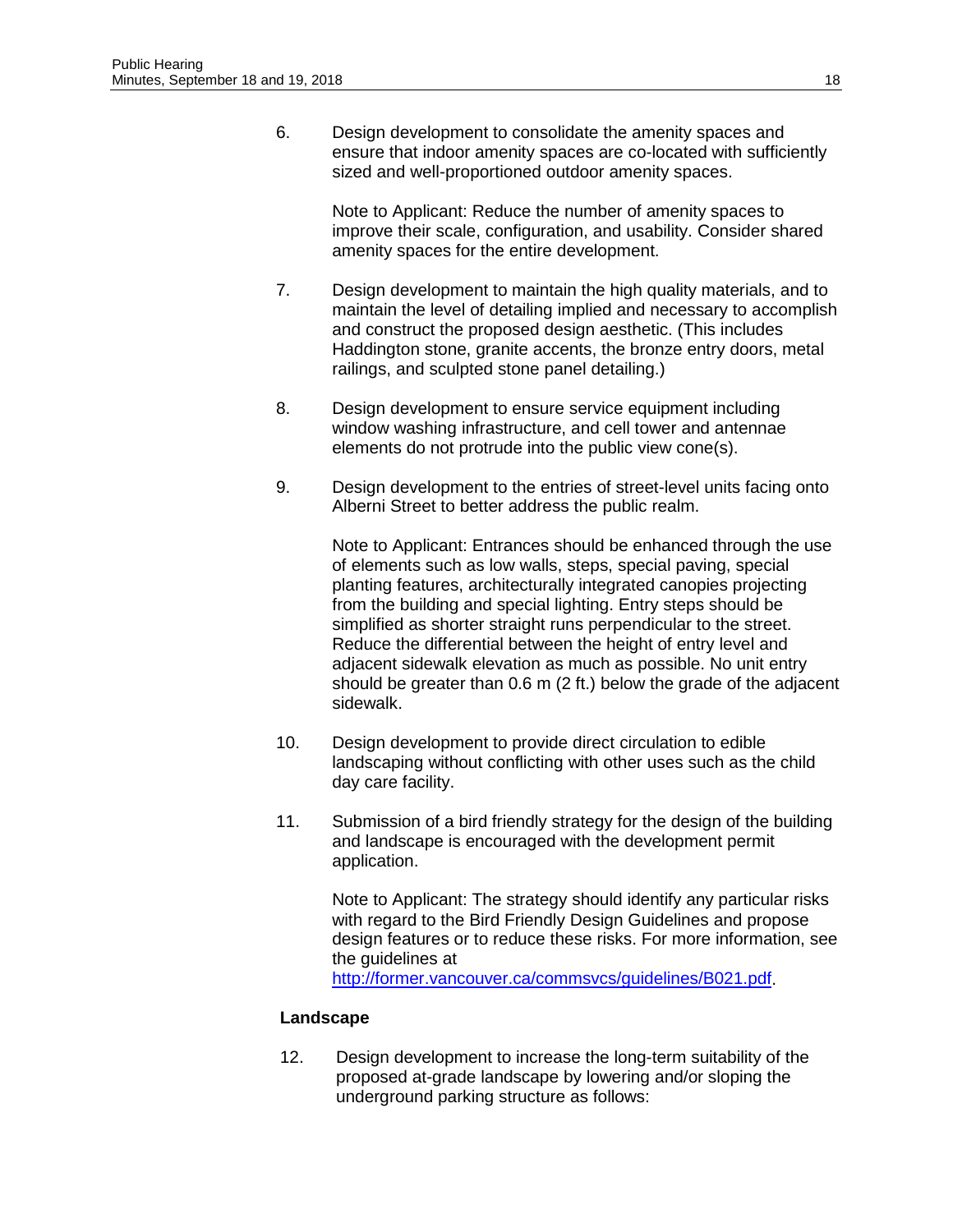6. Design development to consolidate the amenity spaces and ensure that indoor amenity spaces are co-located with sufficiently sized and well-proportioned outdoor amenity spaces.

   Note to Applicant: Reduce the number of amenity spaces to improve their scale, configuration, and usability. Consider shared amenity spaces for the entire development.

7. Design development to maintain the high quality materials, and to maintain the level of detailing implied and necessary to accomplish and construct the proposed design aesthetic. (This includes Haddington stone, granite accents, the bronze entry doors, metal railings, and sculpted stone panel detailing.)

8. Design development to ensure service equipment including window washing infrastructure, and cell tower and antennae elements do not protrude into the public view cone(s).

9. Design development to the entries of street-level units facing onto Alberni Street to better address the public realm.

   Note to Applicant: Entrances should be enhanced through the use of elements such as low walls, steps, special paving, special planting features, architecturally integrated canopies projecting from the building and special lighting. Entry steps should be simplified as shorter straight runs perpendicular to the street. Reduce the differential between the height of entry level and adjacent sidewalk elevation as much as possible. No unit entry should be greater than 0.6 m (2 ft.) below the grade of the adjacent sidewalk.

10. Design development to provide direct circulation to edible landscaping without conflicting with other uses such as the child day care facility.

11. Submission of a bird friendly strategy for the design of the building and landscape is encouraged with the development permit application.

    Note to Applicant: The strategy should identify any particular risks with regard to the Bird Friendly Design Guidelines and propose design features or to reduce these risks. For more information, see the guidelines at [http://former.vancouver.ca/commsvcs/guidelines/B021.pdf](http://former.vancouver.ca/commsvcs/guidelines/B021.pdf).

**Landscape**

12. Design development to increase the long-term suitability of the proposed at-grade landscape by lowering and/or sloping the underground parking structure as follows: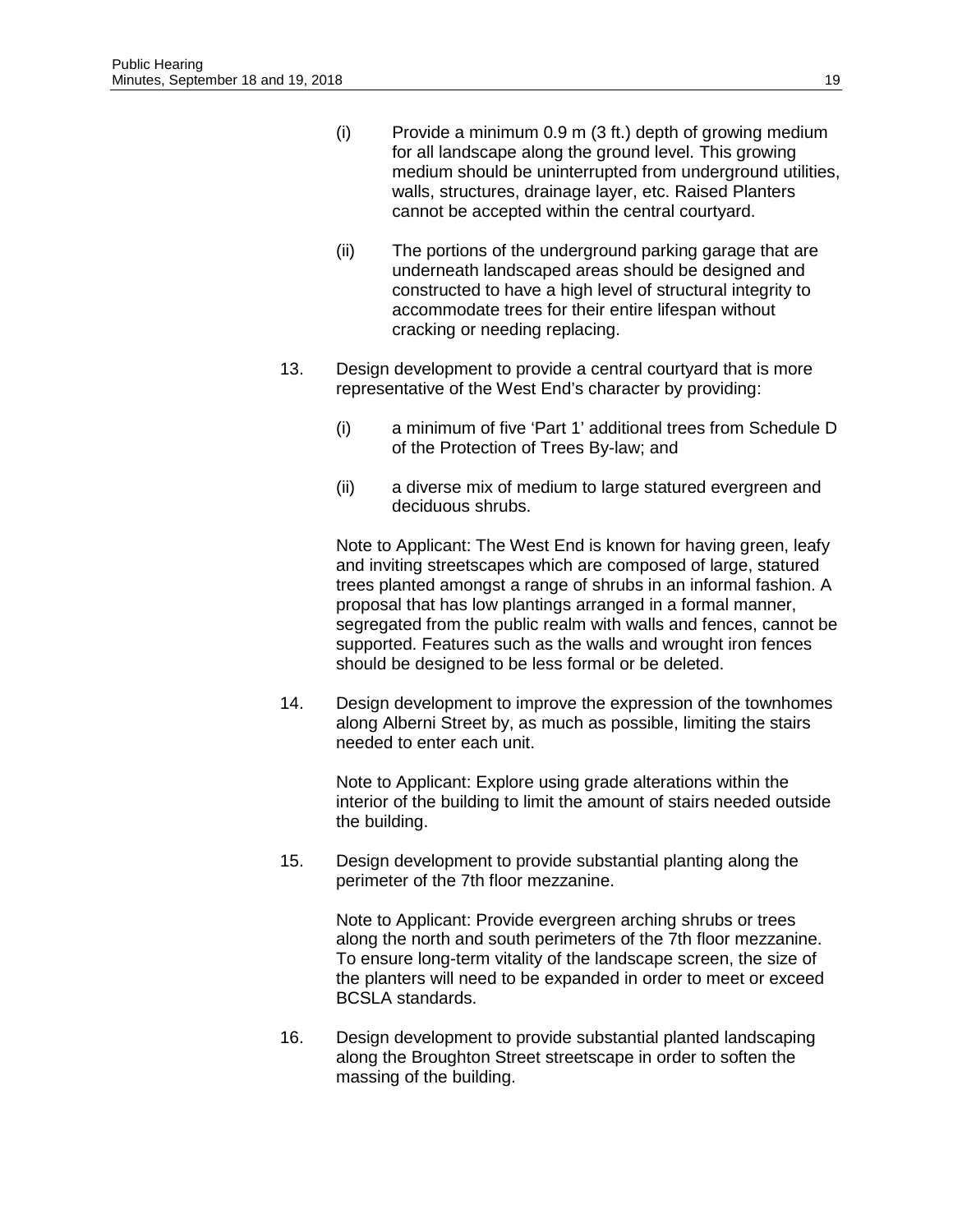(i) Provide a minimum 0.9 m (3 ft.) depth of growing medium for all landscape along the ground level. This growing medium should be uninterrupted from underground utilities, walls, structures, drainage layer, etc. Raised Planters cannot be accepted within the central courtyard.

(ii) The portions of the underground parking garage that are underneath landscaped areas should be designed and constructed to have a high level of structural integrity to accommodate trees for their entire lifespan without cracking or needing replacing.

13. Design development to provide a central courtyard that is more representative of the West End's character by providing:

    (i) a minimum of five 'Part 1' additional trees from Schedule D of the Protection of Trees By-law; and

    (ii) a diverse mix of medium to large statured evergreen and deciduous shrubs.

    Note to Applicant: The West End is known for having green, leafy and inviting streetscapes which are composed of large, statured trees planted amongst a range of shrubs in an informal fashion. A proposal that has low plantings arranged in a formal manner, segregated from the public realm with walls and fences, cannot be supported. Features such as the walls and wrought iron fences should be designed to be less formal or be deleted.

14. Design development to improve the expression of the townhomes along Alberni Street by, as much as possible, limiting the stairs needed to enter each unit.

    Note to Applicant: Explore using grade alterations within the interior of the building to limit the amount of stairs needed outside the building.

15. Design development to provide substantial planting along the perimeter of the 7th floor mezzanine.

    Note to Applicant: Provide evergreen arching shrubs or trees along the north and south perimeters of the 7th floor mezzanine. To ensure long-term vitality of the landscape screen, the size of the planters will need to be expanded in order to meet or exceed BCSLA standards.

16. Design development to provide substantial planted landscaping along the Broughton Street streetscape in order to soften the massing of the building.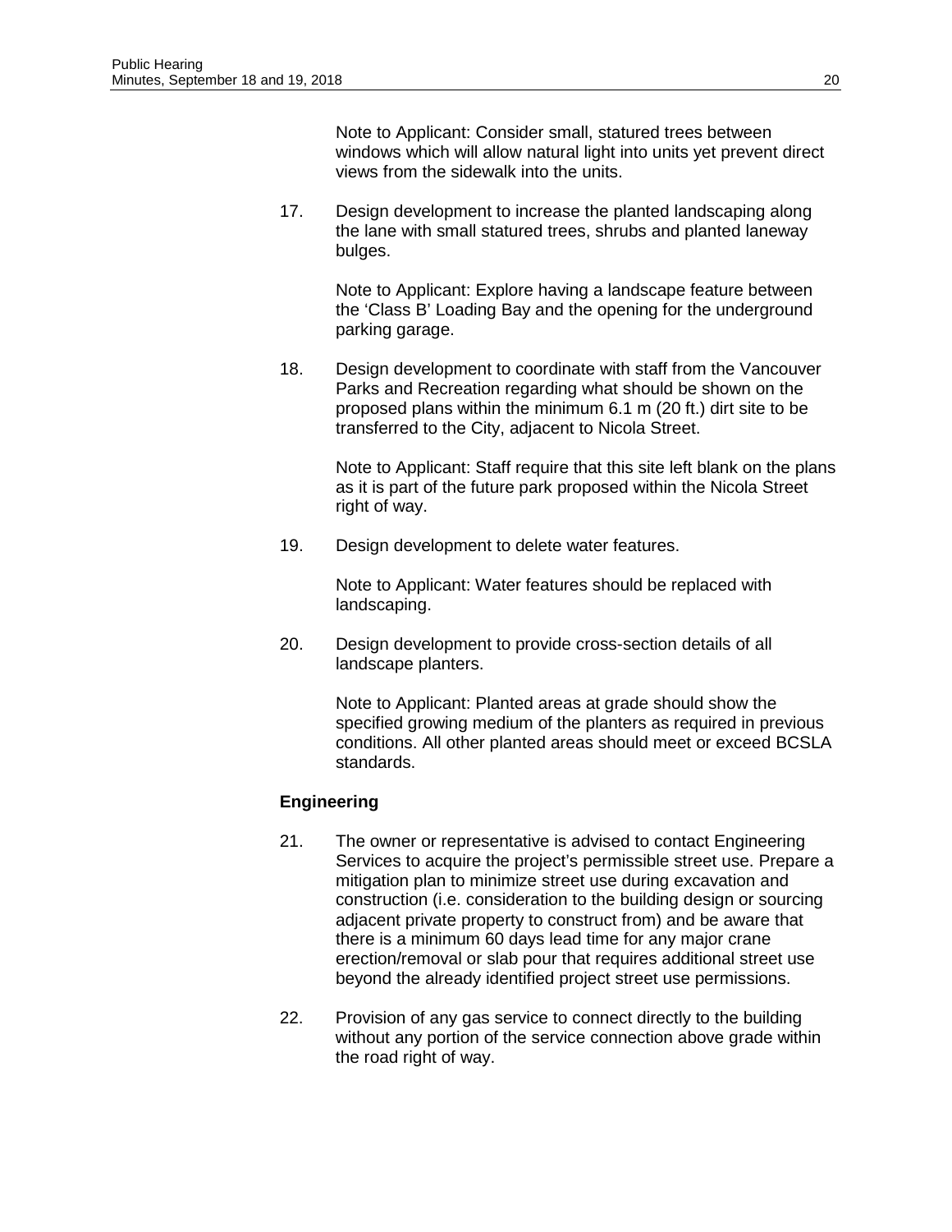Note to Applicant: Consider small, statured trees between windows which will allow natural light into units yet prevent direct views from the sidewalk into the units.

17. Design development to increase the planted landscaping along the lane with small statured trees, shrubs and planted laneway bulges.

    Note to Applicant: Explore having a landscape feature between the 'Class B' Loading Bay and the opening for the underground parking garage.

18. Design development to coordinate with staff from the Vancouver Parks and Recreation regarding what should be shown on the proposed plans within the minimum 6.1 m (20 ft.) dirt site to be transferred to the City, adjacent to Nicola Street.

    Note to Applicant: Staff require that this site left blank on the plans as it is part of the future park proposed within the Nicola Street right of way.

19. Design development to delete water features.

    Note to Applicant: Water features should be replaced with landscaping.

20. Design development to provide cross-section details of all landscape planters.

    Note to Applicant: Planted areas at grade should show the specified growing medium of the planters as required in previous conditions. All other planted areas should meet or exceed BCSLA standards.

**Engineering**

21. The owner or representative is advised to contact Engineering Services to acquire the project's permissible street use. Prepare a mitigation plan to minimize street use during excavation and construction (i.e. consideration to the building design or sourcing adjacent private property to construct from) and be aware that there is a minimum 60 days lead time for any major crane erection/removal or slab pour that requires additional street use beyond the already identified project street use permissions.

22. Provision of any gas service to connect directly to the building without any portion of the service connection above grade within the road right of way.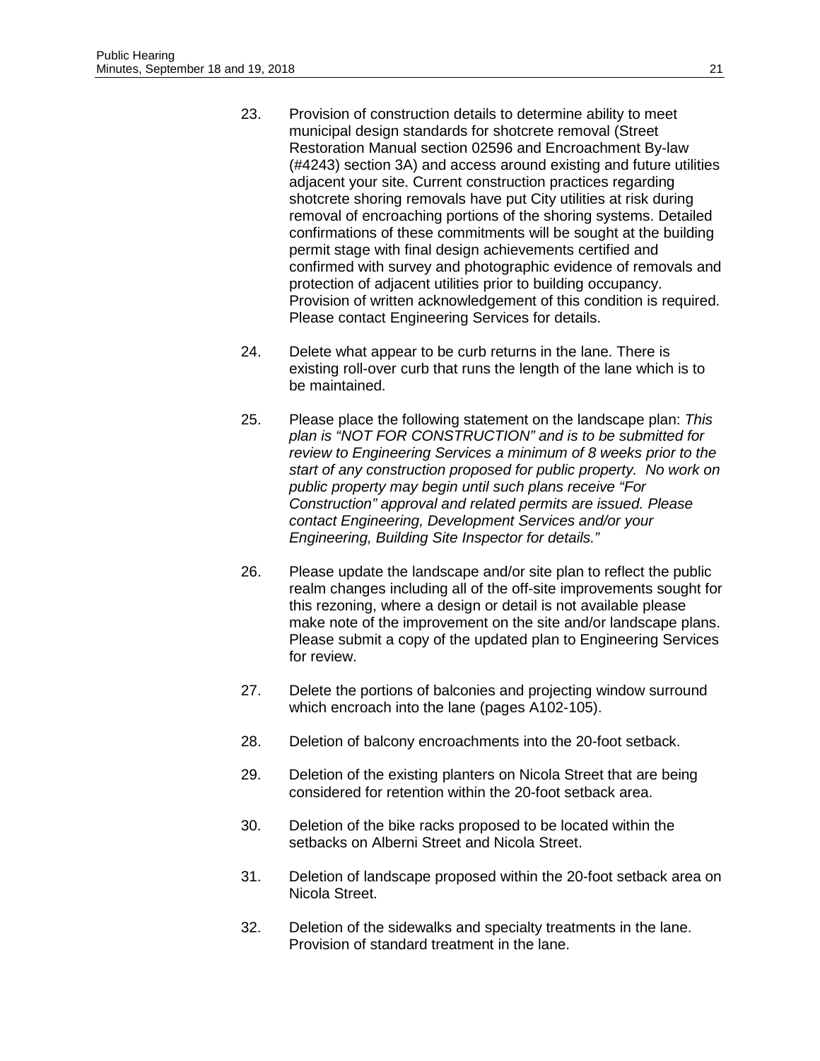23. Provision of construction details to determine ability to meet municipal design standards for shotcrete removal (Street Restoration Manual section 02596 and Encroachment By-law (#4243) section 3A) and access around existing and future utilities adjacent your site. Current construction practices regarding shotcrete shoring removals have put City utilities at risk during removal of encroaching portions of the shoring systems. Detailed confirmations of these commitments will be sought at the building permit stage with final design achievements certified and confirmed with survey and photographic evidence of removals and protection of adjacent utilities prior to building occupancy. Provision of written acknowledgement of this condition is required. Please contact Engineering Services for details.

24. Delete what appear to be curb returns in the lane. There is existing roll-over curb that runs the length of the lane which is to be maintained.

25. Please place the following statement on the landscape plan: *This plan is "NOT FOR CONSTRUCTION" and is to be submitted for review to Engineering Services a minimum of 8 weeks prior to the start of any construction proposed for public property. No work on public property may begin until such plans receive "For Construction" approval and related permits are issued. Please contact Engineering, Development Services and/or your Engineering, Building Site Inspector for details."*

26. Please update the landscape and/or site plan to reflect the public realm changes including all of the off-site improvements sought for this rezoning, where a design or detail is not available please make note of the improvement on the site and/or landscape plans. Please submit a copy of the updated plan to Engineering Services for review.

27. Delete the portions of balconies and projecting window surround which encroach into the lane (pages A102-105).

28. Deletion of balcony encroachments into the 20-foot setback.

29. Deletion of the existing planters on Nicola Street that are being considered for retention within the 20-foot setback area.

30. Deletion of the bike racks proposed to be located within the setbacks on Alberni Street and Nicola Street.

31. Deletion of landscape proposed within the 20-foot setback area on Nicola Street.

32. Deletion of the sidewalks and specialty treatments in the lane. Provision of standard treatment in the lane.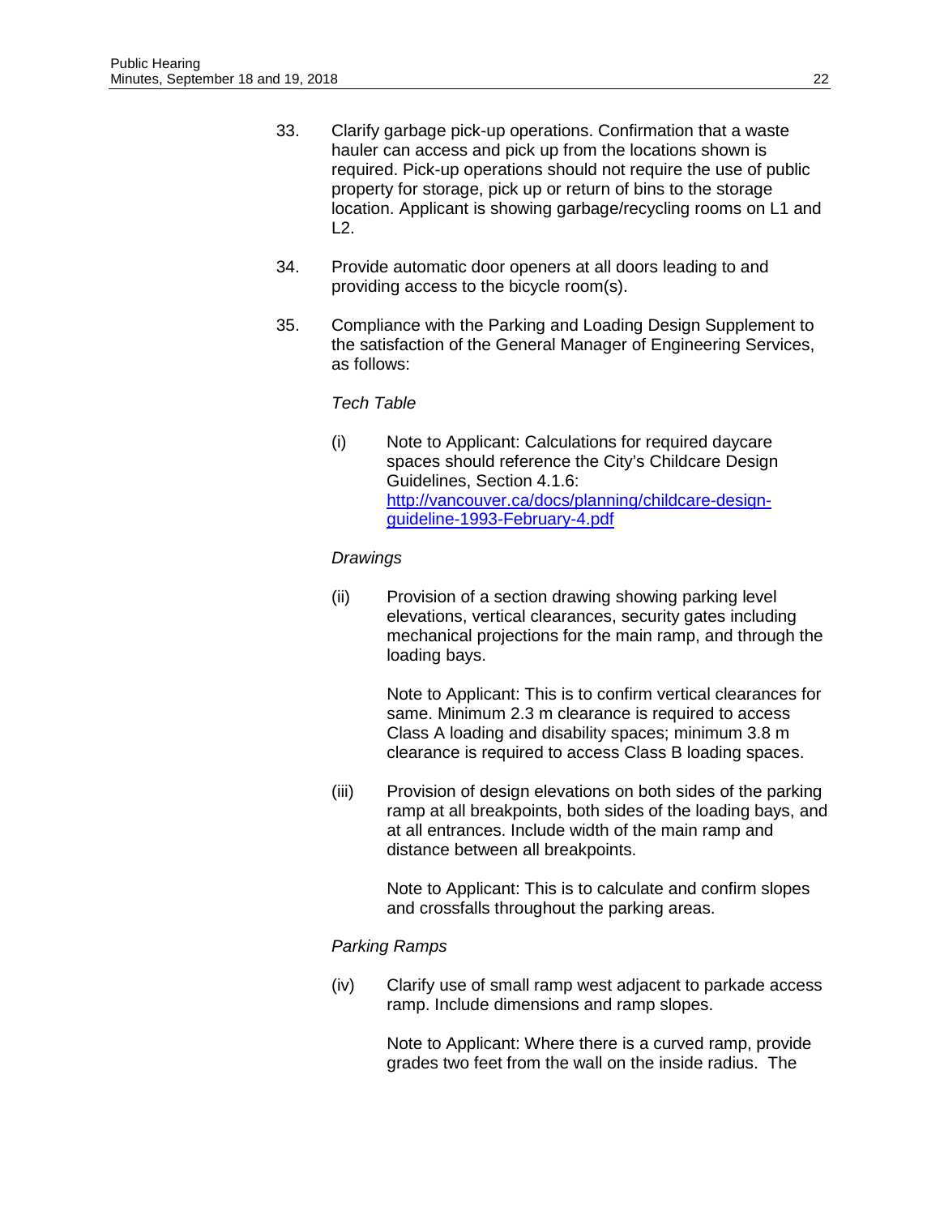33. Clarify garbage pick-up operations. Confirmation that a waste hauler can access and pick up from the locations shown is required. Pick-up operations should not require the use of public property for storage, pick up or return of bins to the storage location. Applicant is showing garbage/recycling rooms on L1 and L2.

34. Provide automatic door openers at all doors leading to and providing access to the bicycle room(s).

35. Compliance with the Parking and Loading Design Supplement to the satisfaction of the General Manager of Engineering Services, as follows:

    *Tech Table*

    (i) Note to Applicant: Calculations for required daycare spaces should reference the City's Childcare Design Guidelines, Section 4.1.6: [http://vancouver.ca/docs/planning/childcare-design-guideline-1993-February-4.pdf](http://vancouver.ca/docs/planning/childcare-design-guideline-1993-February-4.pdf)

    *Drawings*

    (ii) Provision of a section drawing showing parking level elevations, vertical clearances, security gates including mechanical projections for the main ramp, and through the loading bays.

    Note to Applicant: This is to confirm vertical clearances for same. Minimum 2.3 m clearance is required to access Class A loading and disability spaces; minimum 3.8 m clearance is required to access Class B loading spaces.

    (iii) Provision of design elevations on both sides of the parking ramp at all breakpoints, both sides of the loading bays, and at all entrances. Include width of the main ramp and distance between all breakpoints.

    Note to Applicant: This is to calculate and confirm slopes and crossfalls throughout the parking areas.

    *Parking Ramps*

    (iv) Clarify use of small ramp west adjacent to parkade access ramp. Include dimensions and ramp slopes.

    Note to Applicant: Where there is a curved ramp, provide grades two feet from the wall on the inside radius. The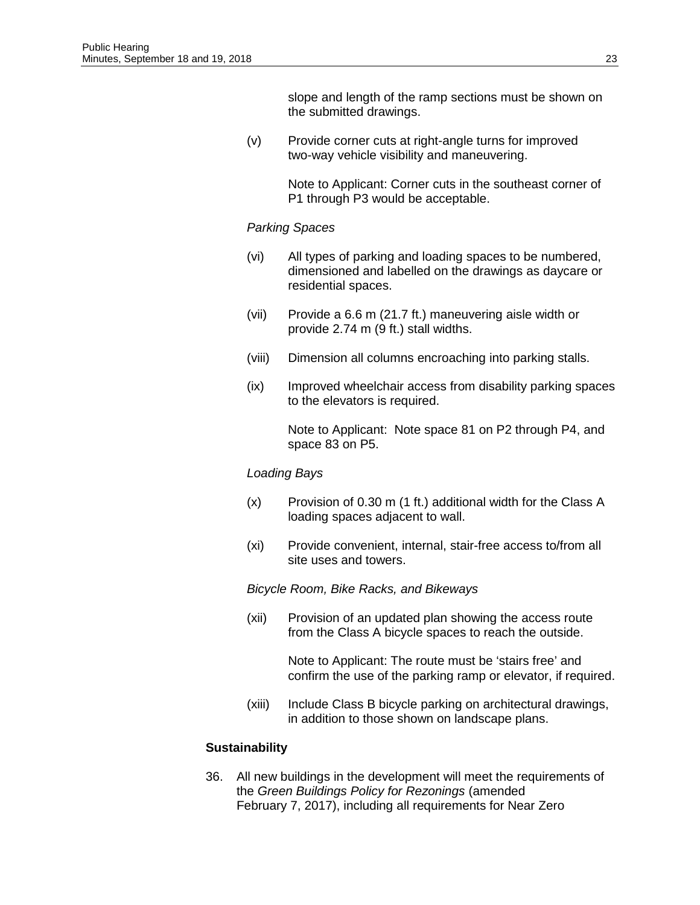slope and length of the ramp sections must be shown on the submitted drawings.

(v) Provide corner cuts at right-angle turns for improved two-way vehicle visibility and maneuvering.

Note to Applicant: Corner cuts in the southeast corner of P1 through P3 would be acceptable.

*Parking Spaces*

(vi) All types of parking and loading spaces to be numbered, dimensioned and labelled on the drawings as daycare or residential spaces.

(vii) Provide a 6.6 m (21.7 ft.) maneuvering aisle width or provide 2.74 m (9 ft.) stall widths.

(viii) Dimension all columns encroaching into parking stalls.

(ix) Improved wheelchair access from disability parking spaces to the elevators is required.

Note to Applicant: Note space 81 on P2 through P4, and space 83 on P5.

*Loading Bays*

(x) Provision of 0.30 m (1 ft.) additional width for the Class A loading spaces adjacent to wall.

(xi) Provide convenient, internal, stair-free access to/from all site uses and towers.

*Bicycle Room, Bike Racks, and Bikeways*

(xii) Provision of an updated plan showing the access route from the Class A bicycle spaces to reach the outside.

Note to Applicant: The route must be 'stairs free' and confirm the use of the parking ramp or elevator, if required.

(xiii) Include Class B bicycle parking on architectural drawings, in addition to those shown on landscape plans.

**Sustainability**

36. All new buildings in the development will meet the requirements of the *Green Buildings Policy for Rezonings* (amended February 7, 2017), including all requirements for Near Zero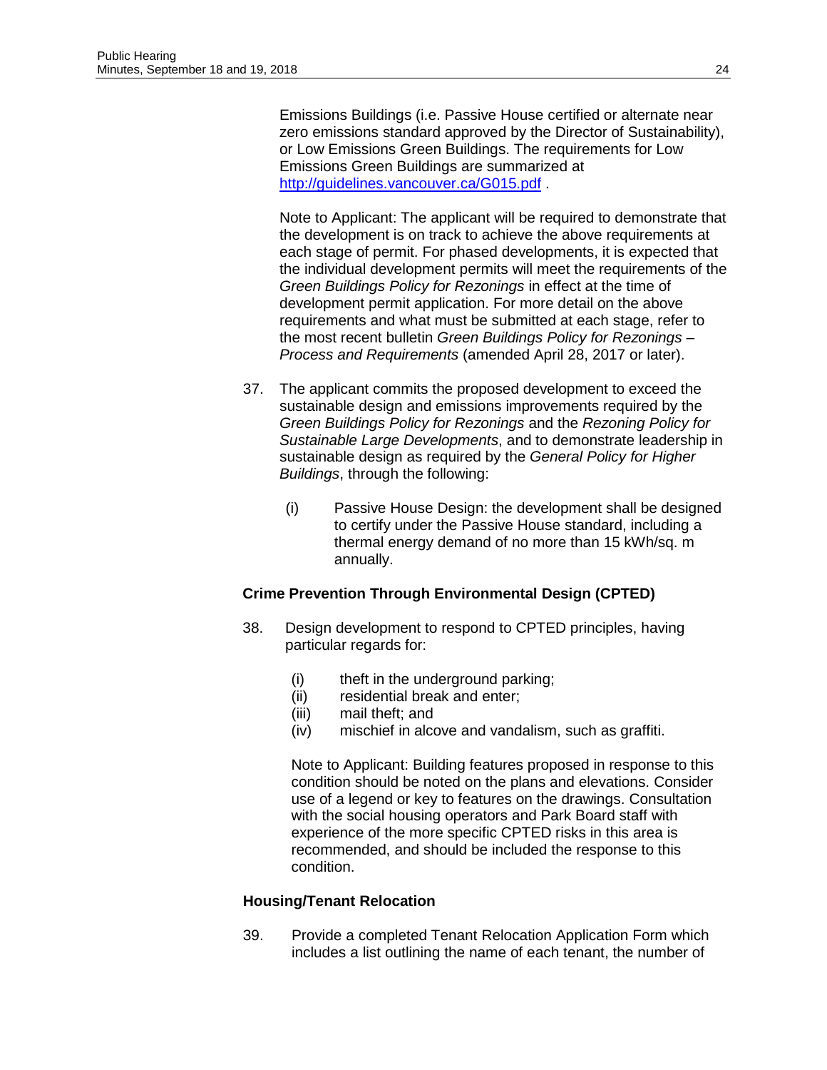Emissions Buildings (i.e. Passive House certified or alternate near zero emissions standard approved by the Director of Sustainability), or Low Emissions Green Buildings. The requirements for Low Emissions Green Buildings are summarized at http://guidelines.vancouver.ca/G015.pdf .

Note to Applicant: The applicant will be required to demonstrate that the development is on track to achieve the above requirements at each stage of permit. For phased developments, it is expected that the individual development permits will meet the requirements of the *Green Buildings Policy for Rezonings* in effect at the time of development permit application. For more detail on the above requirements and what must be submitted at each stage, refer to the most recent bulletin *Green Buildings Policy for Rezonings – Process and Requirements* (amended April 28, 2017 or later).

37. The applicant commits the proposed development to exceed the sustainable design and emissions improvements required by the *Green Buildings Policy for Rezonings* and the *Rezoning Policy for Sustainable Large Developments*, and to demonstrate leadership in sustainable design as required by the *General Policy for Higher Buildings*, through the following:

    (i) Passive House Design: the development shall be designed to certify under the Passive House standard, including a thermal energy demand of no more than 15 kWh/sq. m annually.

**Crime Prevention Through Environmental Design (CPTED)**

38. Design development to respond to CPTED principles, having particular regards for:

    (i) theft in the underground parking;
    (ii) residential break and enter;
    (iii) mail theft; and
    (iv) mischief in alcove and vandalism, such as graffiti.

    Note to Applicant: Building features proposed in response to this condition should be noted on the plans and elevations. Consider use of a legend or key to features on the drawings. Consultation with the social housing operators and Park Board staff with experience of the more specific CPTED risks in this area is recommended, and should be included the response to this condition.

**Housing/Tenant Relocation**

39. Provide a completed Tenant Relocation Application Form which includes a list outlining the name of each tenant, the number of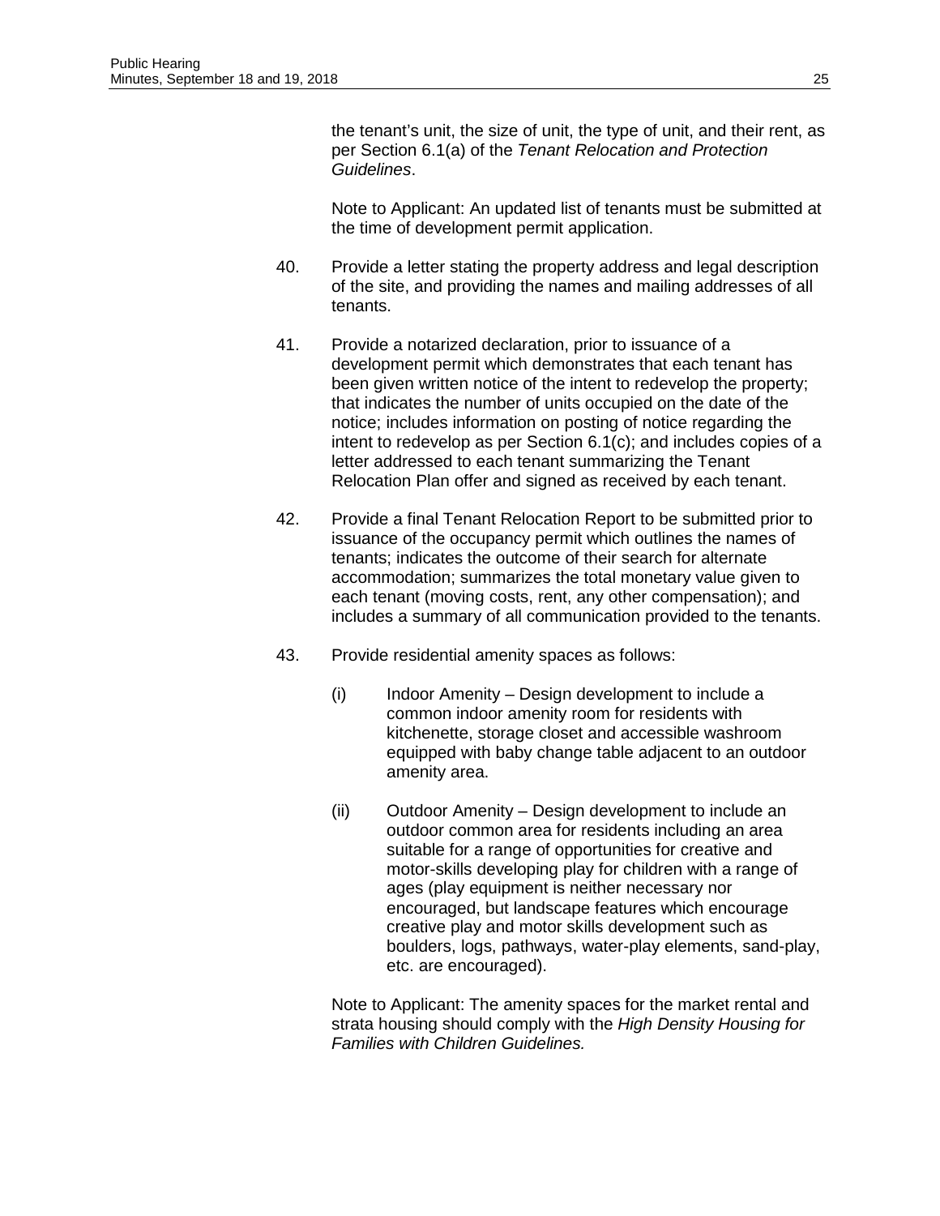the tenant's unit, the size of unit, the type of unit, and their rent, as per Section 6.1(a) of the *Tenant Relocation and Protection Guidelines*.

Note to Applicant: An updated list of tenants must be submitted at the time of development permit application.

40. Provide a letter stating the property address and legal description of the site, and providing the names and mailing addresses of all tenants.

41. Provide a notarized declaration, prior to issuance of a development permit which demonstrates that each tenant has been given written notice of the intent to redevelop the property; that indicates the number of units occupied on the date of the notice; includes information on posting of notice regarding the intent to redevelop as per Section 6.1(c); and includes copies of a letter addressed to each tenant summarizing the Tenant Relocation Plan offer and signed as received by each tenant.

42. Provide a final Tenant Relocation Report to be submitted prior to issuance of the occupancy permit which outlines the names of tenants; indicates the outcome of their search for alternate accommodation; summarizes the total monetary value given to each tenant (moving costs, rent, any other compensation); and includes a summary of all communication provided to the tenants.

43. Provide residential amenity spaces as follows:

    (i) Indoor Amenity – Design development to include a common indoor amenity room for residents with kitchenette, storage closet and accessible washroom equipped with baby change table adjacent to an outdoor amenity area.

    (ii) Outdoor Amenity – Design development to include an outdoor common area for residents including an area suitable for a range of opportunities for creative and motor-skills developing play for children with a range of ages (play equipment is neither necessary nor encouraged, but landscape features which encourage creative play and motor skills development such as boulders, logs, pathways, water-play elements, sand-play, etc. are encouraged).

Note to Applicant: The amenity spaces for the market rental and strata housing should comply with the *High Density Housing for Families with Children Guidelines.*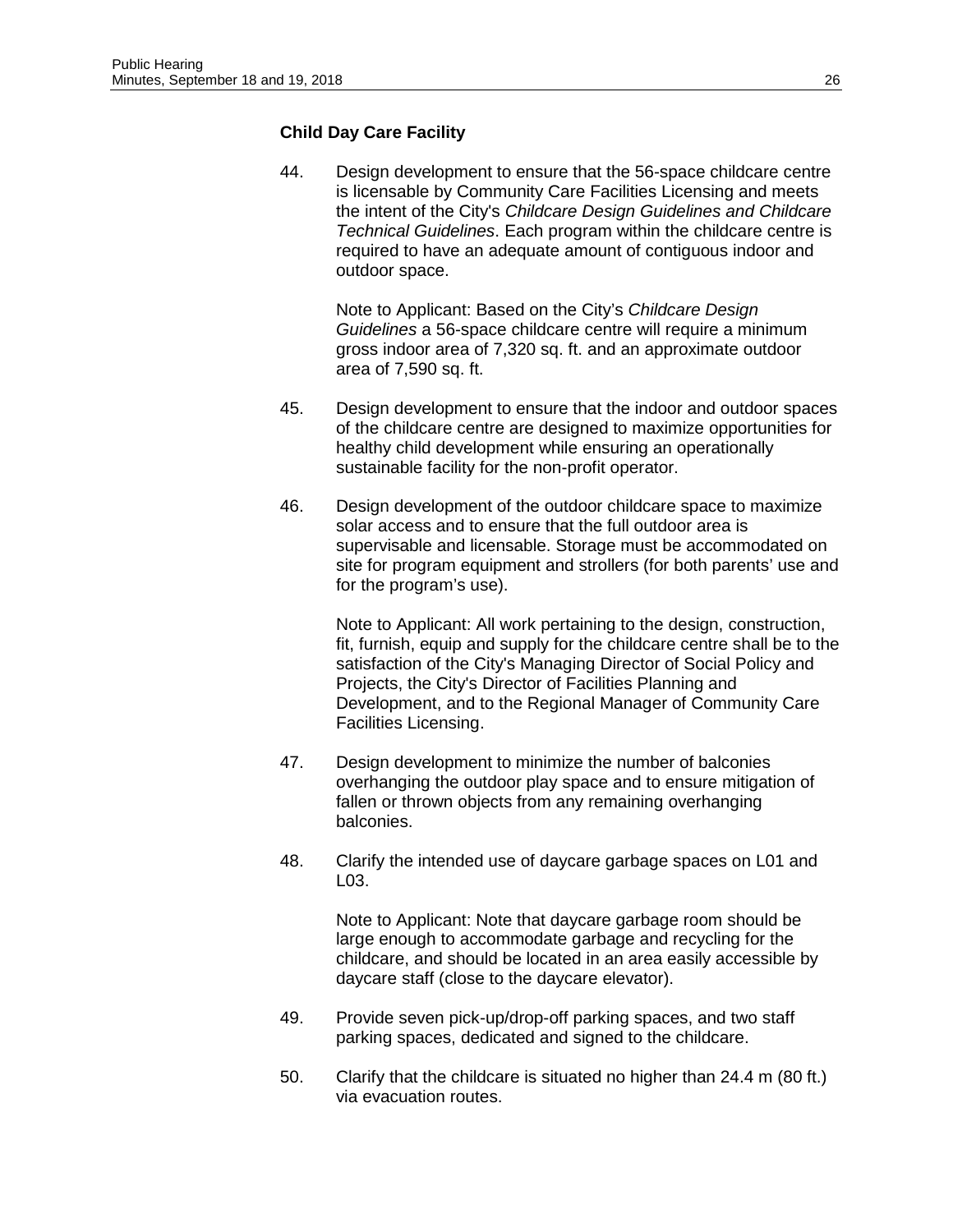**Child Day Care Facility**

44. Design development to ensure that the 56-space childcare centre is licensable by Community Care Facilities Licensing and meets the intent of the City's *Childcare Design Guidelines and Childcare Technical Guidelines*. Each program within the childcare centre is required to have an adequate amount of contiguous indoor and outdoor space.

    Note to Applicant: Based on the City's *Childcare Design Guidelines* a 56-space childcare centre will require a minimum gross indoor area of 7,320 sq. ft. and an approximate outdoor area of 7,590 sq. ft.

45. Design development to ensure that the indoor and outdoor spaces of the childcare centre are designed to maximize opportunities for healthy child development while ensuring an operationally sustainable facility for the non-profit operator.

46. Design development of the outdoor childcare space to maximize solar access and to ensure that the full outdoor area is supervisable and licensable. Storage must be accommodated on site for program equipment and strollers (for both parents' use and for the program's use).

    Note to Applicant: All work pertaining to the design, construction, fit, furnish, equip and supply for the childcare centre shall be to the satisfaction of the City's Managing Director of Social Policy and Projects, the City's Director of Facilities Planning and Development, and to the Regional Manager of Community Care Facilities Licensing.

47. Design development to minimize the number of balconies overhanging the outdoor play space and to ensure mitigation of fallen or thrown objects from any remaining overhanging balconies.

48. Clarify the intended use of daycare garbage spaces on L01 and L03.

    Note to Applicant: Note that daycare garbage room should be large enough to accommodate garbage and recycling for the childcare, and should be located in an area easily accessible by daycare staff (close to the daycare elevator).

49. Provide seven pick-up/drop-off parking spaces, and two staff parking spaces, dedicated and signed to the childcare.

50. Clarify that the childcare is situated no higher than 24.4 m (80 ft.) via evacuation routes.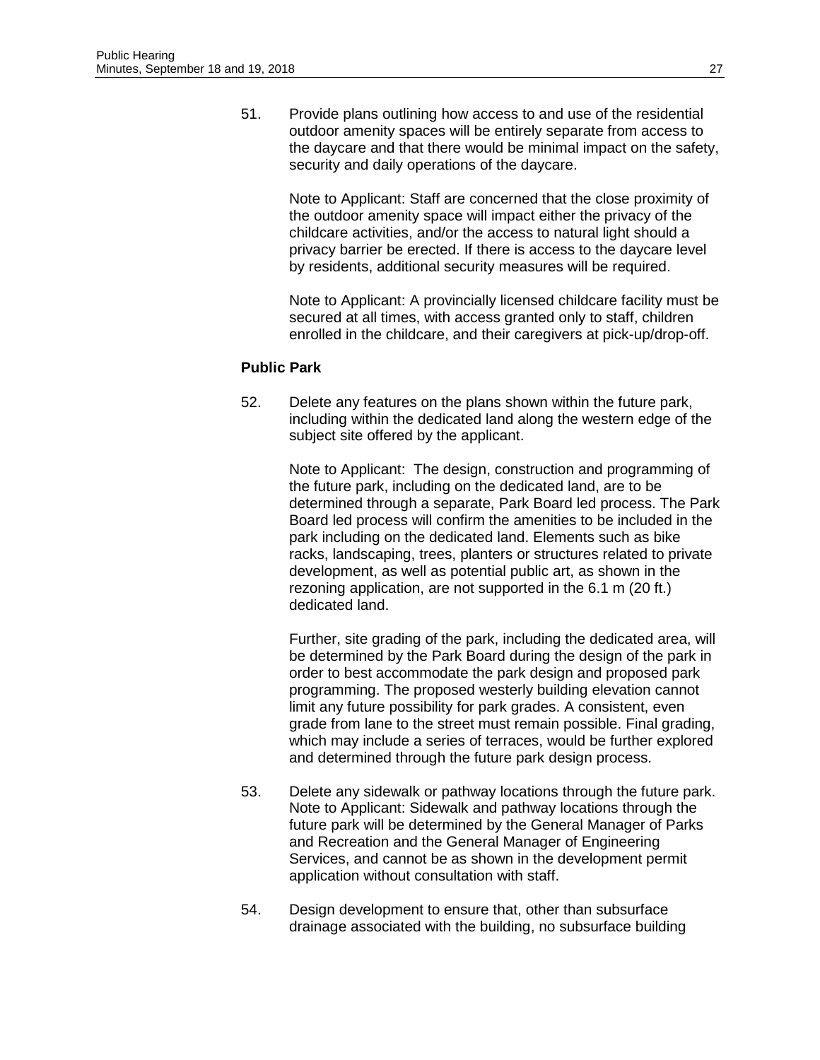51. Provide plans outlining how access to and use of the residential outdoor amenity spaces will be entirely separate from access to the daycare and that there would be minimal impact on the safety, security and daily operations of the daycare.

    Note to Applicant: Staff are concerned that the close proximity of the outdoor amenity space will impact either the privacy of the childcare activities, and/or the access to natural light should a privacy barrier be erected. If there is access to the daycare level by residents, additional security measures will be required.

    Note to Applicant: A provincially licensed childcare facility must be secured at all times, with access granted only to staff, children enrolled in the childcare, and their caregivers at pick-up/drop-off.

**Public Park**

52. Delete any features on the plans shown within the future park, including within the dedicated land along the western edge of the subject site offered by the applicant.

    Note to Applicant: The design, construction and programming of the future park, including on the dedicated land, are to be determined through a separate, Park Board led process. The Park Board led process will confirm the amenities to be included in the park including on the dedicated land. Elements such as bike racks, landscaping, trees, planters or structures related to private development, as well as potential public art, as shown in the rezoning application, are not supported in the 6.1 m (20 ft.) dedicated land.

    Further, site grading of the park, including the dedicated area, will be determined by the Park Board during the design of the park in order to best accommodate the park design and proposed park programming. The proposed westerly building elevation cannot limit any future possibility for park grades. A consistent, even grade from lane to the street must remain possible. Final grading, which may include a series of terraces, would be further explored and determined through the future park design process.

53. Delete any sidewalk or pathway locations through the future park. Note to Applicant: Sidewalk and pathway locations through the future park will be determined by the General Manager of Parks and Recreation and the General Manager of Engineering Services, and cannot be as shown in the development permit application without consultation with staff.

54. Design development to ensure that, other than subsurface drainage associated with the building, no subsurface building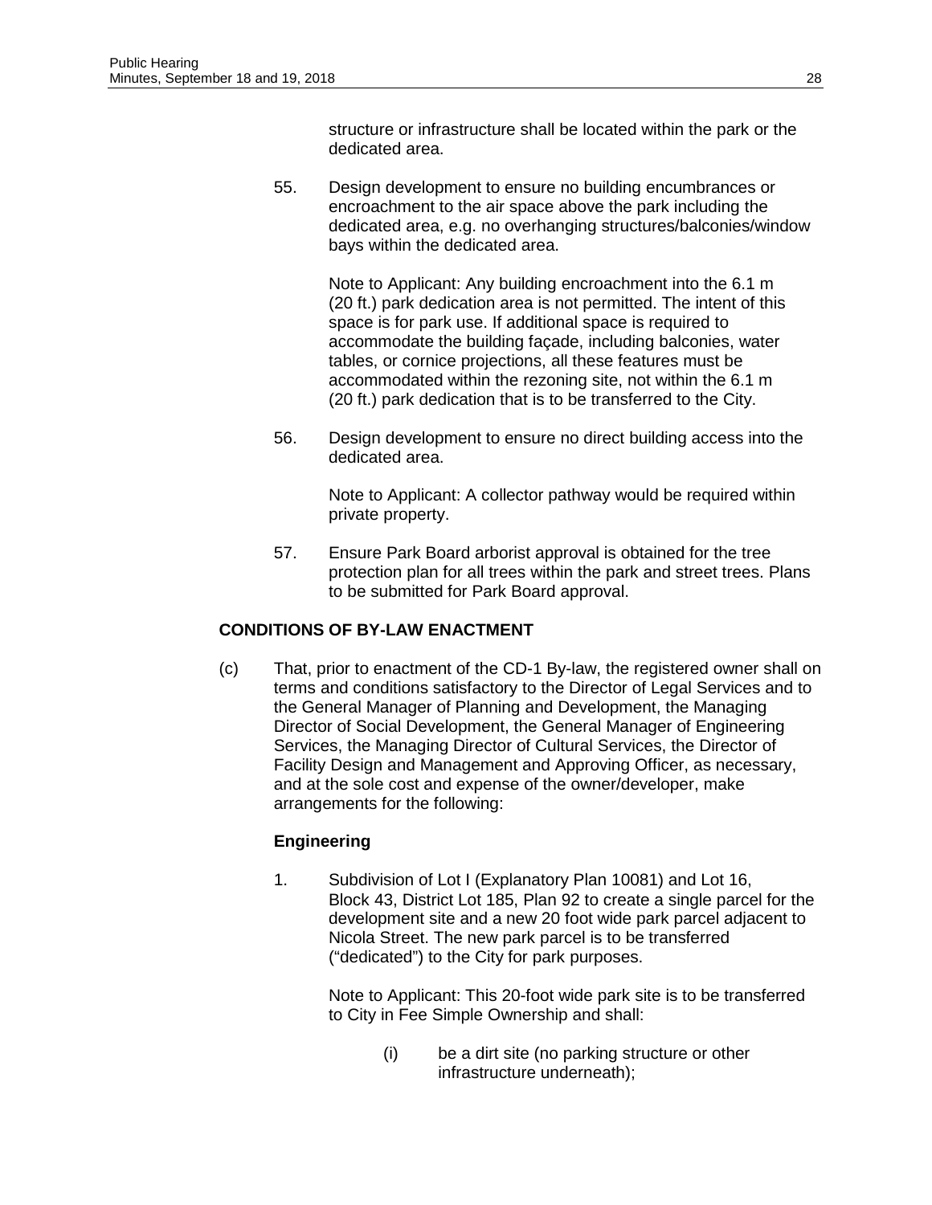structure or infrastructure shall be located within the park or the dedicated area.

55. Design development to ensure no building encumbrances or encroachment to the air space above the park including the dedicated area, e.g. no overhanging structures/balconies/window bays within the dedicated area.

    Note to Applicant: Any building encroachment into the 6.1 m (20 ft.) park dedication area is not permitted. The intent of this space is for park use. If additional space is required to accommodate the building façade, including balconies, water tables, or cornice projections, all these features must be accommodated within the rezoning site, not within the 6.1 m (20 ft.) park dedication that is to be transferred to the City.

56. Design development to ensure no direct building access into the dedicated area.

    Note to Applicant: A collector pathway would be required within private property.

57. Ensure Park Board arborist approval is obtained for the tree protection plan for all trees within the park and street trees. Plans to be submitted for Park Board approval.

**CONDITIONS OF BY-LAW ENACTMENT**

(c) That, prior to enactment of the CD-1 By-law, the registered owner shall on terms and conditions satisfactory to the Director of Legal Services and to the General Manager of Planning and Development, the Managing Director of Social Development, the General Manager of Engineering Services, the Managing Director of Cultural Services, the Director of Facility Design and Management and Approving Officer, as necessary, and at the sole cost and expense of the owner/developer, make arrangements for the following:

**Engineering**

1. Subdivision of Lot I (Explanatory Plan 10081) and Lot 16, Block 43, District Lot 185, Plan 92 to create a single parcel for the development site and a new 20 foot wide park parcel adjacent to Nicola Street. The new park parcel is to be transferred ("dedicated") to the City for park purposes.

   Note to Applicant: This 20-foot wide park site is to be transferred to City in Fee Simple Ownership and shall:

   (i) be a dirt site (no parking structure or other infrastructure underneath);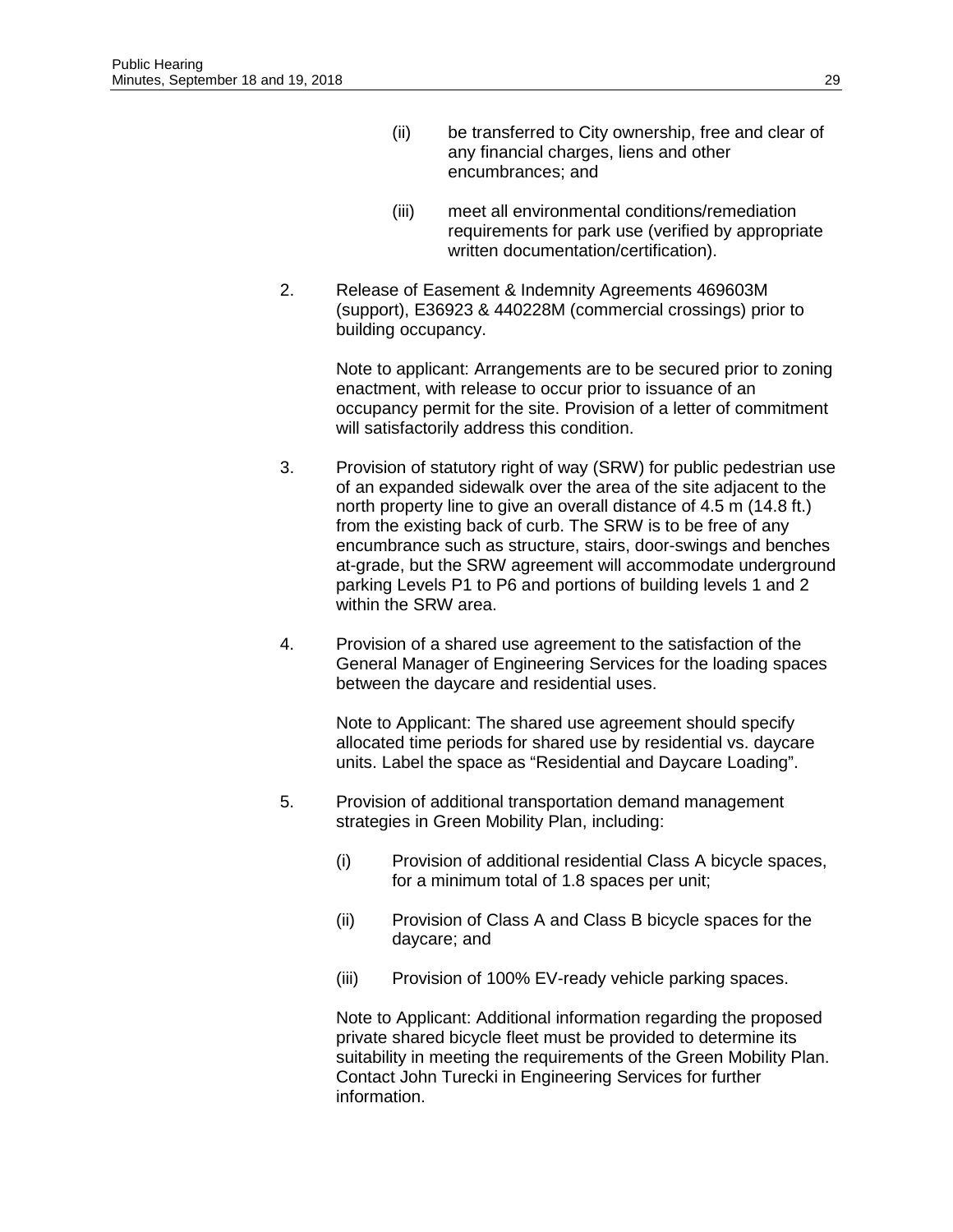(ii) be transferred to City ownership, free and clear of any financial charges, liens and other encumbrances; and

(iii) meet all environmental conditions/remediation requirements for park use (verified by appropriate written documentation/certification).

2. Release of Easement & Indemnity Agreements 469603M (support), E36923 & 440228M (commercial crossings) prior to building occupancy.

   Note to applicant: Arrangements are to be secured prior to zoning enactment, with release to occur prior to issuance of an occupancy permit for the site. Provision of a letter of commitment will satisfactorily address this condition.

3. Provision of statutory right of way (SRW) for public pedestrian use of an expanded sidewalk over the area of the site adjacent to the north property line to give an overall distance of 4.5 m (14.8 ft.) from the existing back of curb. The SRW is to be free of any encumbrance such as structure, stairs, door-swings and benches at-grade, but the SRW agreement will accommodate underground parking Levels P1 to P6 and portions of building levels 1 and 2 within the SRW area.

4. Provision of a shared use agreement to the satisfaction of the General Manager of Engineering Services for the loading spaces between the daycare and residential uses.

   Note to Applicant: The shared use agreement should specify allocated time periods for shared use by residential vs. daycare units. Label the space as "Residential and Daycare Loading".

5. Provision of additional transportation demand management strategies in Green Mobility Plan, including:

   (i) Provision of additional residential Class A bicycle spaces, for a minimum total of 1.8 spaces per unit;

   (ii) Provision of Class A and Class B bicycle spaces for the daycare; and

   (iii) Provision of 100% EV-ready vehicle parking spaces.

   Note to Applicant: Additional information regarding the proposed private shared bicycle fleet must be provided to determine its suitability in meeting the requirements of the Green Mobility Plan. Contact John Turecki in Engineering Services for further information.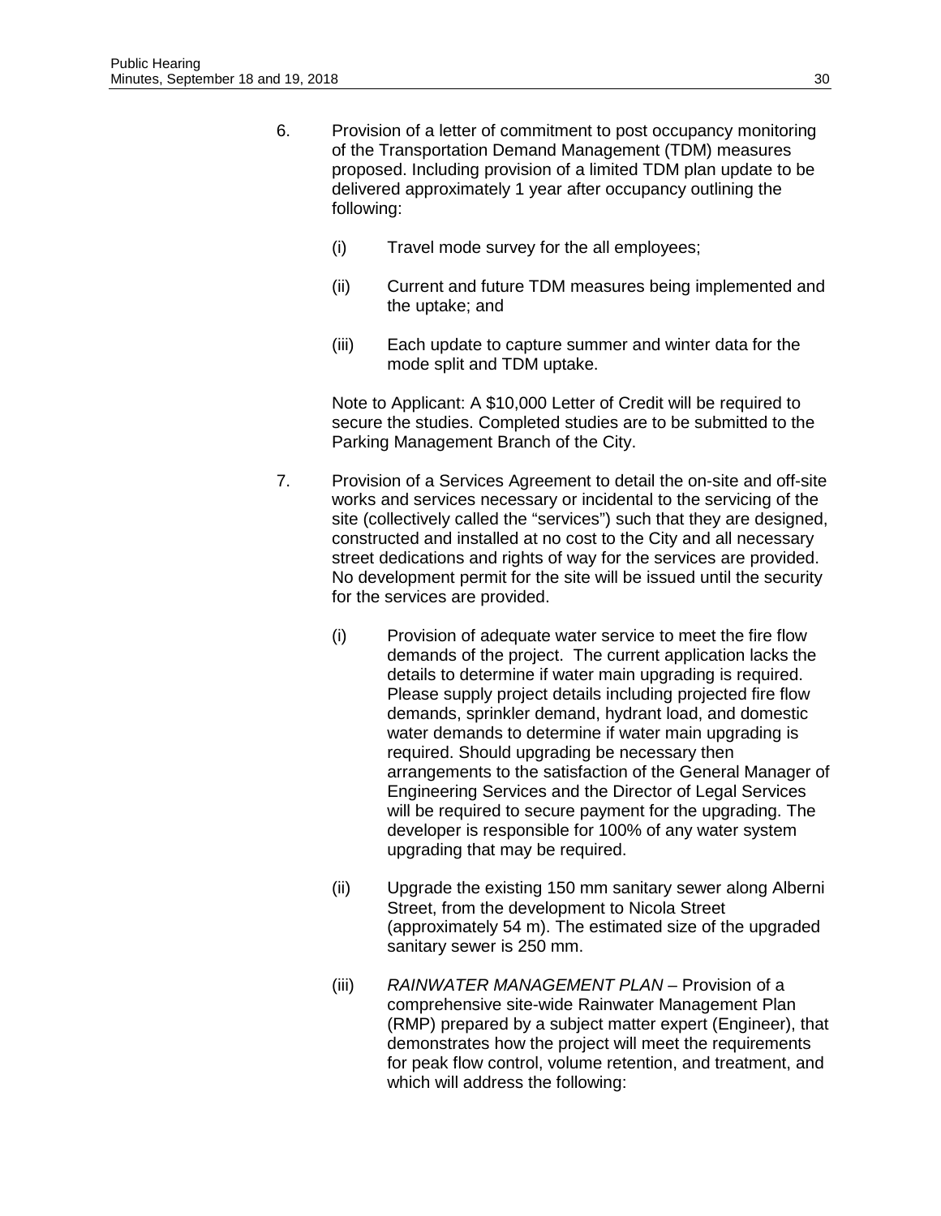6. Provision of a letter of commitment to post occupancy monitoring of the Transportation Demand Management (TDM) measures proposed. Including provision of a limited TDM plan update to be delivered approximately 1 year after occupancy outlining the following:

   (i) Travel mode survey for the all employees;

   (ii) Current and future TDM measures being implemented and the uptake; and

   (iii) Each update to capture summer and winter data for the mode split and TDM uptake.

   Note to Applicant: A $10,000 Letter of Credit will be required to secure the studies. Completed studies are to be submitted to the Parking Management Branch of the City.

7. Provision of a Services Agreement to detail the on-site and off-site works and services necessary or incidental to the servicing of the site (collectively called the "services") such that they are designed, constructed and installed at no cost to the City and all necessary street dedications and rights of way for the services are provided. No development permit for the site will be issued until the security for the services are provided.

   (i) Provision of adequate water service to meet the fire flow demands of the project. The current application lacks the details to determine if water main upgrading is required. Please supply project details including projected fire flow demands, sprinkler demand, hydrant load, and domestic water demands to determine if water main upgrading is required. Should upgrading be necessary then arrangements to the satisfaction of the General Manager of Engineering Services and the Director of Legal Services will be required to secure payment for the upgrading. The developer is responsible for 100% of any water system upgrading that may be required.

   (ii) Upgrade the existing 150 mm sanitary sewer along Alberni Street, from the development to Nicola Street (approximately 54 m). The estimated size of the upgraded sanitary sewer is 250 mm.

   (iii) *RAINWATER MANAGEMENT PLAN* – Provision of a comprehensive site-wide Rainwater Management Plan (RMP) prepared by a subject matter expert (Engineer), that demonstrates how the project will meet the requirements for peak flow control, volume retention, and treatment, and which will address the following: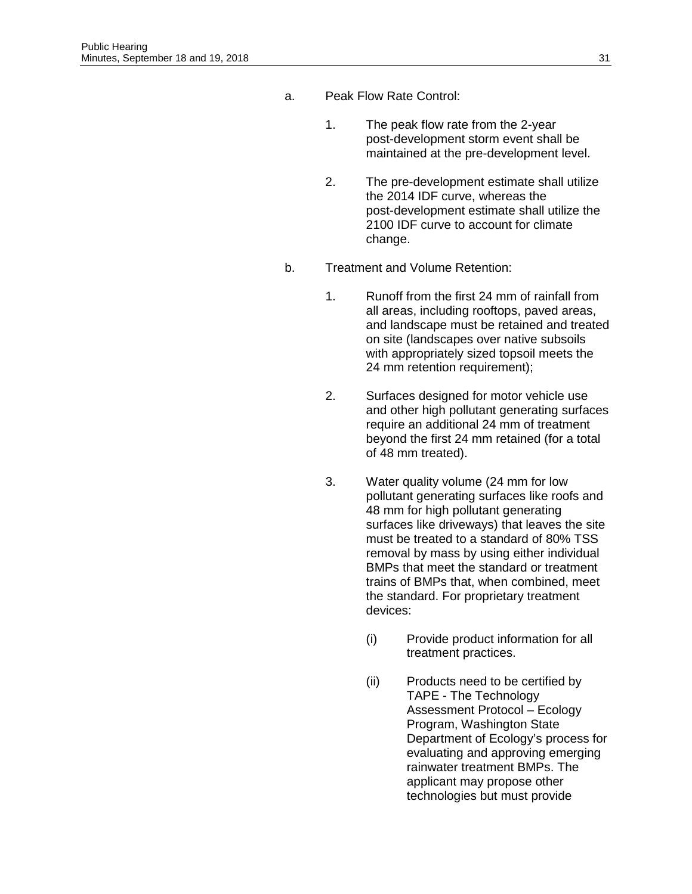a. Peak Flow Rate Control:

   1. The peak flow rate from the 2-year post-development storm event shall be maintained at the pre-development level.

   2. The pre-development estimate shall utilize the 2014 IDF curve, whereas the post-development estimate shall utilize the 2100 IDF curve to account for climate change.

b. Treatment and Volume Retention:

   1. Runoff from the first 24 mm of rainfall from all areas, including rooftops, paved areas, and landscape must be retained and treated on site (landscapes over native subsoils with appropriately sized topsoil meets the 24 mm retention requirement);

   2. Surfaces designed for motor vehicle use and other high pollutant generating surfaces require an additional 24 mm of treatment beyond the first 24 mm retained (for a total of 48 mm treated).

   3. Water quality volume (24 mm for low pollutant generating surfaces like roofs and 48 mm for high pollutant generating surfaces like driveways) that leaves the site must be treated to a standard of 80% TSS removal by mass by using either individual BMPs that meet the standard or treatment trains of BMPs that, when combined, meet the standard. For proprietary treatment devices:

      (i) Provide product information for all treatment practices.

      (ii) Products need to be certified by TAPE - The Technology Assessment Protocol – Ecology Program, Washington State Department of Ecology's process for evaluating and approving emerging rainwater treatment BMPs. The applicant may propose other technologies but must provide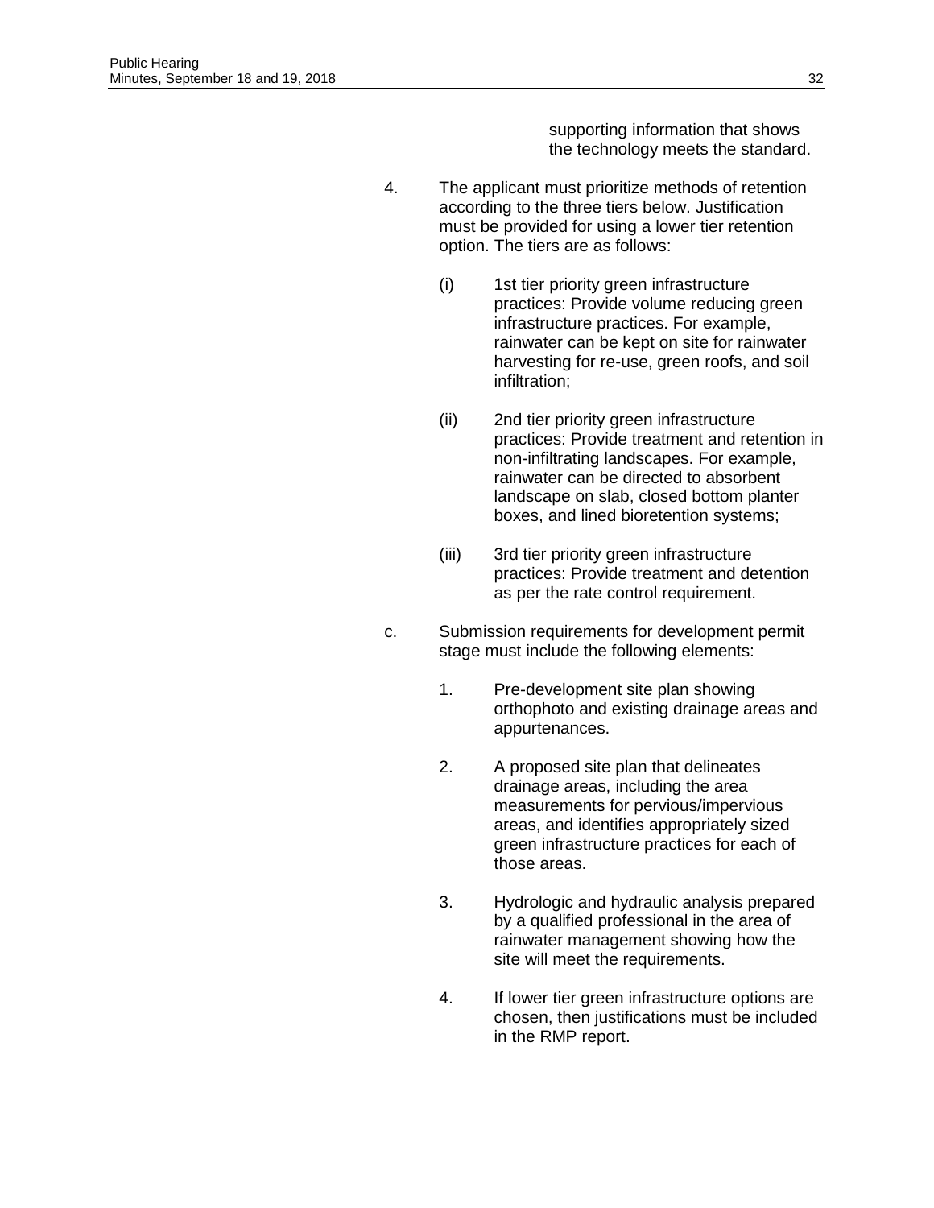supporting information that shows the technology meets the standard.

4. The applicant must prioritize methods of retention according to the three tiers below. Justification must be provided for using a lower tier retention option. The tiers are as follows:

   (i) 1st tier priority green infrastructure practices: Provide volume reducing green infrastructure practices. For example, rainwater can be kept on site for rainwater harvesting for re-use, green roofs, and soil infiltration;

   (ii) 2nd tier priority green infrastructure practices: Provide treatment and retention in non-infiltrating landscapes. For example, rainwater can be directed to absorbent landscape on slab, closed bottom planter boxes, and lined bioretention systems;

   (iii) 3rd tier priority green infrastructure practices: Provide treatment and detention as per the rate control requirement.

c. Submission requirements for development permit stage must include the following elements:

   1. Pre-development site plan showing orthophoto and existing drainage areas and appurtenances.

   2. A proposed site plan that delineates drainage areas, including the area measurements for pervious/impervious areas, and identifies appropriately sized green infrastructure practices for each of those areas.

   3. Hydrologic and hydraulic analysis prepared by a qualified professional in the area of rainwater management showing how the site will meet the requirements.

   4. If lower tier green infrastructure options are chosen, then justifications must be included in the RMP report.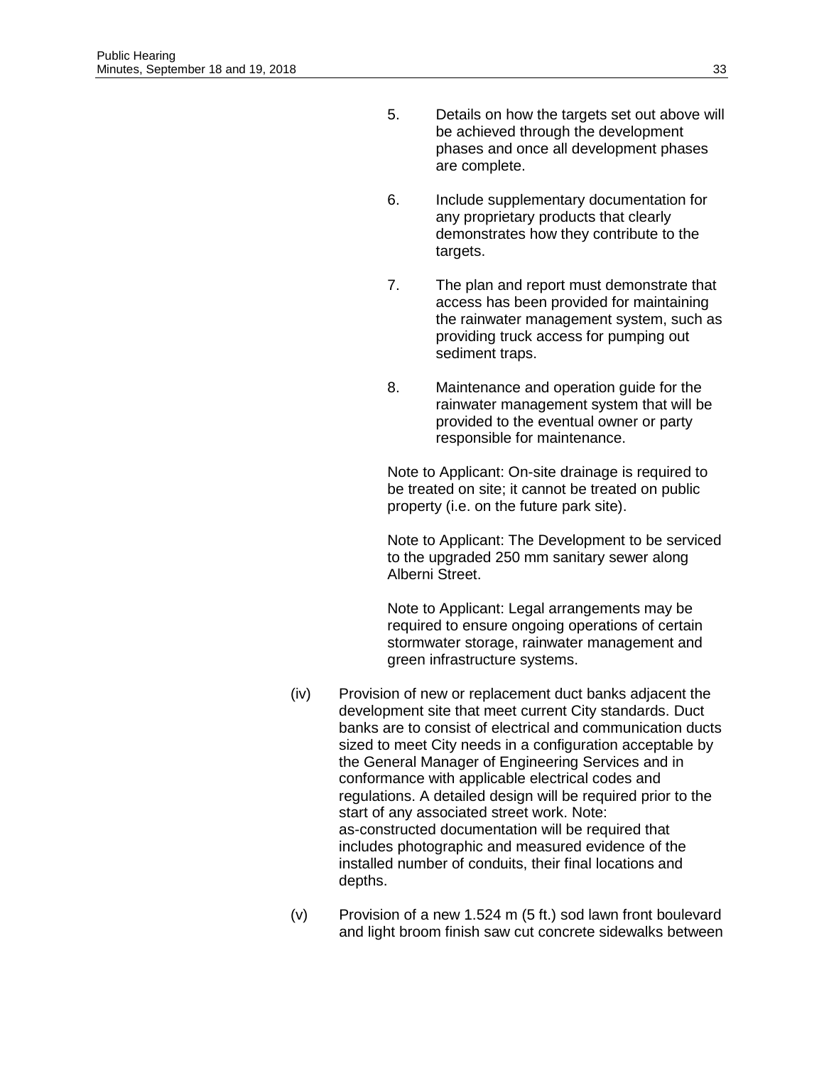5. Details on how the targets set out above will be achieved through the development phases and once all development phases are complete.

6. Include supplementary documentation for any proprietary products that clearly demonstrates how they contribute to the targets.

7. The plan and report must demonstrate that access has been provided for maintaining the rainwater management system, such as providing truck access for pumping out sediment traps.

8. Maintenance and operation guide for the rainwater management system that will be provided to the eventual owner or party responsible for maintenance.

Note to Applicant: On-site drainage is required to be treated on site; it cannot be treated on public property (i.e. on the future park site).

Note to Applicant: The Development to be serviced to the upgraded 250 mm sanitary sewer along Alberni Street.

Note to Applicant: Legal arrangements may be required to ensure ongoing operations of certain stormwater storage, rainwater management and green infrastructure systems.

(iv) Provision of new or replacement duct banks adjacent the development site that meet current City standards. Duct banks are to consist of electrical and communication ducts sized to meet City needs in a configuration acceptable by the General Manager of Engineering Services and in conformance with applicable electrical codes and regulations. A detailed design will be required prior to the start of any associated street work. Note: as-constructed documentation will be required that includes photographic and measured evidence of the installed number of conduits, their final locations and depths.

(v) Provision of a new 1.524 m (5 ft.) sod lawn front boulevard and light broom finish saw cut concrete sidewalks between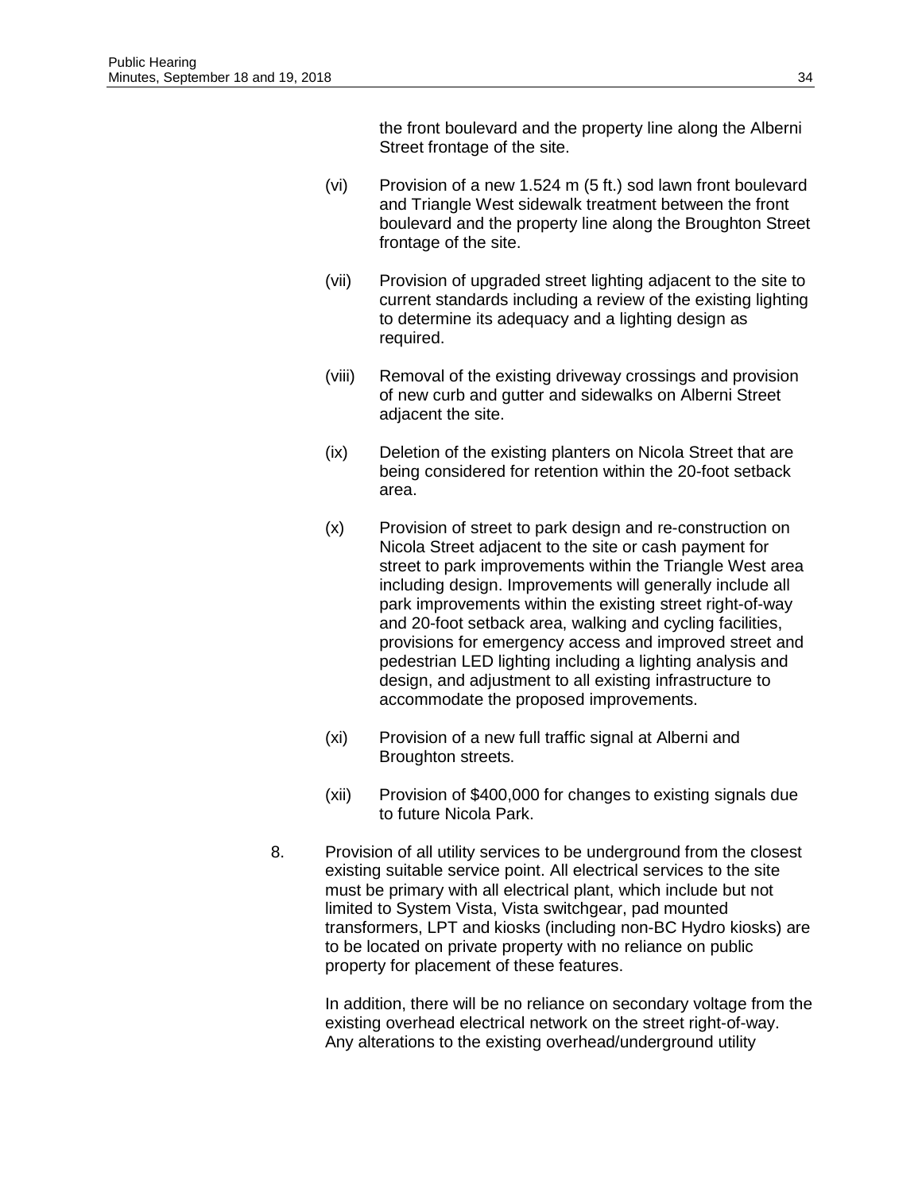the front boulevard and the property line along the Alberni Street frontage of the site.

(vi) Provision of a new 1.524 m (5 ft.) sod lawn front boulevard and Triangle West sidewalk treatment between the front boulevard and the property line along the Broughton Street frontage of the site.

(vii) Provision of upgraded street lighting adjacent to the site to current standards including a review of the existing lighting to determine its adequacy and a lighting design as required.

(viii) Removal of the existing driveway crossings and provision of new curb and gutter and sidewalks on Alberni Street adjacent the site.

(ix) Deletion of the existing planters on Nicola Street that are being considered for retention within the 20-foot setback area.

(x) Provision of street to park design and re-construction on Nicola Street adjacent to the site or cash payment for street to park improvements within the Triangle West area including design. Improvements will generally include all park improvements within the existing street right-of-way and 20-foot setback area, walking and cycling facilities, provisions for emergency access and improved street and pedestrian LED lighting including a lighting analysis and design, and adjustment to all existing infrastructure to accommodate the proposed improvements.

(xi) Provision of a new full traffic signal at Alberni and Broughton streets.

(xii) Provision of $400,000 for changes to existing signals due to future Nicola Park.

8. Provision of all utility services to be underground from the closest existing suitable service point. All electrical services to the site must be primary with all electrical plant, which include but not limited to System Vista, Vista switchgear, pad mounted transformers, LPT and kiosks (including non-BC Hydro kiosks) are to be located on private property with no reliance on public property for placement of these features.

   In addition, there will be no reliance on secondary voltage from the existing overhead electrical network on the street right-of-way. Any alterations to the existing overhead/underground utility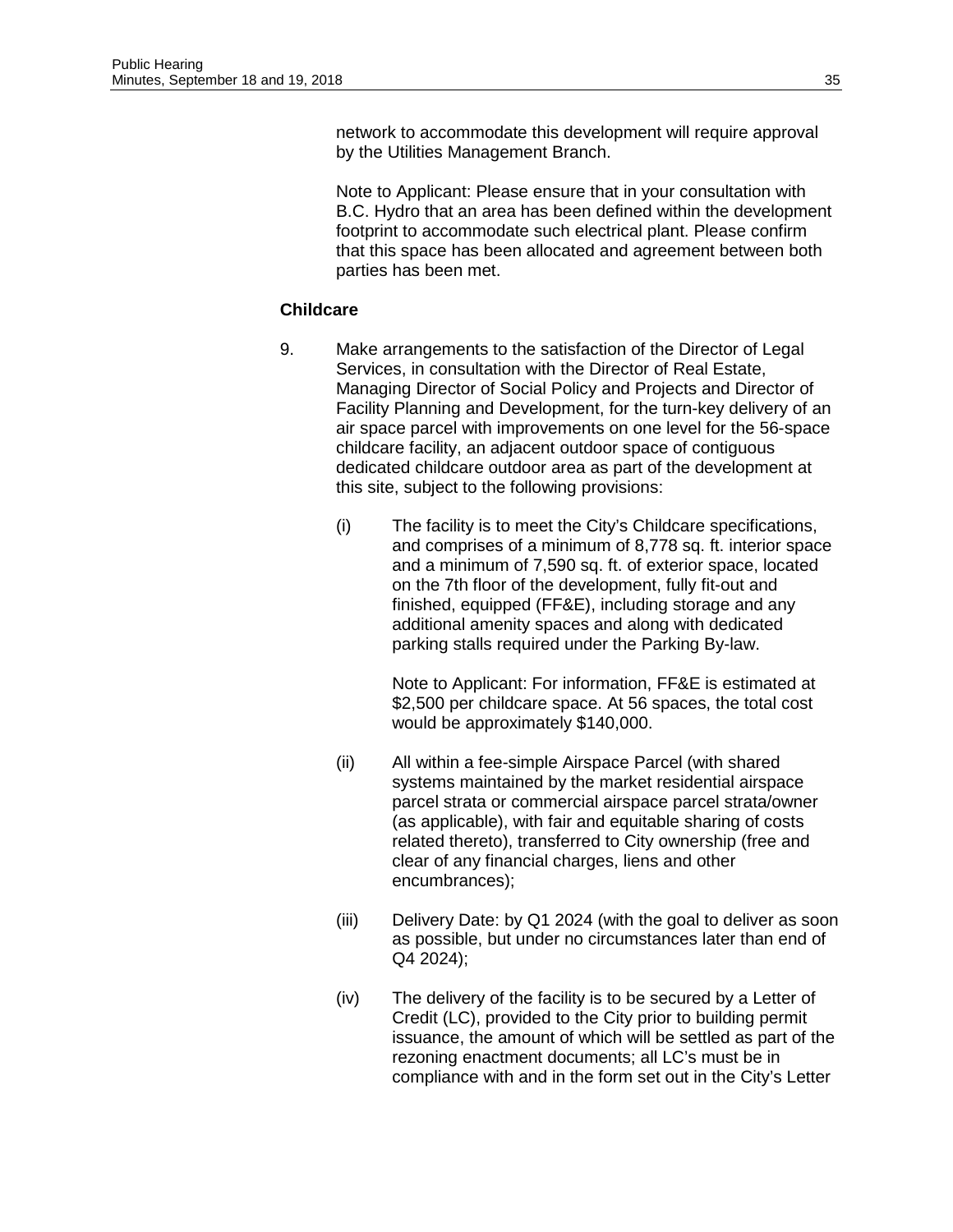network to accommodate this development will require approval by the Utilities Management Branch.

Note to Applicant: Please ensure that in your consultation with B.C. Hydro that an area has been defined within the development footprint to accommodate such electrical plant. Please confirm that this space has been allocated and agreement between both parties has been met.

**Childcare**

9. Make arrangements to the satisfaction of the Director of Legal Services, in consultation with the Director of Real Estate, Managing Director of Social Policy and Projects and Director of Facility Planning and Development, for the turn-key delivery of an air space parcel with improvements on one level for the 56-space childcare facility, an adjacent outdoor space of contiguous dedicated childcare outdoor area as part of the development at this site, subject to the following provisions:

   (i) The facility is to meet the City's Childcare specifications, and comprises of a minimum of 8,778 sq. ft. interior space and a minimum of 7,590 sq. ft. of exterior space, located on the 7th floor of the development, fully fit-out and finished, equipped (FF&E), including storage and any additional amenity spaces and along with dedicated parking stalls required under the Parking By-law.

   Note to Applicant: For information, FF&E is estimated at $2,500 per childcare space. At 56 spaces, the total cost would be approximately $140,000.

   (ii) All within a fee-simple Airspace Parcel (with shared systems maintained by the market residential airspace parcel strata or commercial airspace parcel strata/owner (as applicable), with fair and equitable sharing of costs related thereto), transferred to City ownership (free and clear of any financial charges, liens and other encumbrances);

   (iii) Delivery Date: by Q1 2024 (with the goal to deliver as soon as possible, but under no circumstances later than end of Q4 2024);

   (iv) The delivery of the facility is to be secured by a Letter of Credit (LC), provided to the City prior to building permit issuance, the amount of which will be settled as part of the rezoning enactment documents; all LC's must be in compliance with and in the form set out in the City's Letter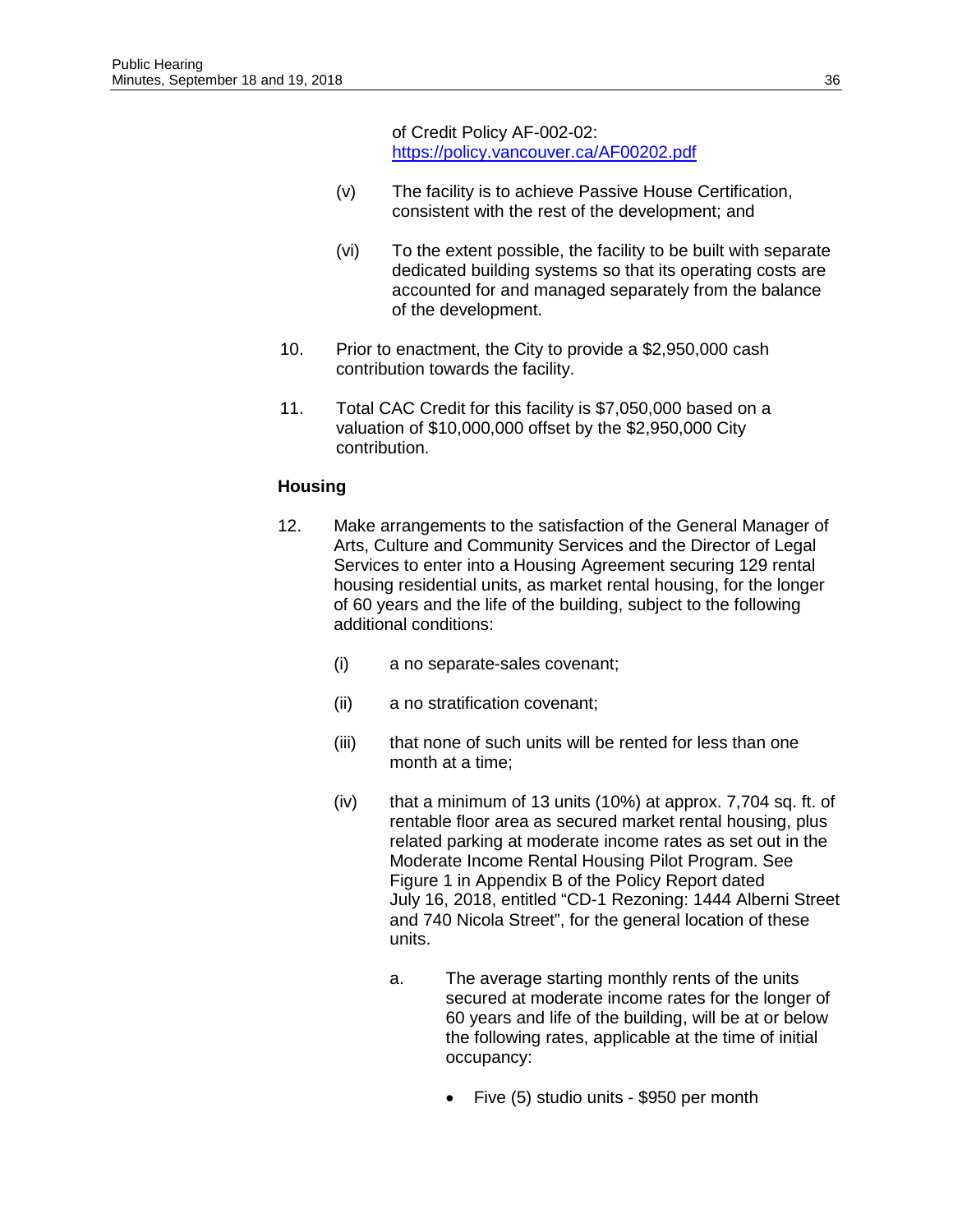of Credit Policy AF-002-02: [https://policy.vancouver.ca/AF00202.pdf](https://policy.vancouver.ca/AF00202.pdf)

(v) The facility is to achieve Passive House Certification, consistent with the rest of the development; and

(vi) To the extent possible, the facility to be built with separate dedicated building systems so that its operating costs are accounted for and managed separately from the balance of the development.

10. Prior to enactment, the City to provide a $2,950,000 cash contribution towards the facility.

11. Total CAC Credit for this facility is $7,050,000 based on a valuation of $10,000,000 offset by the $2,950,000 City contribution.

**Housing**

12. Make arrangements to the satisfaction of the General Manager of Arts, Culture and Community Services and the Director of Legal Services to enter into a Housing Agreement securing 129 rental housing residential units, as market rental housing, for the longer of 60 years and the life of the building, subject to the following additional conditions:

    (i) a no separate-sales covenant;

    (ii) a no stratification covenant;

    (iii) that none of such units will be rented for less than one month at a time;

    (iv) that a minimum of 13 units (10%) at approx. 7,704 sq. ft. of rentable floor area as secured market rental housing, plus related parking at moderate income rates as set out in the Moderate Income Rental Housing Pilot Program. See Figure 1 in Appendix B of the Policy Report dated July 16, 2018, entitled "CD-1 Rezoning: 1444 Alberni Street and 740 Nicola Street", for the general location of these units.

        a. The average starting monthly rents of the units secured at moderate income rates for the longer of 60 years and life of the building, will be at or below the following rates, applicable at the time of initial occupancy:

            - Five (5) studio units - $950 per month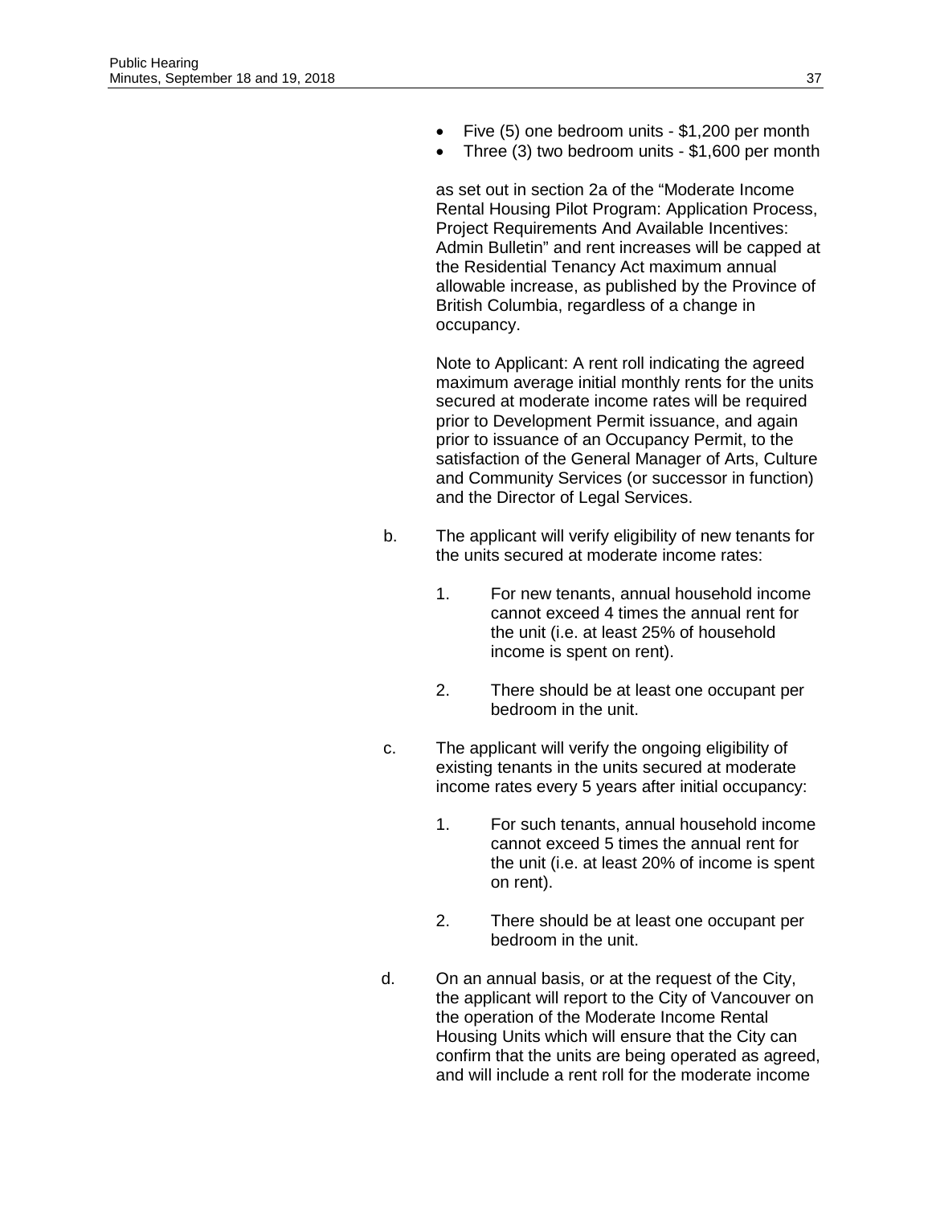- Five (5) one bedroom units - $1,200 per month
- Three (3) two bedroom units - $1,600 per month

as set out in section 2a of the “Moderate Income Rental Housing Pilot Program: Application Process, Project Requirements And Available Incentives: Admin Bulletin” and rent increases will be capped at the Residential Tenancy Act maximum annual allowable increase, as published by the Province of British Columbia, regardless of a change in occupancy.

Note to Applicant: A rent roll indicating the agreed maximum average initial monthly rents for the units secured at moderate income rates will be required prior to Development Permit issuance, and again prior to issuance of an Occupancy Permit, to the satisfaction of the General Manager of Arts, Culture and Community Services (or successor in function) and the Director of Legal Services.

b. The applicant will verify eligibility of new tenants for the units secured at moderate income rates:

   1. For new tenants, annual household income cannot exceed 4 times the annual rent for the unit (i.e. at least 25% of household income is spent on rent).

   2. There should be at least one occupant per bedroom in the unit.

c. The applicant will verify the ongoing eligibility of existing tenants in the units secured at moderate income rates every 5 years after initial occupancy:

   1. For such tenants, annual household income cannot exceed 5 times the annual rent for the unit (i.e. at least 20% of income is spent on rent).

   2. There should be at least one occupant per bedroom in the unit.

d. On an annual basis, or at the request of the City, the applicant will report to the City of Vancouver on the operation of the Moderate Income Rental Housing Units which will ensure that the City can confirm that the units are being operated as agreed, and will include a rent roll for the moderate income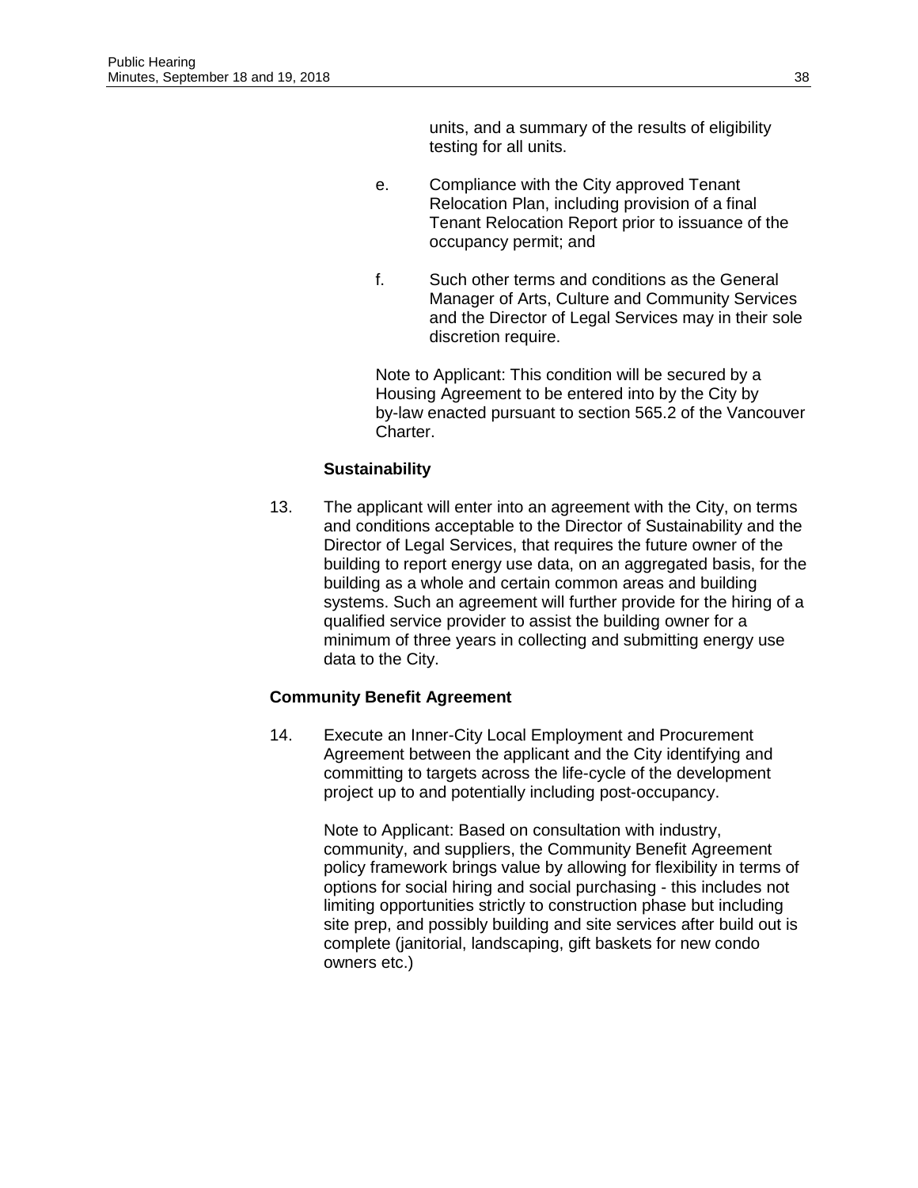units, and a summary of the results of eligibility testing for all units.

e. Compliance with the City approved Tenant Relocation Plan, including provision of a final Tenant Relocation Report prior to issuance of the occupancy permit; and

f. Such other terms and conditions as the General Manager of Arts, Culture and Community Services and the Director of Legal Services may in their sole discretion require.

Note to Applicant: This condition will be secured by a Housing Agreement to be entered into by the City by by-law enacted pursuant to section 565.2 of the Vancouver Charter.

**Sustainability**

13. The applicant will enter into an agreement with the City, on terms and conditions acceptable to the Director of Sustainability and the Director of Legal Services, that requires the future owner of the building to report energy use data, on an aggregated basis, for the building as a whole and certain common areas and building systems. Such an agreement will further provide for the hiring of a qualified service provider to assist the building owner for a minimum of three years in collecting and submitting energy use data to the City.

**Community Benefit Agreement**

14. Execute an Inner-City Local Employment and Procurement Agreement between the applicant and the City identifying and committing to targets across the life-cycle of the development project up to and potentially including post-occupancy.

Note to Applicant: Based on consultation with industry, community, and suppliers, the Community Benefit Agreement policy framework brings value by allowing for flexibility in terms of options for social hiring and social purchasing - this includes not limiting opportunities strictly to construction phase but including site prep, and possibly building and site services after build out is complete (janitorial, landscaping, gift baskets for new condo owners etc.)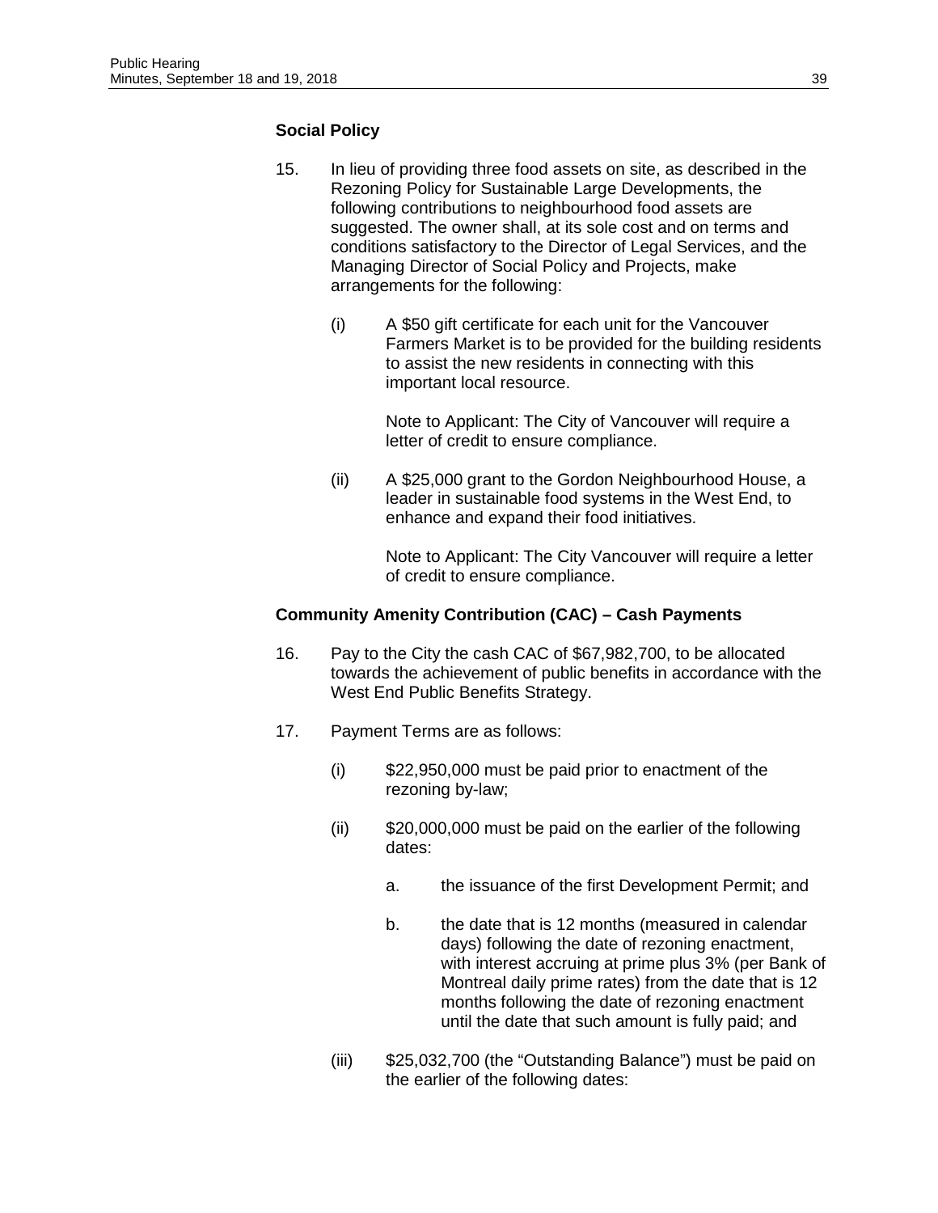**Social Policy**

15. In lieu of providing three food assets on site, as described in the Rezoning Policy for Sustainable Large Developments, the following contributions to neighbourhood food assets are suggested. The owner shall, at its sole cost and on terms and conditions satisfactory to the Director of Legal Services, and the Managing Director of Social Policy and Projects, make arrangements for the following:

    (i) A $50 gift certificate for each unit for the Vancouver Farmers Market is to be provided for the building residents to assist the new residents in connecting with this important local resource.

        Note to Applicant: The City of Vancouver will require a letter of credit to ensure compliance.

    (ii) A $25,000 grant to the Gordon Neighbourhood House, a leader in sustainable food systems in the West End, to enhance and expand their food initiatives.

        Note to Applicant: The City Vancouver will require a letter of credit to ensure compliance.

**Community Amenity Contribution (CAC) – Cash Payments**

16. Pay to the City the cash CAC of $67,982,700, to be allocated towards the achievement of public benefits in accordance with the West End Public Benefits Strategy.

17. Payment Terms are as follows:

    (i) $22,950,000 must be paid prior to enactment of the rezoning by-law;

    (ii) $20,000,000 must be paid on the earlier of the following dates:

        a. the issuance of the first Development Permit; and

        b. the date that is 12 months (measured in calendar days) following the date of rezoning enactment, with interest accruing at prime plus 3% (per Bank of Montreal daily prime rates) from the date that is 12 months following the date of rezoning enactment until the date that such amount is fully paid; and

    (iii) $25,032,700 (the “Outstanding Balance”) must be paid on the earlier of the following dates: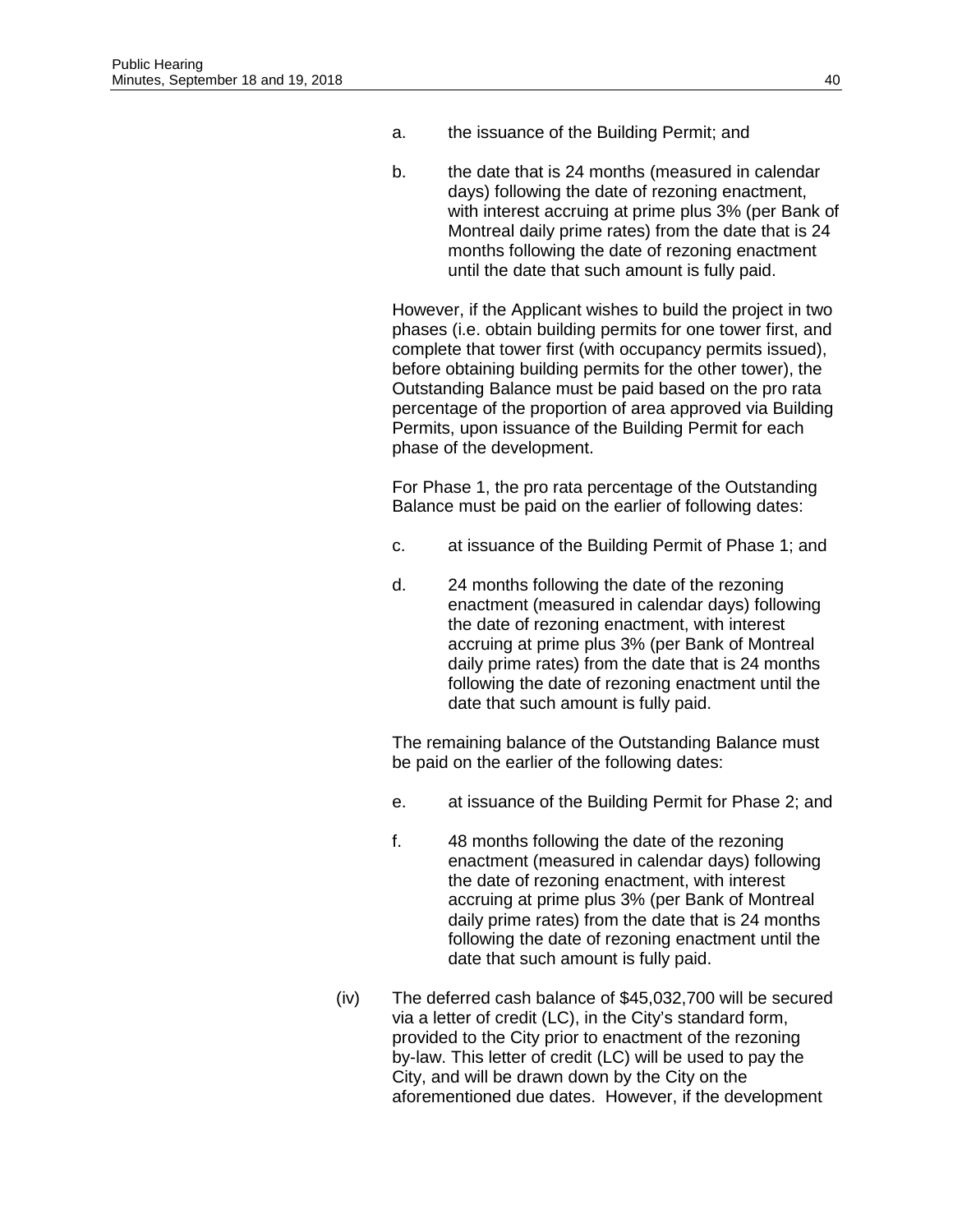a. the issuance of the Building Permit; and

b. the date that is 24 months (measured in calendar days) following the date of rezoning enactment, with interest accruing at prime plus 3% (per Bank of Montreal daily prime rates) from the date that is 24 months following the date of rezoning enactment until the date that such amount is fully paid.

However, if the Applicant wishes to build the project in two phases (i.e. obtain building permits for one tower first, and complete that tower first (with occupancy permits issued), before obtaining building permits for the other tower), the Outstanding Balance must be paid based on the pro rata percentage of the proportion of area approved via Building Permits, upon issuance of the Building Permit for each phase of the development.

For Phase 1, the pro rata percentage of the Outstanding Balance must be paid on the earlier of following dates:

c. at issuance of the Building Permit of Phase 1; and

d. 24 months following the date of the rezoning enactment (measured in calendar days) following the date of rezoning enactment, with interest accruing at prime plus 3% (per Bank of Montreal daily prime rates) from the date that is 24 months following the date of rezoning enactment until the date that such amount is fully paid.

The remaining balance of the Outstanding Balance must be paid on the earlier of the following dates:

e. at issuance of the Building Permit for Phase 2; and

f. 48 months following the date of the rezoning enactment (measured in calendar days) following the date of rezoning enactment, with interest accruing at prime plus 3% (per Bank of Montreal daily prime rates) from the date that is 24 months following the date of rezoning enactment until the date that such amount is fully paid.

(iv) The deferred cash balance of $45,032,700 will be secured via a letter of credit (LC), in the City's standard form, provided to the City prior to enactment of the rezoning by-law. This letter of credit (LC) will be used to pay the City, and will be drawn down by the City on the aforementioned due dates. However, if the development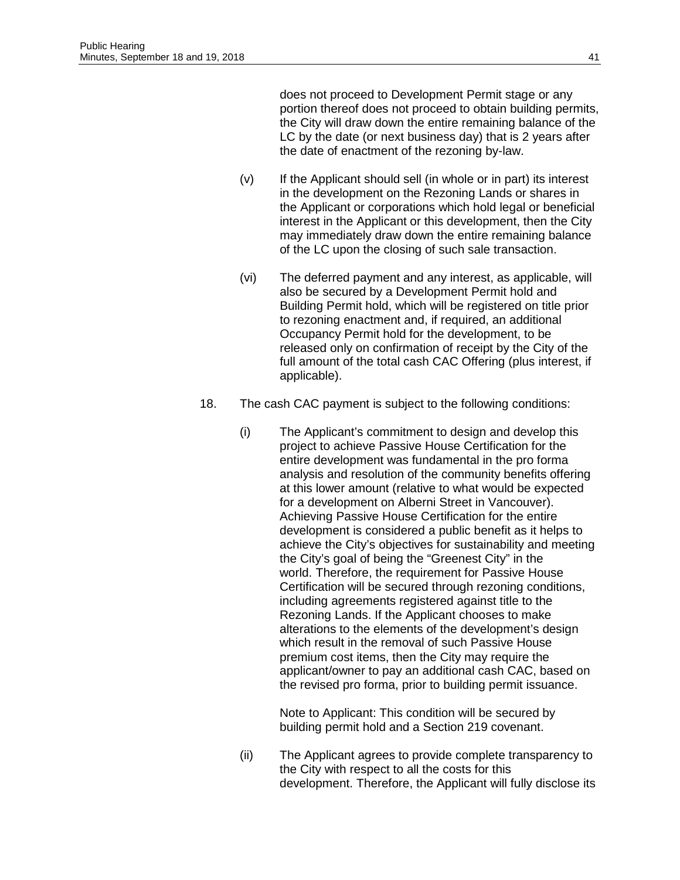does not proceed to Development Permit stage or any portion thereof does not proceed to obtain building permits, the City will draw down the entire remaining balance of the LC by the date (or next business day) that is 2 years after the date of enactment of the rezoning by-law.

(v) If the Applicant should sell (in whole or in part) its interest in the development on the Rezoning Lands or shares in the Applicant or corporations which hold legal or beneficial interest in the Applicant or this development, then the City may immediately draw down the entire remaining balance of the LC upon the closing of such sale transaction.

(vi) The deferred payment and any interest, as applicable, will also be secured by a Development Permit hold and Building Permit hold, which will be registered on title prior to rezoning enactment and, if required, an additional Occupancy Permit hold for the development, to be released only on confirmation of receipt by the City of the full amount of the total cash CAC Offering (plus interest, if applicable).

18. The cash CAC payment is subject to the following conditions:

(i) The Applicant's commitment to design and develop this project to achieve Passive House Certification for the entire development was fundamental in the pro forma analysis and resolution of the community benefits offering at this lower amount (relative to what would be expected for a development on Alberni Street in Vancouver). Achieving Passive House Certification for the entire development is considered a public benefit as it helps to achieve the City's objectives for sustainability and meeting the City's goal of being the "Greenest City" in the world. Therefore, the requirement for Passive House Certification will be secured through rezoning conditions, including agreements registered against title to the Rezoning Lands. If the Applicant chooses to make alterations to the elements of the development's design which result in the removal of such Passive House premium cost items, then the City may require the applicant/owner to pay an additional cash CAC, based on the revised pro forma, prior to building permit issuance.

Note to Applicant: This condition will be secured by building permit hold and a Section 219 covenant.

(ii) The Applicant agrees to provide complete transparency to the City with respect to all the costs for this development. Therefore, the Applicant will fully disclose its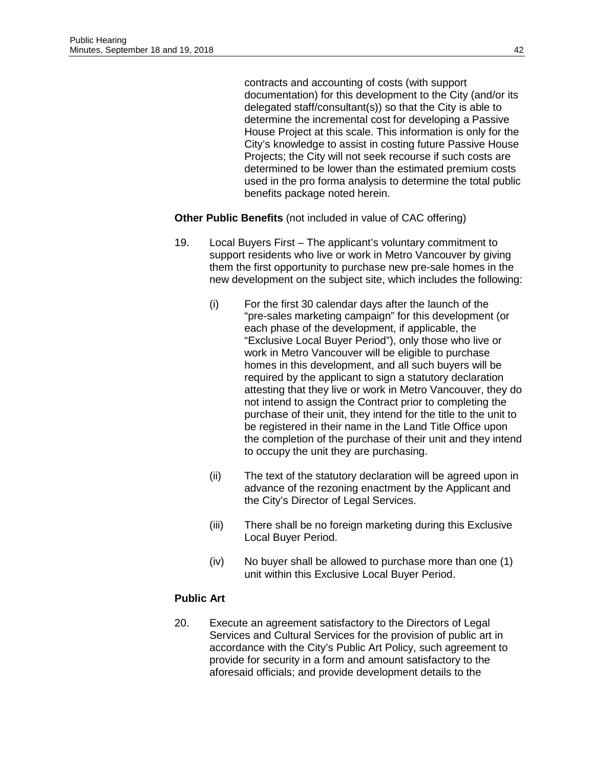contracts and accounting of costs (with support documentation) for this development to the City (and/or its delegated staff/consultant(s)) so that the City is able to determine the incremental cost for developing a Passive House Project at this scale. This information is only for the City's knowledge to assist in costing future Passive House Projects; the City will not seek recourse if such costs are determined to be lower than the estimated premium costs used in the pro forma analysis to determine the total public benefits package noted herein.

**Other Public Benefits** (not included in value of CAC offering)

19. Local Buyers First – The applicant's voluntary commitment to support residents who live or work in Metro Vancouver by giving them the first opportunity to purchase new pre-sale homes in the new development on the subject site, which includes the following:

    (i) For the first 30 calendar days after the launch of the "pre-sales marketing campaign" for this development (or each phase of the development, if applicable, the "Exclusive Local Buyer Period"), only those who live or work in Metro Vancouver will be eligible to purchase homes in this development, and all such buyers will be required by the applicant to sign a statutory declaration attesting that they live or work in Metro Vancouver, they do not intend to assign the Contract prior to completing the purchase of their unit, they intend for the title to the unit to be registered in their name in the Land Title Office upon the completion of the purchase of their unit and they intend to occupy the unit they are purchasing.

    (ii) The text of the statutory declaration will be agreed upon in advance of the rezoning enactment by the Applicant and the City's Director of Legal Services.

    (iii) There shall be no foreign marketing during this Exclusive Local Buyer Period.

    (iv) No buyer shall be allowed to purchase more than one (1) unit within this Exclusive Local Buyer Period.

**Public Art**

20. Execute an agreement satisfactory to the Directors of Legal Services and Cultural Services for the provision of public art in accordance with the City's Public Art Policy, such agreement to provide for security in a form and amount satisfactory to the aforesaid officials; and provide development details to the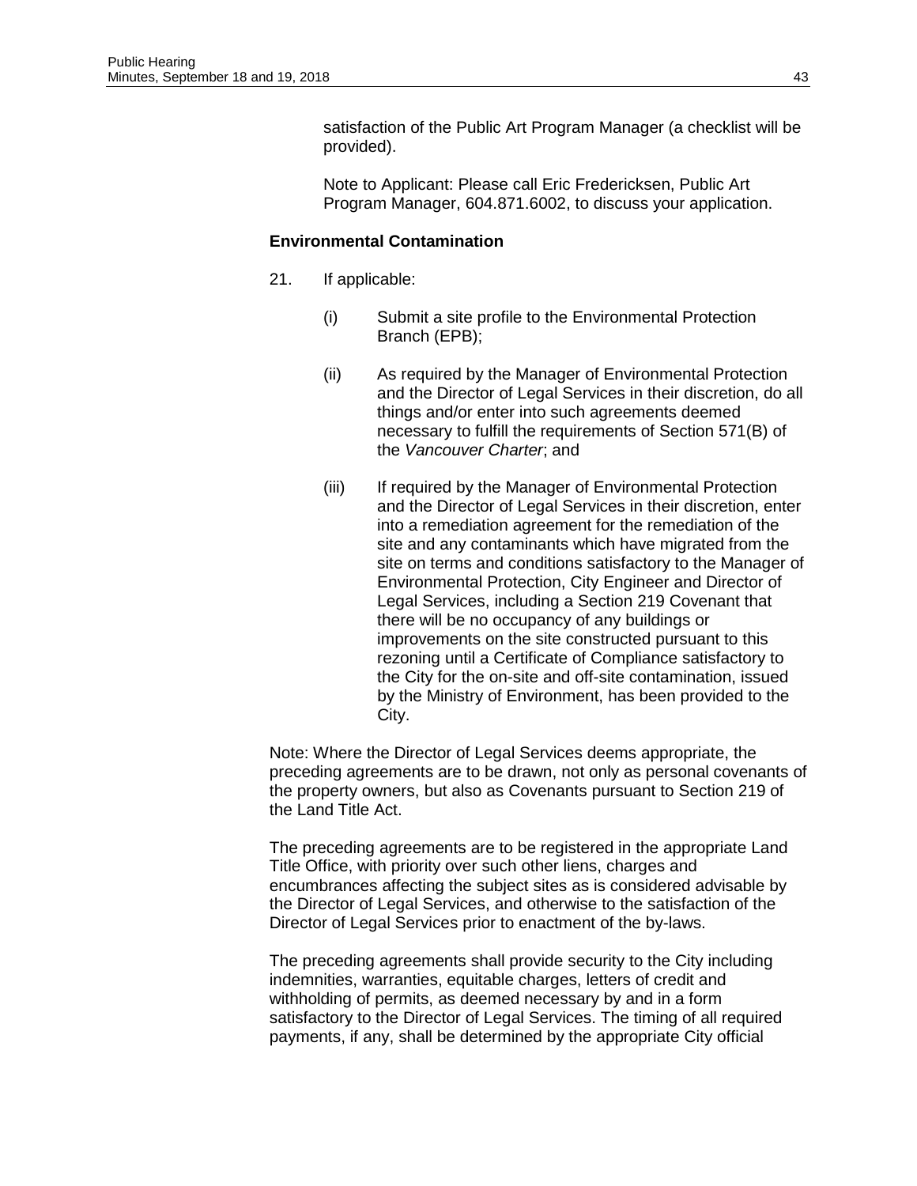satisfaction of the Public Art Program Manager (a checklist will be provided).

Note to Applicant: Please call Eric Fredericksen, Public Art Program Manager, 604.871.6002, to discuss your application.

**Environmental Contamination**

21. If applicable:

    (i) Submit a site profile to the Environmental Protection Branch (EPB);

    (ii) As required by the Manager of Environmental Protection and the Director of Legal Services in their discretion, do all things and/or enter into such agreements deemed necessary to fulfill the requirements of Section 571(B) of the *Vancouver Charter*; and

    (iii) If required by the Manager of Environmental Protection and the Director of Legal Services in their discretion, enter into a remediation agreement for the remediation of the site and any contaminants which have migrated from the site on terms and conditions satisfactory to the Manager of Environmental Protection, City Engineer and Director of Legal Services, including a Section 219 Covenant that there will be no occupancy of any buildings or improvements on the site constructed pursuant to this rezoning until a Certificate of Compliance satisfactory to the City for the on-site and off-site contamination, issued by the Ministry of Environment, has been provided to the City.

Note: Where the Director of Legal Services deems appropriate, the preceding agreements are to be drawn, not only as personal covenants of the property owners, but also as Covenants pursuant to Section 219 of the Land Title Act.

The preceding agreements are to be registered in the appropriate Land Title Office, with priority over such other liens, charges and encumbrances affecting the subject sites as is considered advisable by the Director of Legal Services, and otherwise to the satisfaction of the Director of Legal Services prior to enactment of the by-laws.

The preceding agreements shall provide security to the City including indemnities, warranties, equitable charges, letters of credit and withholding of permits, as deemed necessary by and in a form satisfactory to the Director of Legal Services. The timing of all required payments, if any, shall be determined by the appropriate City official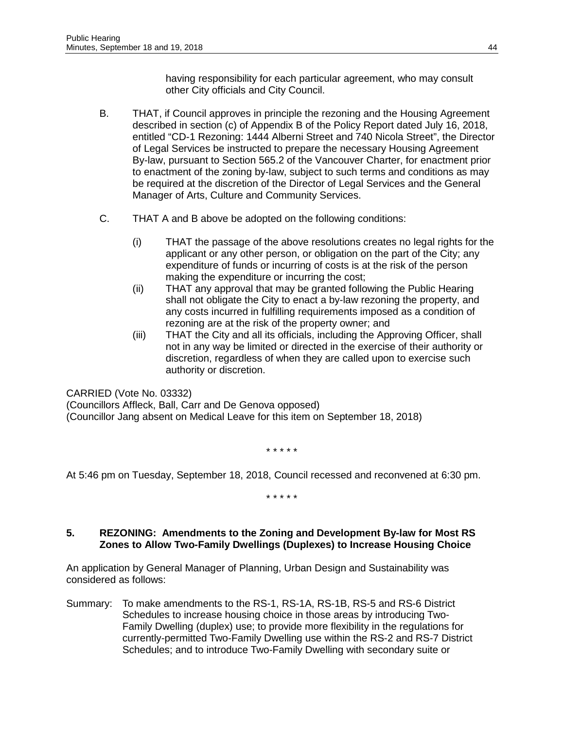having responsibility for each particular agreement, who may consult other City officials and City Council.

B. THAT, if Council approves in principle the rezoning and the Housing Agreement described in section (c) of Appendix B of the Policy Report dated July 16, 2018, entitled "CD-1 Rezoning: 1444 Alberni Street and 740 Nicola Street", the Director of Legal Services be instructed to prepare the necessary Housing Agreement By-law, pursuant to Section 565.2 of the Vancouver Charter, for enactment prior to enactment of the zoning by-law, subject to such terms and conditions as may be required at the discretion of the Director of Legal Services and the General Manager of Arts, Culture and Community Services.

C. THAT A and B above be adopted on the following conditions:

   (i) THAT the passage of the above resolutions creates no legal rights for the applicant or any other person, or obligation on the part of the City; any expenditure of funds or incurring of costs is at the risk of the person making the expenditure or incurring the cost;
   (ii) THAT any approval that may be granted following the Public Hearing shall not obligate the City to enact a by-law rezoning the property, and any costs incurred in fulfilling requirements imposed as a condition of rezoning are at the risk of the property owner; and
   (iii) THAT the City and all its officials, including the Approving Officer, shall not in any way be limited or directed in the exercise of their authority or discretion, regardless of when they are called upon to exercise such authority or discretion.

CARRIED (Vote No. 03332)
(Councillors Affleck, Ball, Carr and De Genova opposed)
(Councillor Jang absent on Medical Leave for this item on September 18, 2018)

\* \* \* \* \*

At 5:46 pm on Tuesday, September 18, 2018, Council recessed and reconvened at 6:30 pm.

\* \* \* \* \*

**5. REZONING: Amendments to the Zoning and Development By-law for Most RS Zones to Allow Two-Family Dwellings (Duplexes) to Increase Housing Choice**

An application by General Manager of Planning, Urban Design and Sustainability was considered as follows:

Summary: To make amendments to the RS-1, RS-1A, RS-1B, RS-5 and RS-6 District Schedules to increase housing choice in those areas by introducing Two-Family Dwelling (duplex) use; to provide more flexibility in the regulations for currently-permitted Two-Family Dwelling use within the RS-2 and RS-7 District Schedules; and to introduce Two-Family Dwelling with secondary suite or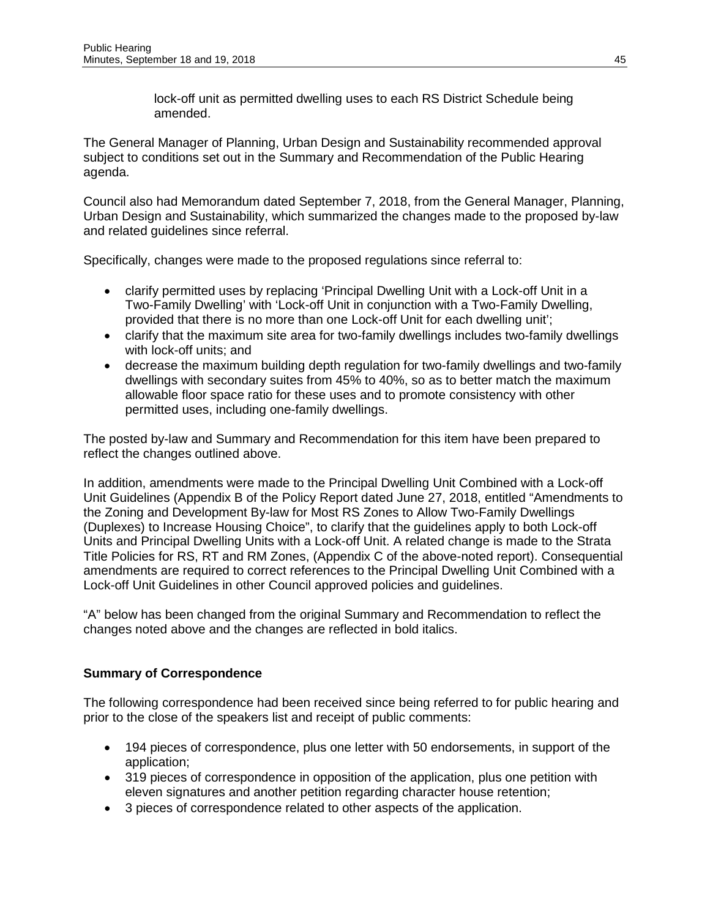lock-off unit as permitted dwelling uses to each RS District Schedule being amended.

The General Manager of Planning, Urban Design and Sustainability recommended approval subject to conditions set out in the Summary and Recommendation of the Public Hearing agenda.

Council also had Memorandum dated September 7, 2018, from the General Manager, Planning, Urban Design and Sustainability, which summarized the changes made to the proposed by-law and related guidelines since referral.

Specifically, changes were made to the proposed regulations since referral to:

- clarify permitted uses by replacing 'Principal Dwelling Unit with a Lock-off Unit in a Two-Family Dwelling' with 'Lock-off Unit in conjunction with a Two-Family Dwelling, provided that there is no more than one Lock-off Unit for each dwelling unit';
- clarify that the maximum site area for two-family dwellings includes two-family dwellings with lock-off units; and
- decrease the maximum building depth regulation for two-family dwellings and two-family dwellings with secondary suites from 45% to 40%, so as to better match the maximum allowable floor space ratio for these uses and to promote consistency with other permitted uses, including one-family dwellings.

The posted by-law and Summary and Recommendation for this item have been prepared to reflect the changes outlined above.

In addition, amendments were made to the Principal Dwelling Unit Combined with a Lock-off Unit Guidelines (Appendix B of the Policy Report dated June 27, 2018, entitled "Amendments to the Zoning and Development By-law for Most RS Zones to Allow Two-Family Dwellings (Duplexes) to Increase Housing Choice", to clarify that the guidelines apply to both Lock-off Units and Principal Dwelling Units with a Lock-off Unit. A related change is made to the Strata Title Policies for RS, RT and RM Zones, (Appendix C of the above-noted report). Consequential amendments are required to correct references to the Principal Dwelling Unit Combined with a Lock-off Unit Guidelines in other Council approved policies and guidelines.

"A" below has been changed from the original Summary and Recommendation to reflect the changes noted above and the changes are reflected in bold italics.

**Summary of Correspondence**

The following correspondence had been received since being referred to for public hearing and prior to the close of the speakers list and receipt of public comments:

- 194 pieces of correspondence, plus one letter with 50 endorsements, in support of the application;
- 319 pieces of correspondence in opposition of the application, plus one petition with eleven signatures and another petition regarding character house retention;
- 3 pieces of correspondence related to other aspects of the application.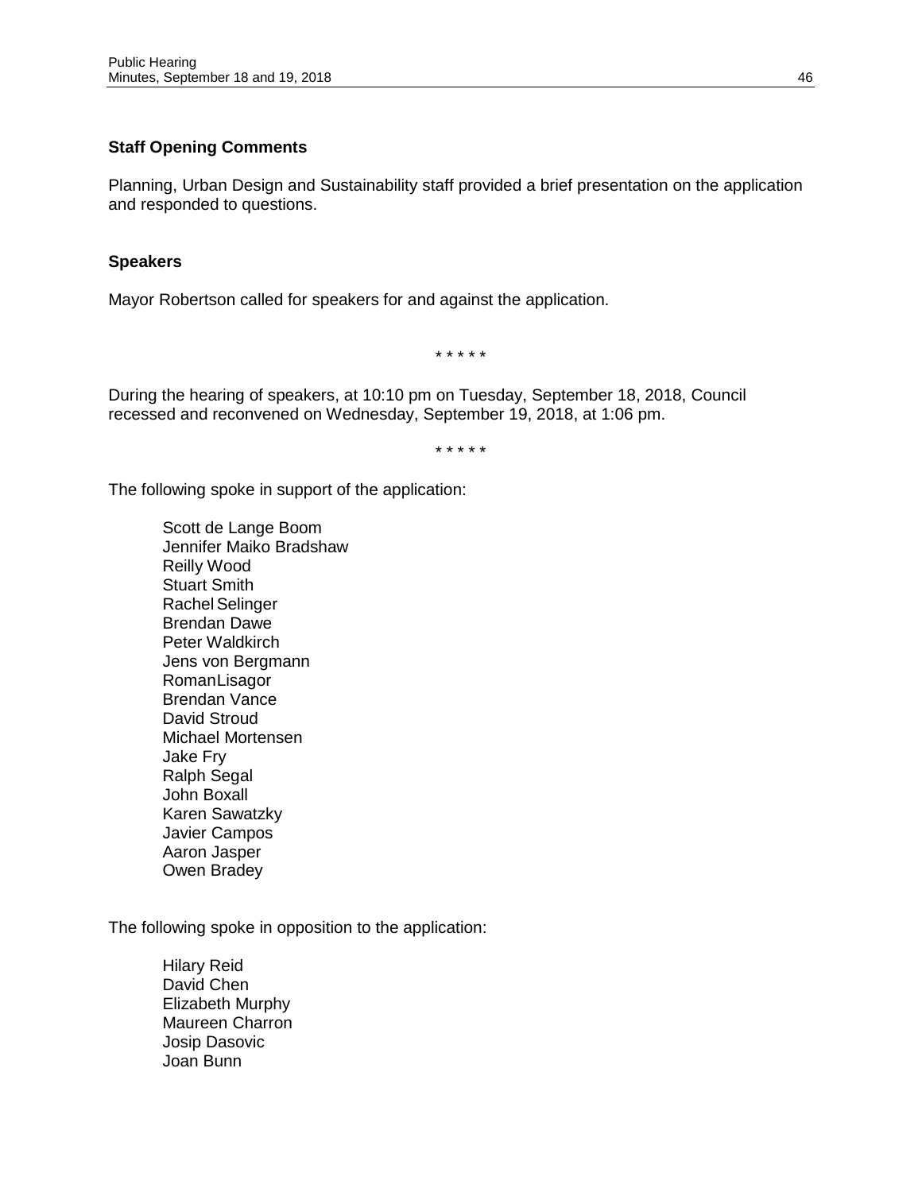**Staff Opening Comments**

Planning, Urban Design and Sustainability staff provided a brief presentation on the application and responded to questions.

**Speakers**

Mayor Robertson called for speakers for and against the application.

\* \* \* \* \*

During the hearing of speakers, at 10:10 pm on Tuesday, September 18, 2018, Council recessed and reconvened on Wednesday, September 19, 2018, at 1:06 pm.

\* \* \* \* \*

The following spoke in support of the application:

Scott de Lange Boom
Jennifer Maiko Bradshaw
Reilly Wood
Stuart Smith
Rachel Selinger
Brendan Dawe
Peter Waldkirch
Jens von Bergmann
RomanLisagor
Brendan Vance
David Stroud
Michael Mortensen
Jake Fry
Ralph Segal
John Boxall
Karen Sawatzky
Javier Campos
Aaron Jasper
Owen Bradey

The following spoke in opposition to the application:

Hilary Reid
David Chen
Elizabeth Murphy
Maureen Charron
Josip Dasovic
Joan Bunn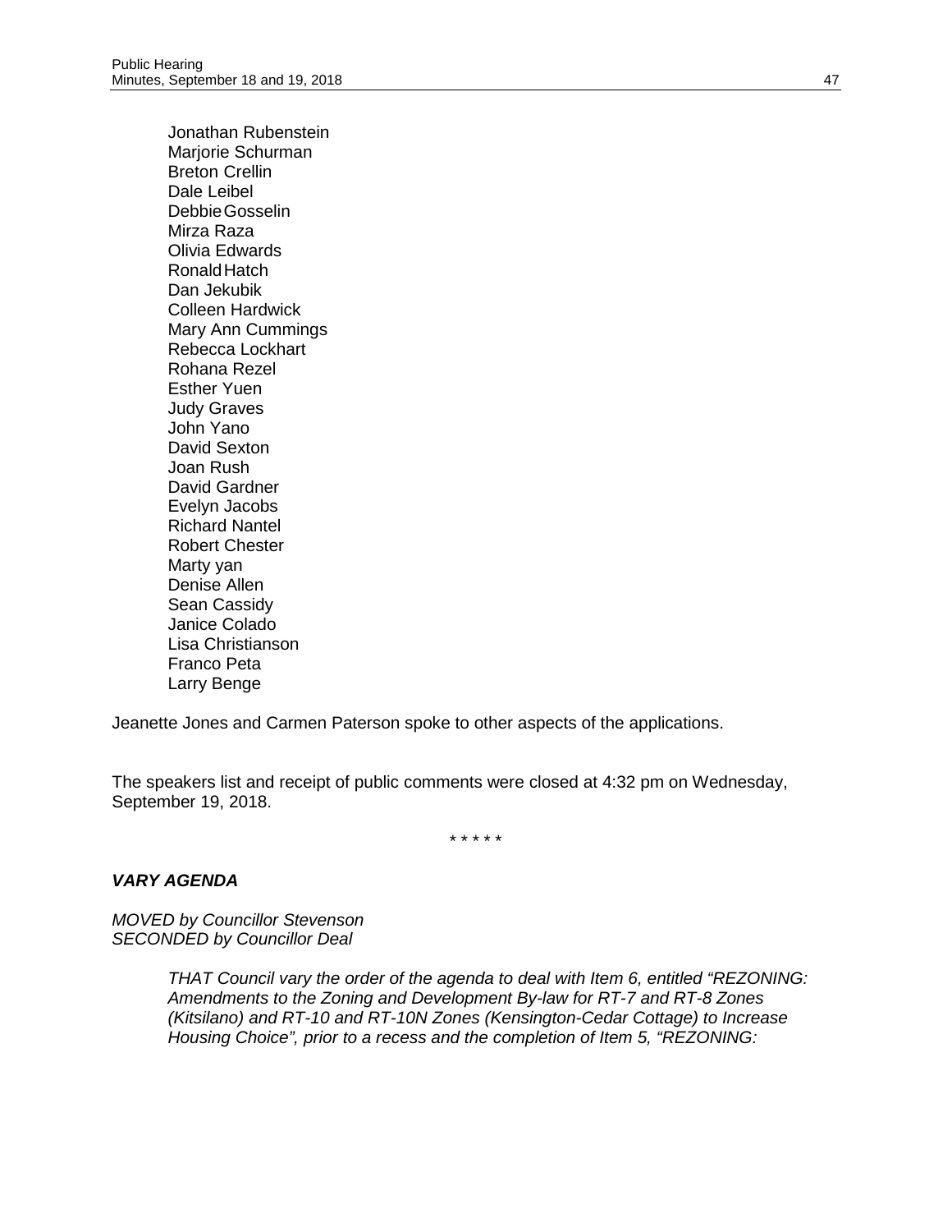Jonathan Rubenstein
Marjorie Schurman
Breton Crellin
Dale Leibel
Debbie Gosselin
Mirza Raza
Olivia Edwards
Ronald Hatch
Dan Jekubik
Colleen Hardwick
Mary Ann Cummings
Rebecca Lockhart
Rohana Rezel
Esther Yuen
Judy Graves
John Yano
David Sexton
Joan Rush
David Gardner
Evelyn Jacobs
Richard Nantel
Robert Chester
Marty yan
Denise Allen
Sean Cassidy
Janice Colado
Lisa Christianson
Franco Peta
Larry Benge

Jeanette Jones and Carmen Paterson spoke to other aspects of the applications.

The speakers list and receipt of public comments were closed at 4:32 pm on Wednesday, September 19, 2018.

\* \* \* \* \*

***VARY AGENDA***

*MOVED by Councillor Stevenson*
*SECONDED by Councillor Deal*

> *THAT Council vary the order of the agenda to deal with Item 6, entitled "REZONING: Amendments to the Zoning and Development By-law for RT-7 and RT-8 Zones (Kitsilano) and RT-10 and RT-10N Zones (Kensington-Cedar Cottage) to Increase Housing Choice", prior to a recess and the completion of Item 5, "REZONING:*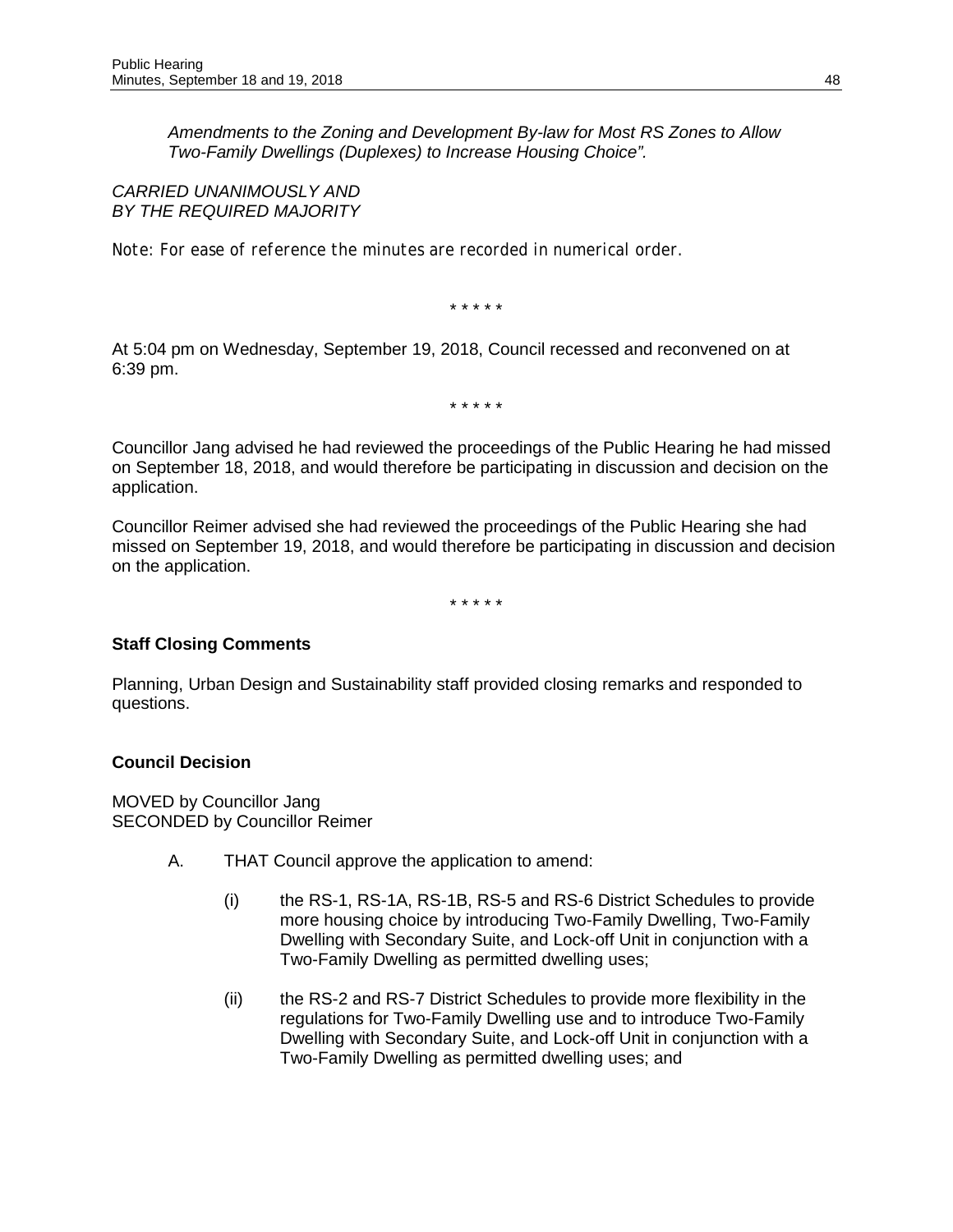*Amendments to the Zoning and Development By-law for Most RS Zones to Allow Two-Family Dwellings (Duplexes) to Increase Housing Choice".*

*CARRIED UNANIMOUSLY AND BY THE REQUIRED MAJORITY*

*Note: For ease of reference the minutes are recorded in numerical order.*

\* \* \* \* \*

At 5:04 pm on Wednesday, September 19, 2018, Council recessed and reconvened on at 6:39 pm.

\* \* \* \* \*

Councillor Jang advised he had reviewed the proceedings of the Public Hearing he had missed on September 18, 2018, and would therefore be participating in discussion and decision on the application.

Councillor Reimer advised she had reviewed the proceedings of the Public Hearing she had missed on September 19, 2018, and would therefore be participating in discussion and decision on the application.

\* \* \* \* \*

**Staff Closing Comments**

Planning, Urban Design and Sustainability staff provided closing remarks and responded to questions.

**Council Decision**

MOVED by Councillor Jang
SECONDED by Councillor Reimer

A. THAT Council approve the application to amend:

   (i) the RS-1, RS-1A, RS-1B, RS-5 and RS-6 District Schedules to provide more housing choice by introducing Two-Family Dwelling, Two-Family Dwelling with Secondary Suite, and Lock-off Unit in conjunction with a Two-Family Dwelling as permitted dwelling uses;

   (ii) the RS-2 and RS-7 District Schedules to provide more flexibility in the regulations for Two-Family Dwelling use and to introduce Two-Family Dwelling with Secondary Suite, and Lock-off Unit in conjunction with a Two-Family Dwelling as permitted dwelling uses; and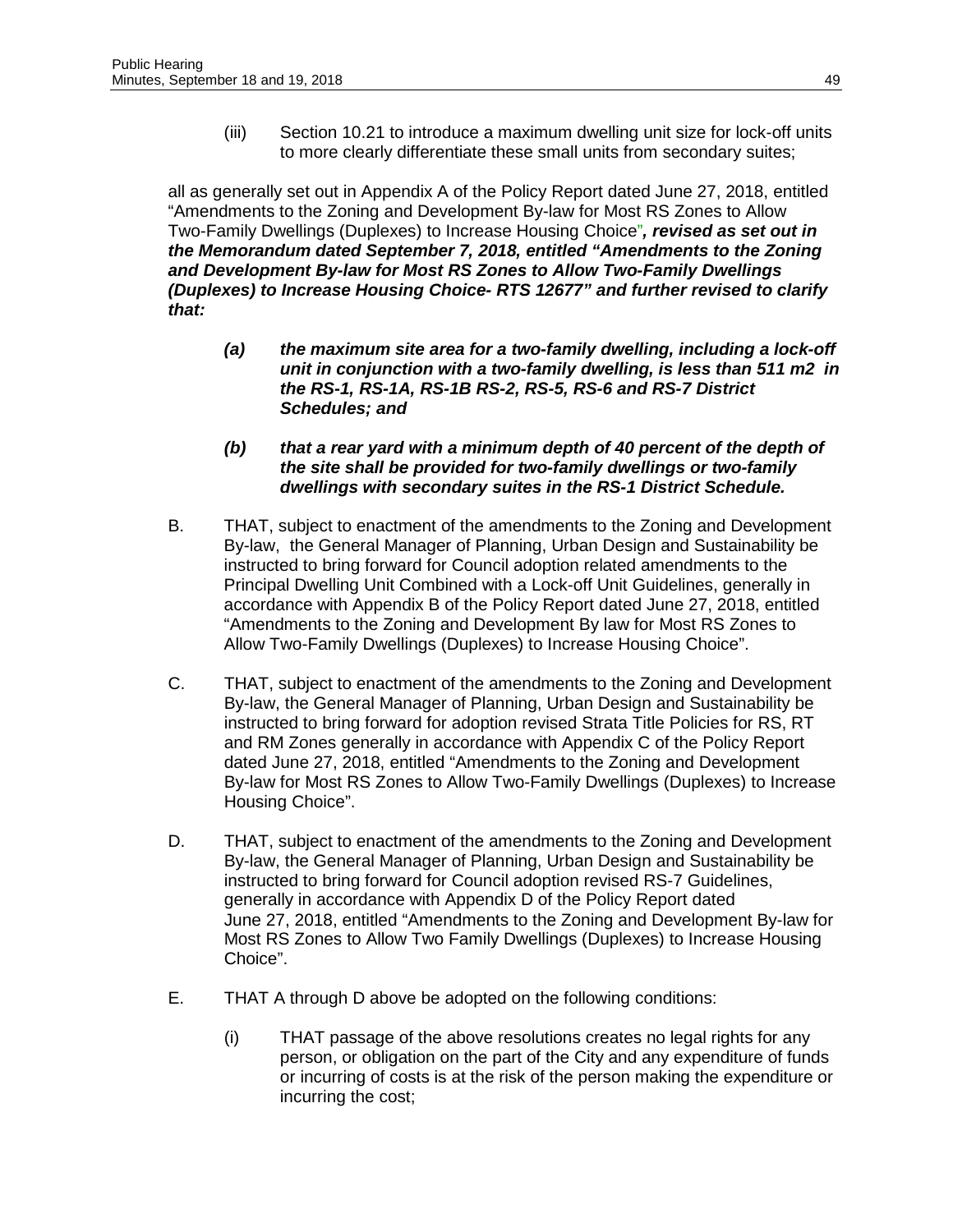(iii) Section 10.21 to introduce a maximum dwelling unit size for lock-off units to more clearly differentiate these small units from secondary suites;

all as generally set out in Appendix A of the Policy Report dated June 27, 2018, entitled "Amendments to the Zoning and Development By-law for Most RS Zones to Allow Two-Family Dwellings (Duplexes) to Increase Housing Choice"***, revised as set out in the Memorandum dated September 7, 2018, entitled "Amendments to the Zoning and Development By-law for Most RS Zones to Allow Two-Family Dwellings (Duplexes) to Increase Housing Choice- RTS 12677" and further revised to clarify that:***

***(a) the maximum site area for a two-family dwelling, including a lock-off unit in conjunction with a two-family dwelling, is less than 511 m2 in the RS-1, RS-1A, RS-1B RS-2, RS-5, RS-6 and RS-7 District Schedules; and***

***(b) that a rear yard with a minimum depth of 40 percent of the depth of the site shall be provided for two-family dwellings or two-family dwellings with secondary suites in the RS-1 District Schedule.***

B. THAT, subject to enactment of the amendments to the Zoning and Development By-law, the General Manager of Planning, Urban Design and Sustainability be instructed to bring forward for Council adoption related amendments to the Principal Dwelling Unit Combined with a Lock-off Unit Guidelines, generally in accordance with Appendix B of the Policy Report dated June 27, 2018, entitled "Amendments to the Zoning and Development By law for Most RS Zones to Allow Two-Family Dwellings (Duplexes) to Increase Housing Choice".

C. THAT, subject to enactment of the amendments to the Zoning and Development By-law, the General Manager of Planning, Urban Design and Sustainability be instructed to bring forward for adoption revised Strata Title Policies for RS, RT and RM Zones generally in accordance with Appendix C of the Policy Report dated June 27, 2018, entitled "Amendments to the Zoning and Development By-law for Most RS Zones to Allow Two-Family Dwellings (Duplexes) to Increase Housing Choice".

D. THAT, subject to enactment of the amendments to the Zoning and Development By-law, the General Manager of Planning, Urban Design and Sustainability be instructed to bring forward for Council adoption revised RS-7 Guidelines, generally in accordance with Appendix D of the Policy Report dated June 27, 2018, entitled "Amendments to the Zoning and Development By-law for Most RS Zones to Allow Two Family Dwellings (Duplexes) to Increase Housing Choice".

E. THAT A through D above be adopted on the following conditions:

(i) THAT passage of the above resolutions creates no legal rights for any person, or obligation on the part of the City and any expenditure of funds or incurring of costs is at the risk of the person making the expenditure or incurring the cost;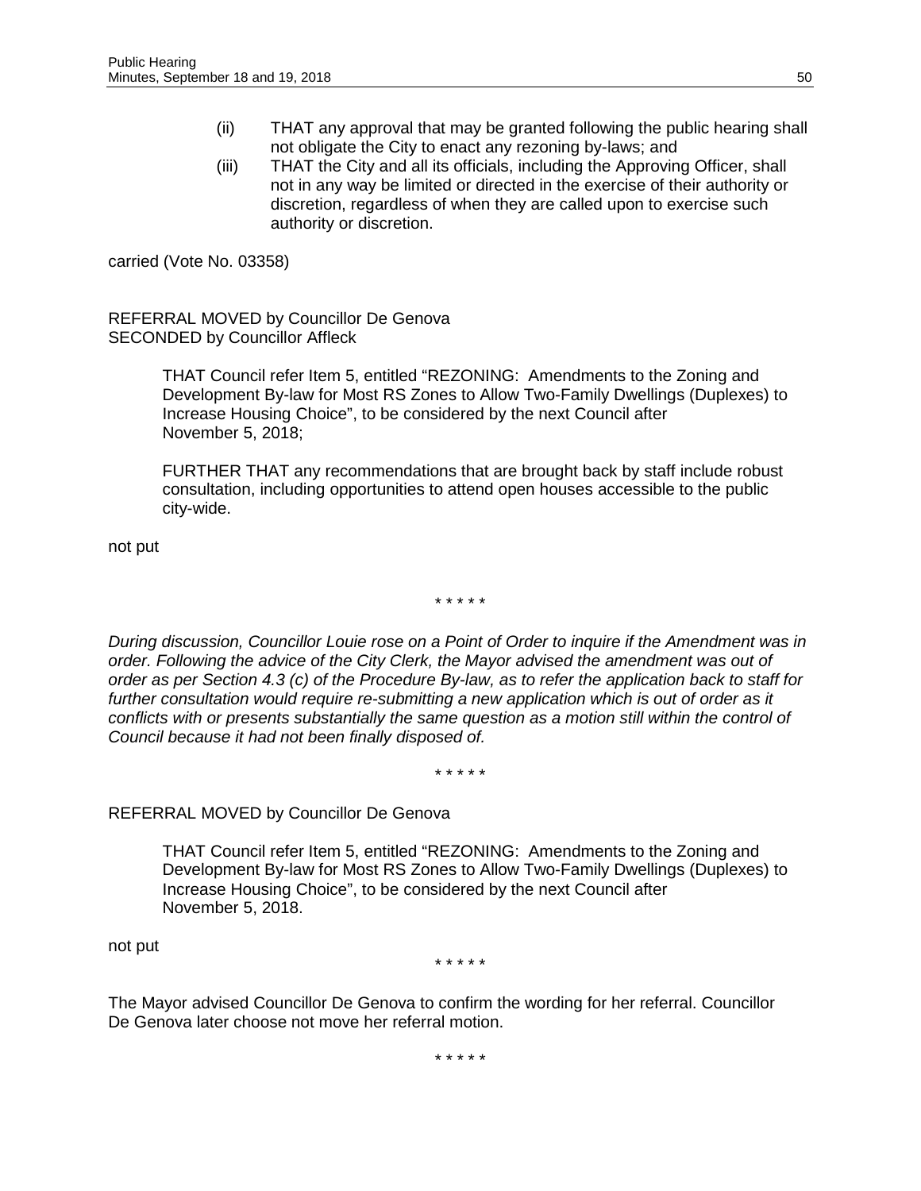(ii) THAT any approval that may be granted following the public hearing shall not obligate the City to enact any rezoning by-laws; and

(iii) THAT the City and all its officials, including the Approving Officer, shall not in any way be limited or directed in the exercise of their authority or discretion, regardless of when they are called upon to exercise such authority or discretion.

carried (Vote No. 03358)

REFERRAL MOVED by Councillor De Genova
SECONDED by Councillor Affleck

> THAT Council refer Item 5, entitled "REZONING: Amendments to the Zoning and Development By-law for Most RS Zones to Allow Two-Family Dwellings (Duplexes) to Increase Housing Choice", to be considered by the next Council after November 5, 2018;
>
> FURTHER THAT any recommendations that are brought back by staff include robust consultation, including opportunities to attend open houses accessible to the public city-wide.

not put

\* \* \* \* \*

*During discussion, Councillor Louie rose on a Point of Order to inquire if the Amendment was in order. Following the advice of the City Clerk, the Mayor advised the amendment was out of order as per Section 4.3 (c) of the Procedure By-law, as to refer the application back to staff for further consultation would require re-submitting a new application which is out of order as it conflicts with or presents substantially the same question as a motion still within the control of Council because it had not been finally disposed of.*

\* \* \* \* \*

REFERRAL MOVED by Councillor De Genova

> THAT Council refer Item 5, entitled "REZONING: Amendments to the Zoning and Development By-law for Most RS Zones to Allow Two-Family Dwellings (Duplexes) to Increase Housing Choice", to be considered by the next Council after November 5, 2018.

not put

\* \* \* \* \*

The Mayor advised Councillor De Genova to confirm the wording for her referral. Councillor De Genova later choose not move her referral motion.

\* \* \* \* \*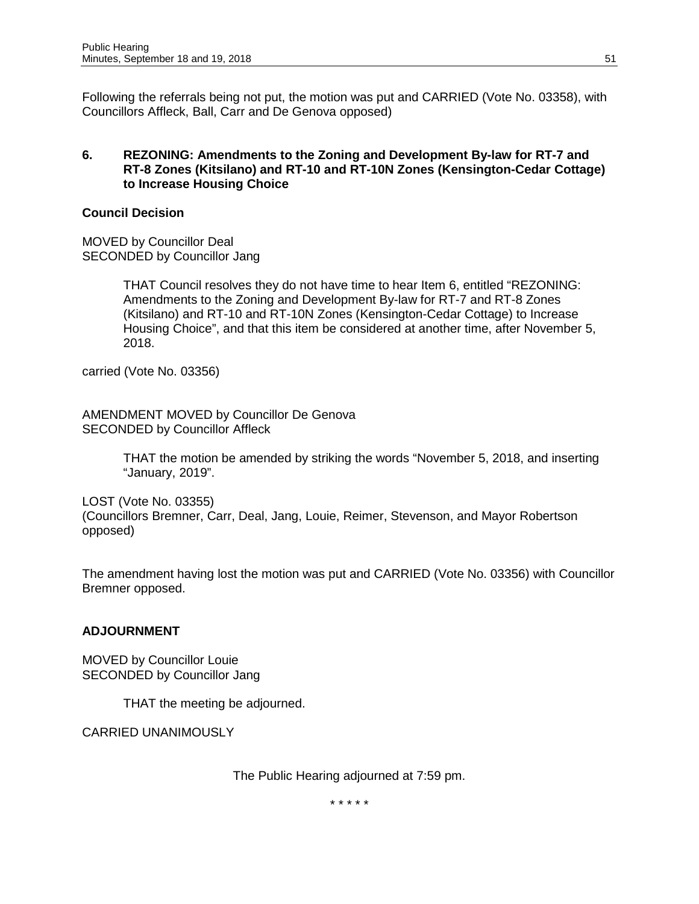Following the referrals being not put, the motion was put and CARRIED (Vote No. 03358), with Councillors Affleck, Ball, Carr and De Genova opposed)

## 6. REZONING: Amendments to the Zoning and Development By-law for RT-7 and RT-8 Zones (Kitsilano) and RT-10 and RT-10N Zones (Kensington-Cedar Cottage) to Increase Housing Choice

**Council Decision**

MOVED by Councillor Deal
SECONDED by Councillor Jang

> THAT Council resolves they do not have time to hear Item 6, entitled "REZONING: Amendments to the Zoning and Development By-law for RT-7 and RT-8 Zones (Kitsilano) and RT-10 and RT-10N Zones (Kensington-Cedar Cottage) to Increase Housing Choice", and that this item be considered at another time, after November 5, 2018.

carried (Vote No. 03356)

AMENDMENT MOVED by Councillor De Genova
SECONDED by Councillor Affleck

> THAT the motion be amended by striking the words "November 5, 2018, and inserting "January, 2019".

LOST (Vote No. 03355)
(Councillors Bremner, Carr, Deal, Jang, Louie, Reimer, Stevenson, and Mayor Robertson opposed)

The amendment having lost the motion was put and CARRIED (Vote No. 03356) with Councillor Bremner opposed.

## ADJOURNMENT

MOVED by Councillor Louie
SECONDED by Councillor Jang

> THAT the meeting be adjourned.

CARRIED UNANIMOUSLY

The Public Hearing adjourned at 7:59 pm.

\* \* \* \* \*